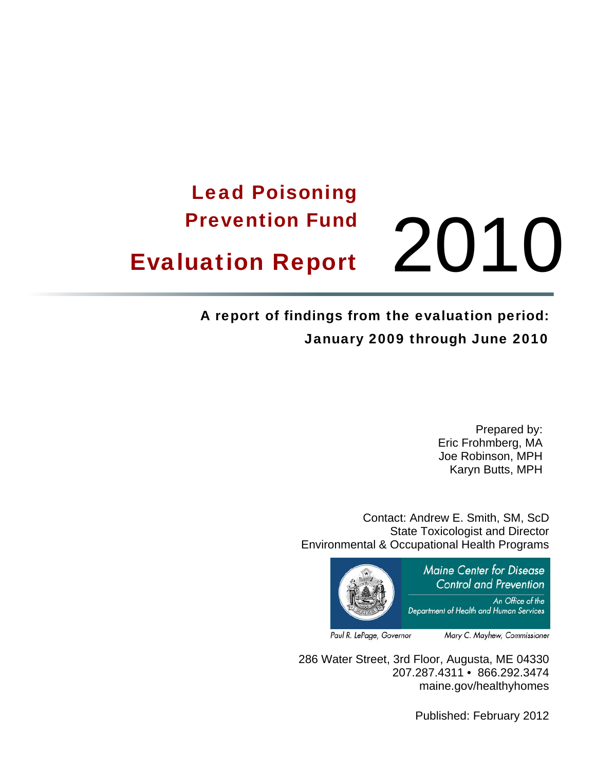# Lead Poisoning Prevention Fund Evaluation Report 2010

**A report of findings from the evaluation period: January 2009 through June 2010**

Prepared by:
Eric Frohmberg, MA
Joe Robinson, MPH
Karyn Butts, MPH

Contact: Andrew E. Smith, SM, ScD
State Toxicologist and Director
Environmental & Occupational Health Programs

Maine Center for Disease Control and Prevention
An Office of the Department of Health and Human Services

Paul R. LePage, Governor
Mary C. Mayhew, Commissioner

286 Water Street, 3rd Floor, Augusta, ME 04330
207.287.4311 • 866.292.3474
maine.gov/healthyhomes

Published: February 2012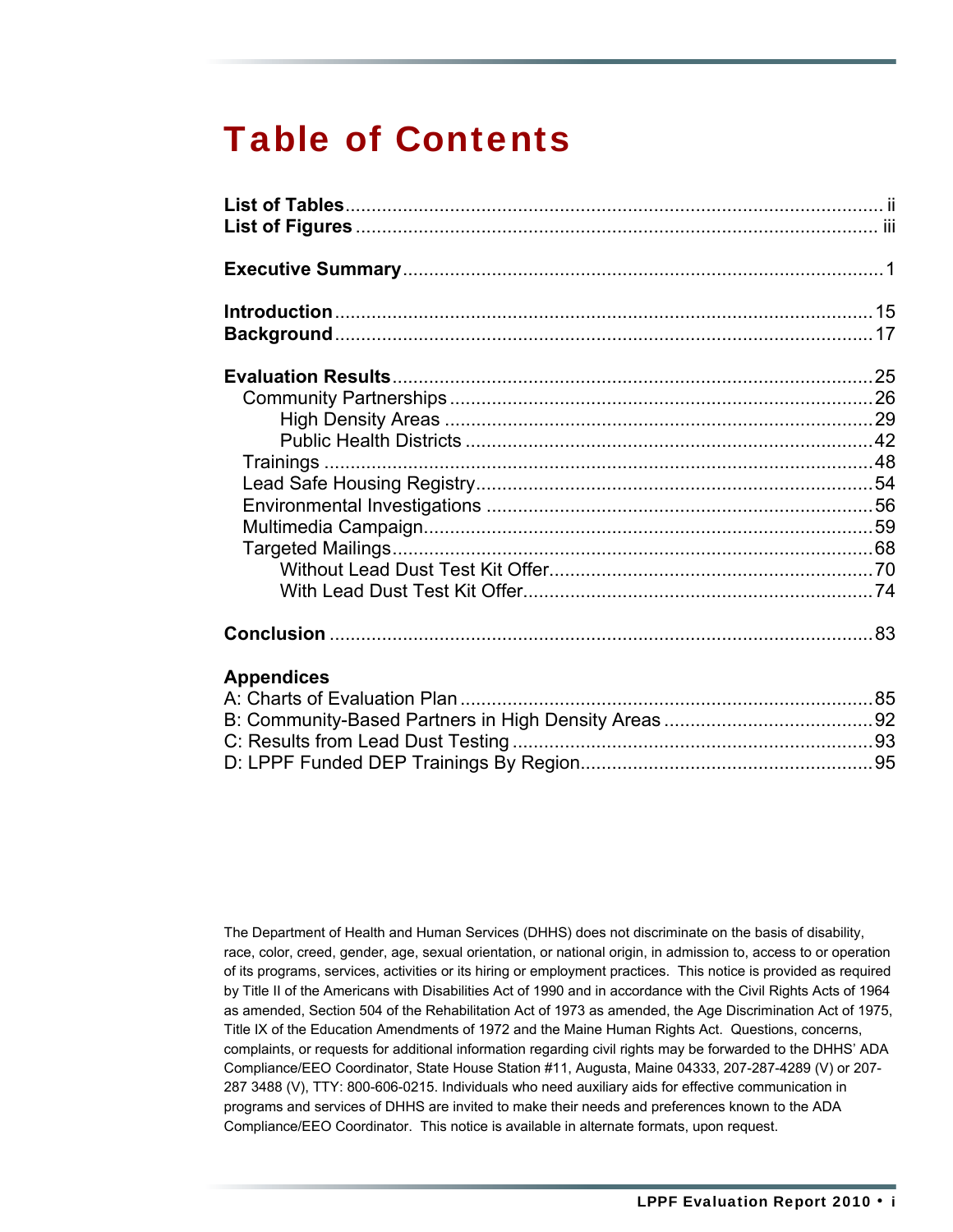# Table of Contents

**List of Tables** ..... ii
**List of Figures** ..... iii

**Executive Summary** ..... 1

**Introduction** ..... 15
**Background** ..... 17

**Evaluation Results** ..... 25
- Community Partnerships ..... 26
  - High Density Areas ..... 29
  - Public Health Districts ..... 42
- Trainings ..... 48
- Lead Safe Housing Registry ..... 54
- Environmental Investigations ..... 56
- Multimedia Campaign ..... 59
- Targeted Mailings ..... 68
  - Without Lead Dust Test Kit Offer ..... 70
  - With Lead Dust Test Kit Offer ..... 74

**Conclusion** ..... 83

**Appendices**
A: Charts of Evaluation Plan ..... 85
B: Community-Based Partners in High Density Areas ..... 92
C: Results from Lead Dust Testing ..... 93
D: LPPF Funded DEP Trainings By Region ..... 95

The Department of Health and Human Services (DHHS) does not discriminate on the basis of disability, race, color, creed, gender, age, sexual orientation, or national origin, in admission to, access to or operation of its programs, services, activities or its hiring or employment practices. This notice is provided as required by Title II of the Americans with Disabilities Act of 1990 and in accordance with the Civil Rights Acts of 1964 as amended, Section 504 of the Rehabilitation Act of 1973 as amended, the Age Discrimination Act of 1975, Title IX of the Education Amendments of 1972 and the Maine Human Rights Act. Questions, concerns, complaints, or requests for additional information regarding civil rights may be forwarded to the DHHS' ADA Compliance/EEO Coordinator, State House Station #11, Augusta, Maine 04333, 207-287-4289 (V) or 207-287 3488 (V), TTY: 800-606-0215. Individuals who need auxiliary aids for effective communication in programs and services of DHHS are invited to make their needs and preferences known to the ADA Compliance/EEO Coordinator. This notice is available in alternate formats, upon request.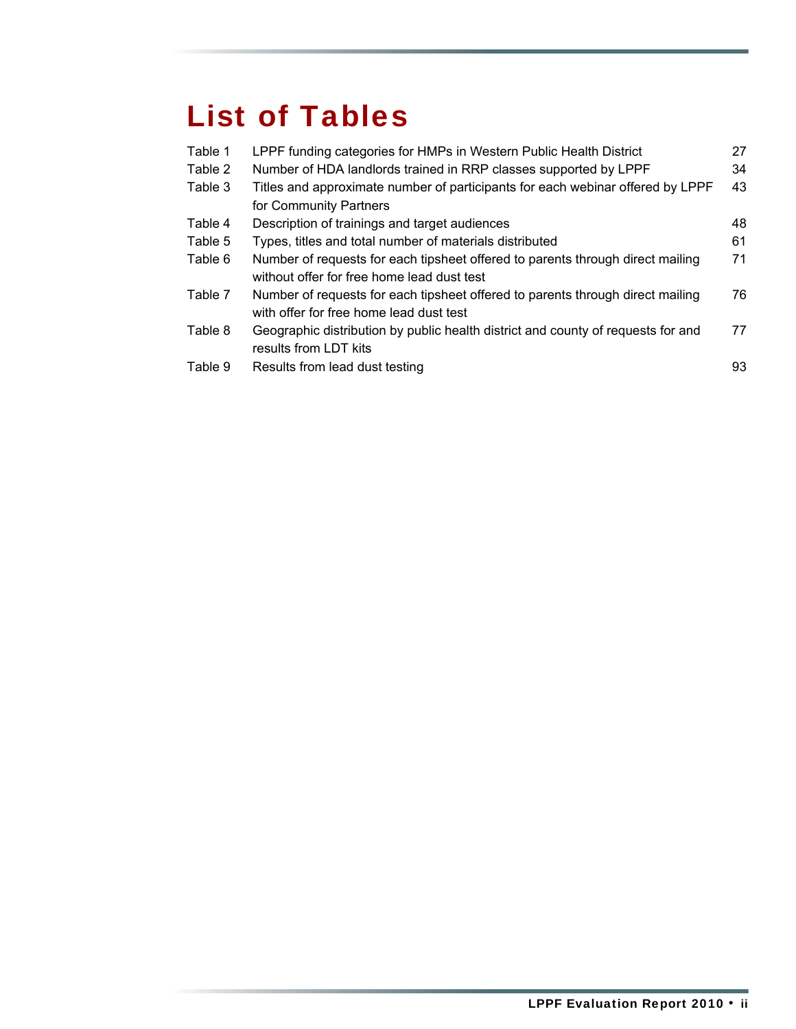# List of Tables

| | | |
|---|---|---|
| Table 1 | LPPF funding categories for HMPs in Western Public Health District | 27 |
| Table 2 | Number of HDA landlords trained in RRP classes supported by LPPF | 34 |
| Table 3 | Titles and approximate number of participants for each webinar offered by LPPF for Community Partners | 43 |
| Table 4 | Description of trainings and target audiences | 48 |
| Table 5 | Types, titles and total number of materials distributed | 61 |
| Table 6 | Number of requests for each tipsheet offered to parents through direct mailing without offer for free home lead dust test | 71 |
| Table 7 | Number of requests for each tipsheet offered to parents through direct mailing with offer for free home lead dust test | 76 |
| Table 8 | Geographic distribution by public health district and county of requests for and results from LDT kits | 77 |
| Table 9 | Results from lead dust testing | 93 |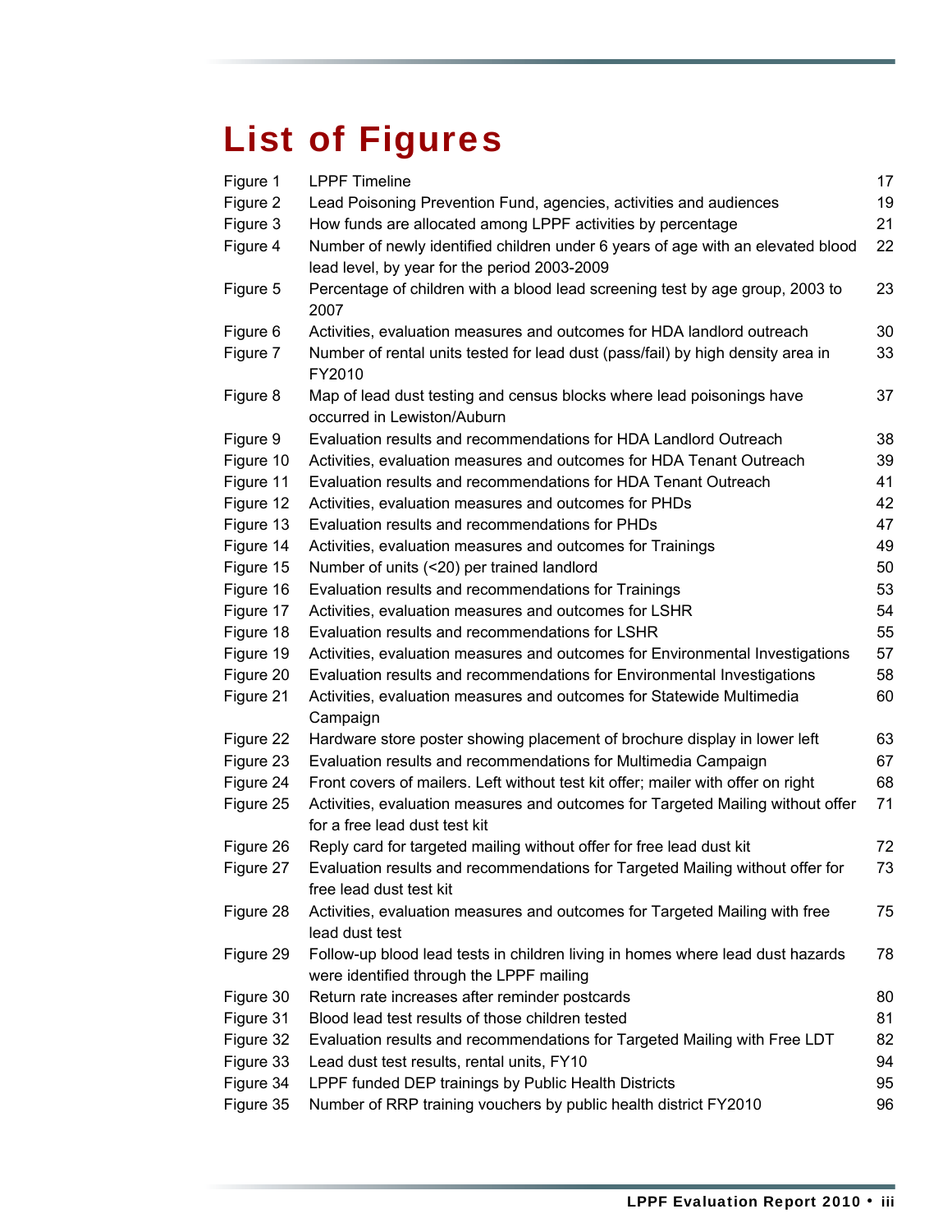# List of Figures

| | | |
|---|---|---|
| Figure 1 | LPPF Timeline | 17 |
| Figure 2 | Lead Poisoning Prevention Fund, agencies, activities and audiences | 19 |
| Figure 3 | How funds are allocated among LPPF activities by percentage | 21 |
| Figure 4 | Number of newly identified children under 6 years of age with an elevated blood lead level, by year for the period 2003-2009 | 22 |
| Figure 5 | Percentage of children with a blood lead screening test by age group, 2003 to 2007 | 23 |
| Figure 6 | Activities, evaluation measures and outcomes for HDA landlord outreach | 30 |
| Figure 7 | Number of rental units tested for lead dust (pass/fail) by high density area in FY2010 | 33 |
| Figure 8 | Map of lead dust testing and census blocks where lead poisonings have occurred in Lewiston/Auburn | 37 |
| Figure 9 | Evaluation results and recommendations for HDA Landlord Outreach | 38 |
| Figure 10 | Activities, evaluation measures and outcomes for HDA Tenant Outreach | 39 |
| Figure 11 | Evaluation results and recommendations for HDA Tenant Outreach | 41 |
| Figure 12 | Activities, evaluation measures and outcomes for PHDs | 42 |
| Figure 13 | Evaluation results and recommendations for PHDs | 47 |
| Figure 14 | Activities, evaluation measures and outcomes for Trainings | 49 |
| Figure 15 | Number of units (<20) per trained landlord | 50 |
| Figure 16 | Evaluation results and recommendations for Trainings | 53 |
| Figure 17 | Activities, evaluation measures and outcomes for LSHR | 54 |
| Figure 18 | Evaluation results and recommendations for LSHR | 55 |
| Figure 19 | Activities, evaluation measures and outcomes for Environmental Investigations | 57 |
| Figure 20 | Evaluation results and recommendations for Environmental Investigations | 58 |
| Figure 21 | Activities, evaluation measures and outcomes for Statewide Multimedia Campaign | 60 |
| Figure 22 | Hardware store poster showing placement of brochure display in lower left | 63 |
| Figure 23 | Evaluation results and recommendations for Multimedia Campaign | 67 |
| Figure 24 | Front covers of mailers. Left without test kit offer; mailer with offer on right | 68 |
| Figure 25 | Activities, evaluation measures and outcomes for Targeted Mailing without offer for a free lead dust test kit | 71 |
| Figure 26 | Reply card for targeted mailing without offer for free lead dust kit | 72 |
| Figure 27 | Evaluation results and recommendations for Targeted Mailing without offer for free lead dust test kit | 73 |
| Figure 28 | Activities, evaluation measures and outcomes for Targeted Mailing with free lead dust test | 75 |
| Figure 29 | Follow-up blood lead tests in children living in homes where lead dust hazards were identified through the LPPF mailing | 78 |
| Figure 30 | Return rate increases after reminder postcards | 80 |
| Figure 31 | Blood lead test results of those children tested | 81 |
| Figure 32 | Evaluation results and recommendations for Targeted Mailing with Free LDT | 82 |
| Figure 33 | Lead dust test results, rental units, FY10 | 94 |
| Figure 34 | LPPF funded DEP trainings by Public Health Districts | 95 |
| Figure 35 | Number of RRP training vouchers by public health district FY2010 | 96 |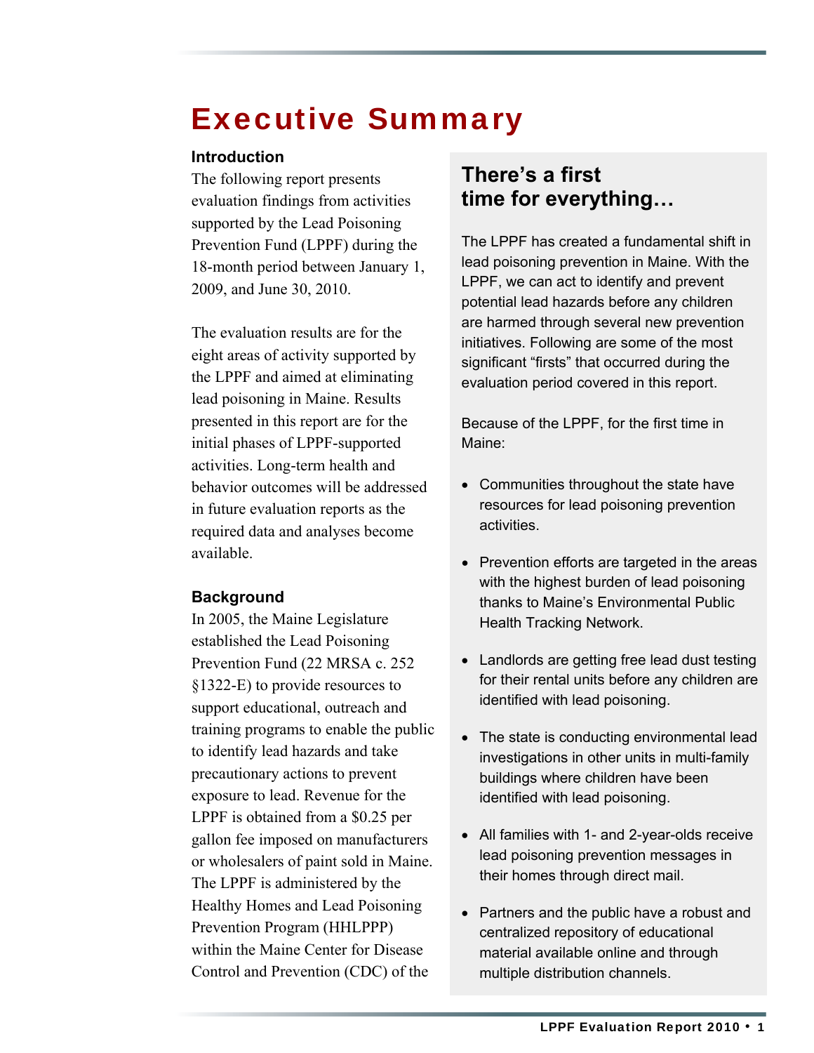# Executive Summary

### Introduction

The following report presents evaluation findings from activities supported by the Lead Poisoning Prevention Fund (LPPF) during the 18-month period between January 1, 2009, and June 30, 2010.

The evaluation results are for the eight areas of activity supported by the LPPF and aimed at eliminating lead poisoning in Maine. Results presented in this report are for the initial phases of LPPF-supported activities. Long-term health and behavior outcomes will be addressed in future evaluation reports as the required data and analyses become available.

### Background

In 2005, the Maine Legislature established the Lead Poisoning Prevention Fund (22 MRSA c. 252 §1322-E) to provide resources to support educational, outreach and training programs to enable the public to identify lead hazards and take precautionary actions to prevent exposure to lead. Revenue for the LPPF is obtained from a $0.25 per gallon fee imposed on manufacturers or wholesalers of paint sold in Maine. The LPPF is administered by the Healthy Homes and Lead Poisoning Prevention Program (HHLPPP) within the Maine Center for Disease Control and Prevention (CDC) of the

## There's a first time for everything…

The LPPF has created a fundamental shift in lead poisoning prevention in Maine. With the LPPF, we can act to identify and prevent potential lead hazards before any children are harmed through several new prevention initiatives. Following are some of the most significant "firsts" that occurred during the evaluation period covered in this report.

Because of the LPPF, for the first time in Maine:

- Communities throughout the state have resources for lead poisoning prevention activities.
- Prevention efforts are targeted in the areas with the highest burden of lead poisoning thanks to Maine's Environmental Public Health Tracking Network.
- Landlords are getting free lead dust testing for their rental units before any children are identified with lead poisoning.
- The state is conducting environmental lead investigations in other units in multi-family buildings where children have been identified with lead poisoning.
- All families with 1- and 2-year-olds receive lead poisoning prevention messages in their homes through direct mail.
- Partners and the public have a robust and centralized repository of educational material available online and through multiple distribution channels.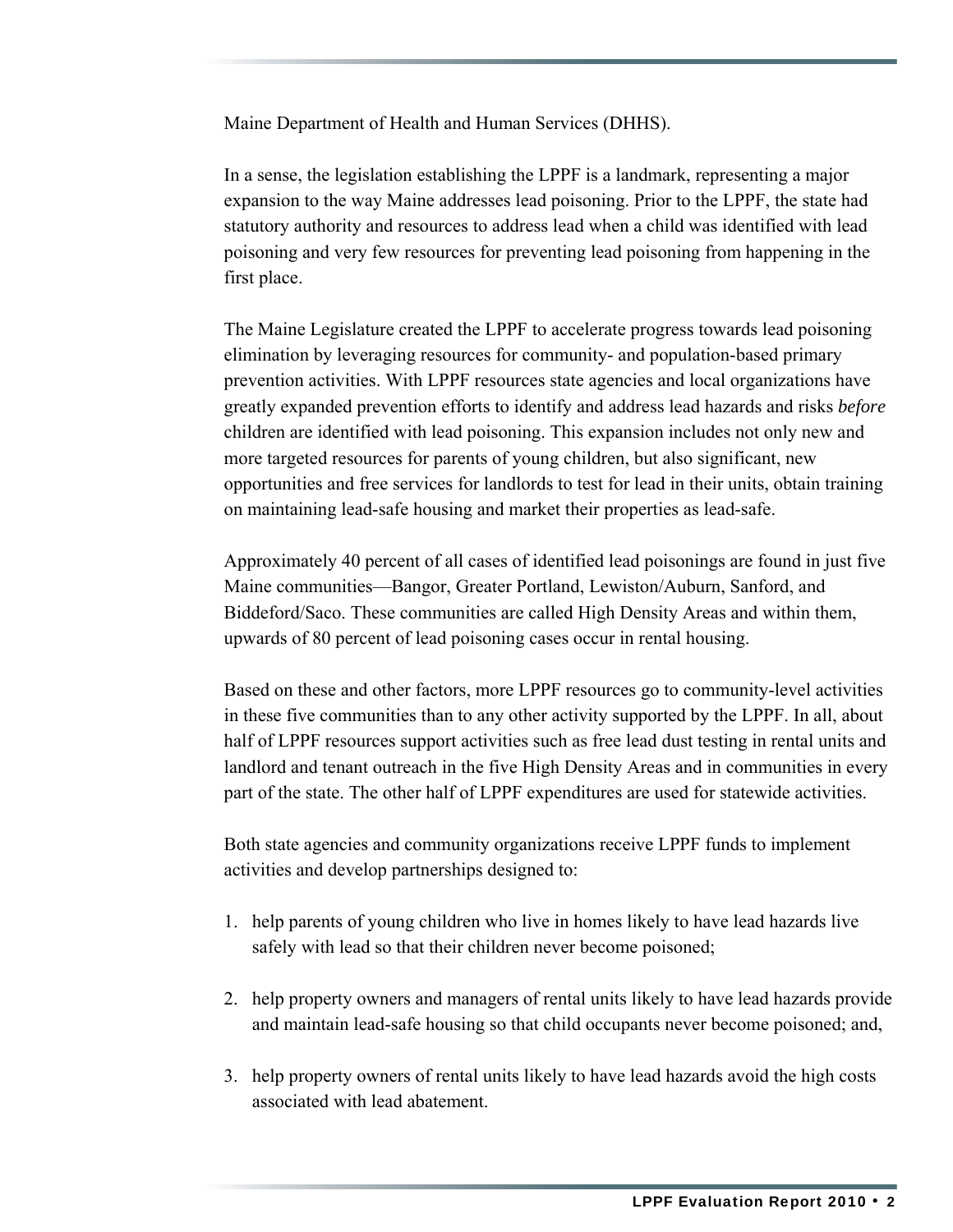Maine Department of Health and Human Services (DHHS).

In a sense, the legislation establishing the LPPF is a landmark, representing a major expansion to the way Maine addresses lead poisoning. Prior to the LPPF, the state had statutory authority and resources to address lead when a child was identified with lead poisoning and very few resources for preventing lead poisoning from happening in the first place.

The Maine Legislature created the LPPF to accelerate progress towards lead poisoning elimination by leveraging resources for community- and population-based primary prevention activities. With LPPF resources state agencies and local organizations have greatly expanded prevention efforts to identify and address lead hazards and risks *before* children are identified with lead poisoning. This expansion includes not only new and more targeted resources for parents of young children, but also significant, new opportunities and free services for landlords to test for lead in their units, obtain training on maintaining lead-safe housing and market their properties as lead-safe.

Approximately 40 percent of all cases of identified lead poisonings are found in just five Maine communities—Bangor, Greater Portland, Lewiston/Auburn, Sanford, and Biddeford/Saco. These communities are called High Density Areas and within them, upwards of 80 percent of lead poisoning cases occur in rental housing.

Based on these and other factors, more LPPF resources go to community-level activities in these five communities than to any other activity supported by the LPPF. In all, about half of LPPF resources support activities such as free lead dust testing in rental units and landlord and tenant outreach in the five High Density Areas and in communities in every part of the state. The other half of LPPF expenditures are used for statewide activities.

Both state agencies and community organizations receive LPPF funds to implement activities and develop partnerships designed to:

1. help parents of young children who live in homes likely to have lead hazards live safely with lead so that their children never become poisoned;

2. help property owners and managers of rental units likely to have lead hazards provide and maintain lead-safe housing so that child occupants never become poisoned; and,

3. help property owners of rental units likely to have lead hazards avoid the high costs associated with lead abatement.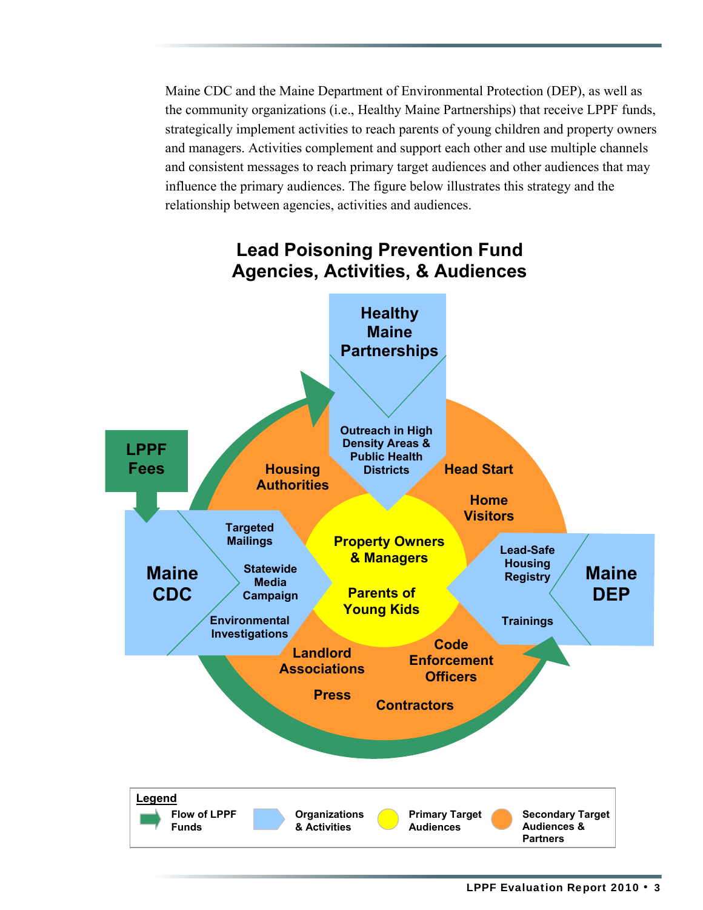Maine CDC and the Maine Department of Environmental Protection (DEP), as well as the community organizations (i.e., Healthy Maine Partnerships) that receive LPPF funds, strategically implement activities to reach parents of young children and property owners and managers. Activities complement and support each other and use multiple channels and consistent messages to reach primary target audiences and other audiences that may influence the primary audiences. The figure below illustrates this strategy and the relationship between agencies, activities and audiences.

**Lead Poisoning Prevention Fund Agencies, Activities, & Audiences**

Healthy Maine Partnerships

Outreach in High Density Areas & Public Health Districts

LPPF Fees

Maine CDC

Targeted Mailings

Statewide Media Campaign

Environmental Investigations

Maine DEP

Lead-Safe Housing Registry

Trainings

Property Owners & Managers

Parents of Young Kids

Housing Authorities

Head Start

Home Visitors

Landlord Associations

Code Enforcement Officers

Press

Contractors

**Legend**

- Flow of LPPF Funds
- Organizations & Activities
- Primary Target Audiences
- Secondary Target Audiences & Partners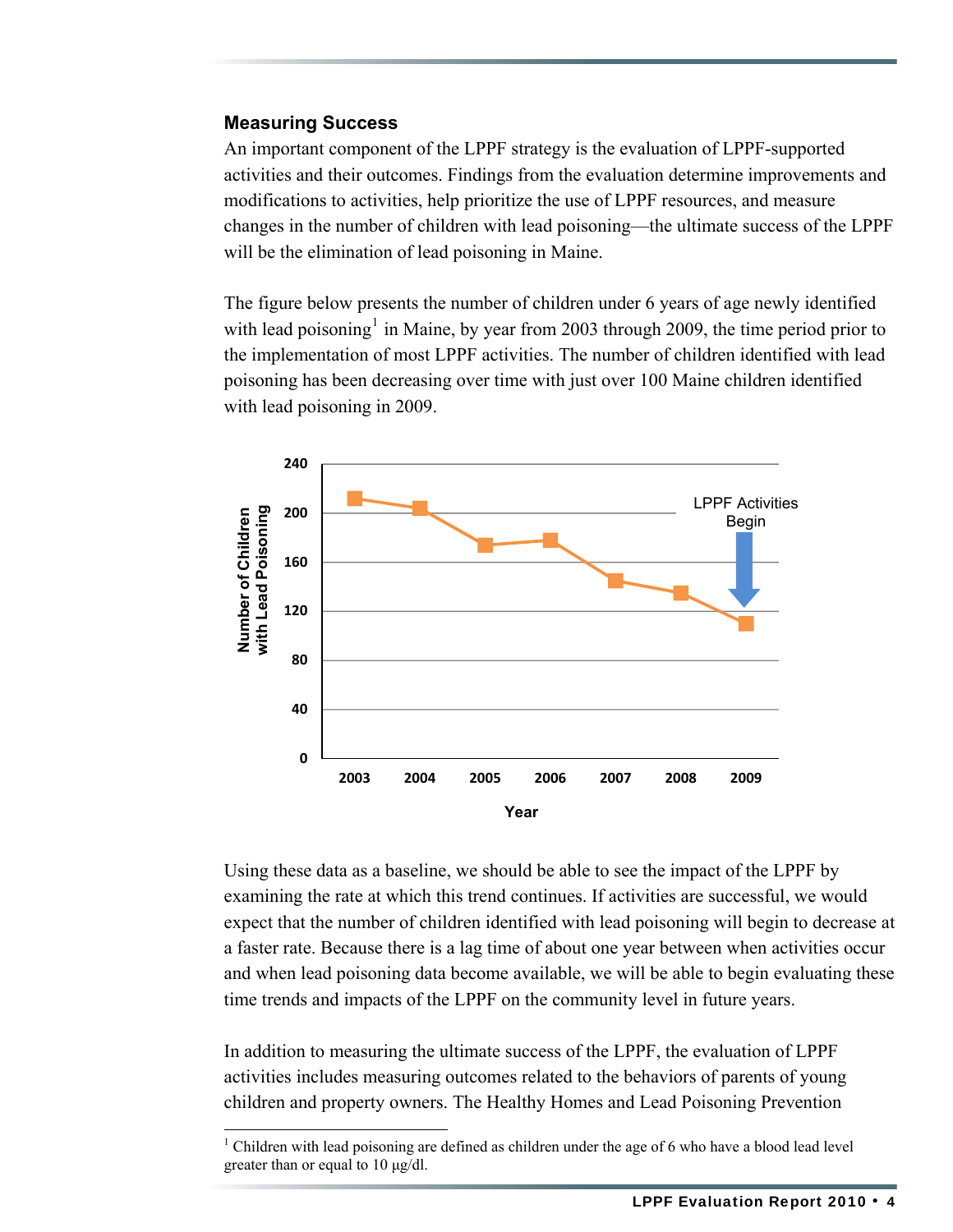### Measuring Success

An important component of the LPPF strategy is the evaluation of LPPF-supported activities and their outcomes. Findings from the evaluation determine improvements and modifications to activities, help prioritize the use of LPPF resources, and measure changes in the number of children with lead poisoning—the ultimate success of the LPPF will be the elimination of lead poisoning in Maine.

The figure below presents the number of children under 6 years of age newly identified with lead poisoning[1] in Maine, by year from 2003 through 2009, the time period prior to the implementation of most LPPF activities. The number of children identified with lead poisoning has been decreasing over time with just over 100 Maine children identified with lead poisoning in 2009.

Using these data as a baseline, we should be able to see the impact of the LPPF by examining the rate at which this trend continues. If activities are successful, we would expect that the number of children identified with lead poisoning will begin to decrease at a faster rate. Because there is a lag time of about one year between when activities occur and when lead poisoning data become available, we will be able to begin evaluating these time trends and impacts of the LPPF on the community level in future years.

In addition to measuring the ultimate success of the LPPF, the evaluation of LPPF activities includes measuring outcomes related to the behaviors of parents of young children and property owners. The Healthy Homes and Lead Poisoning Prevention

[1] Children with lead poisoning are defined as children under the age of 6 who have a blood lead level greater than or equal to 10 µg/dl.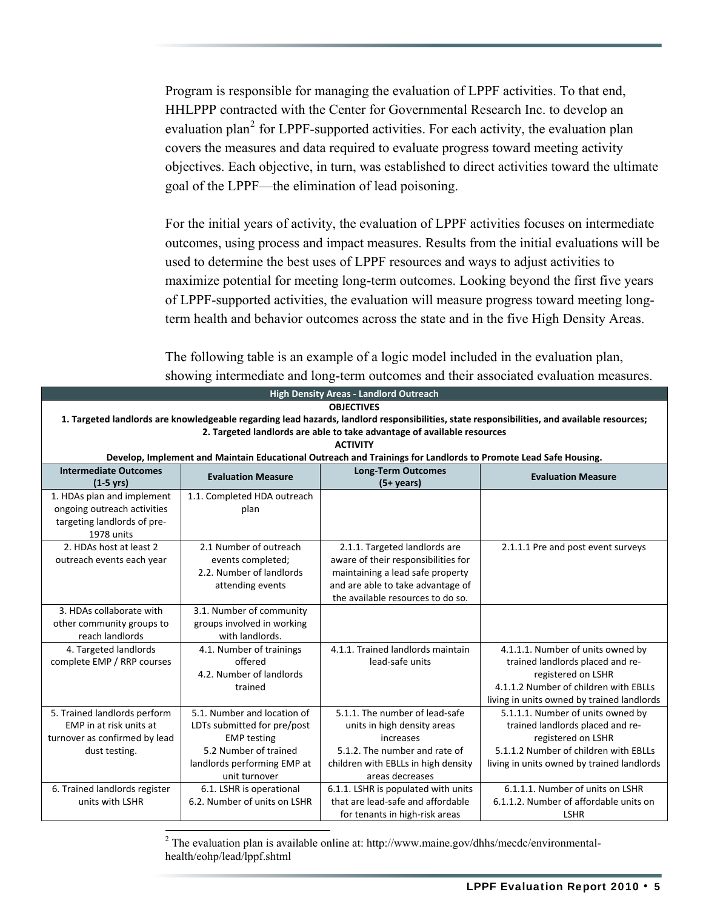Program is responsible for managing the evaluation of LPPF activities. To that end, HHLPPP contracted with the Center for Governmental Research Inc. to develop an evaluation plan[2] for LPPF-supported activities. For each activity, the evaluation plan covers the measures and data required to evaluate progress toward meeting activity objectives. Each objective, in turn, was established to direct activities toward the ultimate goal of the LPPF—the elimination of lead poisoning.

For the initial years of activity, the evaluation of LPPF activities focuses on intermediate outcomes, using process and impact measures. Results from the initial evaluations will be used to determine the best uses of LPPF resources and ways to adjust activities to maximize potential for meeting long-term outcomes. Looking beyond the first five years of LPPF-supported activities, the evaluation will measure progress toward meeting long-term health and behavior outcomes across the state and in the five High Density Areas.

The following table is an example of a logic model included in the evaluation plan, showing intermediate and long-term outcomes and their associated evaluation measures.

**High Density Areas - Landlord Outreach**

**OBJECTIVES**

**1. Targeted landlords are knowledgeable regarding lead hazards, landlord responsibilities, state responsibilities, and available resources; 2. Targeted landlords are able to take advantage of available resources**

**ACTIVITY**

**Develop, Implement and Maintain Educational Outreach and Trainings for Landlords to Promote Lead Safe Housing.**

| Intermediate Outcomes (1-5 yrs) | Evaluation Measure | Long-Term Outcomes (5+ years) | Evaluation Measure |
|---|---|---|---|
| 1. HDAs plan and implement ongoing outreach activities targeting landlords of pre-1978 units | 1.1. Completed HDA outreach plan | | |
| 2. HDAs host at least 2 outreach events each year | 2.1 Number of outreach events completed; 2.2. Number of landlords attending events | 2.1.1. Targeted landlords are aware of their responsibilities for maintaining a lead safe property and are able to take advantage of the available resources to do so. | 2.1.1.1 Pre and post event surveys |
| 3. HDAs collaborate with other community groups to reach landlords | 3.1. Number of community groups involved in working with landlords. | | |
| 4. Targeted landlords complete EMP / RRP courses | 4.1. Number of trainings offered<br>4.2. Number of landlords trained | 4.1.1. Trained landlords maintain lead-safe units | 4.1.1.1. Number of units owned by trained landlords placed and re-registered on LSHR<br>4.1.1.2 Number of children with EBLLs living in units owned by trained landlords |
| 5. Trained landlords perform EMP in at risk units at turnover as confirmed by lead dust testing. | 5.1. Number and location of LDTs submitted for pre/post EMP testing<br>5.2 Number of trained landlords performing EMP at unit turnover | 5.1.1. The number of lead-safe units in high density areas increases<br>5.1.2. The number and rate of children with EBLLs in high density areas decreases | 5.1.1.1. Number of units owned by trained landlords placed and re-registered on LSHR<br>5.1.1.2 Number of children with EBLLs living in units owned by trained landlords |
| 6. Trained landlords register units with LSHR | 6.1. LSHR is operational<br>6.2. Number of units on LSHR | 6.1.1. LSHR is populated with units that are lead-safe and affordable for tenants in high-risk areas | 6.1.1.1. Number of units on LSHR<br>6.1.1.2. Number of affordable units on LSHR |

[2] The evaluation plan is available online at: http://www.maine.gov/dhhs/mecdc/environmental-health/eohp/lead/lppf.shtml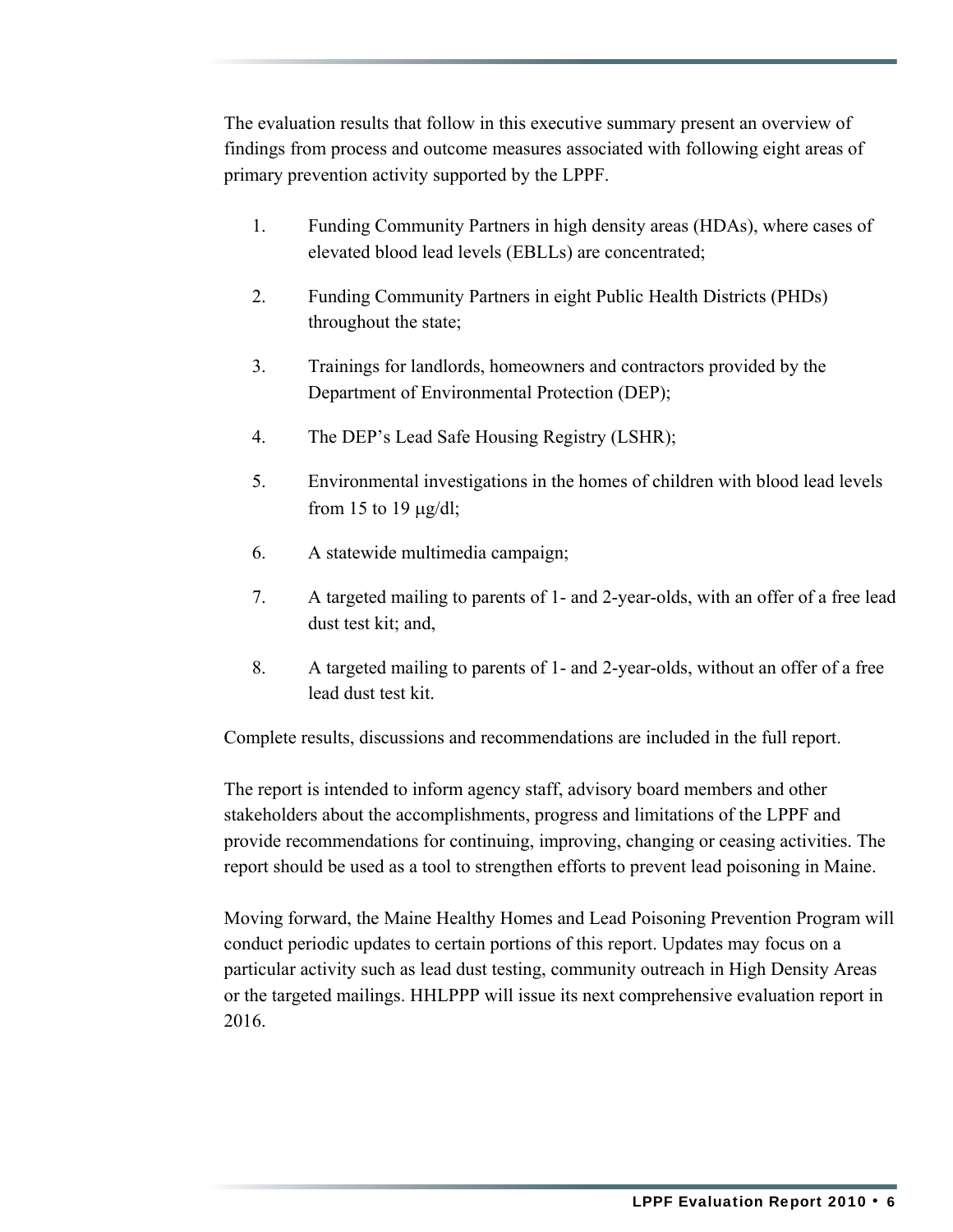The evaluation results that follow in this executive summary present an overview of findings from process and outcome measures associated with following eight areas of primary prevention activity supported by the LPPF.

1. Funding Community Partners in high density areas (HDAs), where cases of elevated blood lead levels (EBLLs) are concentrated;

2. Funding Community Partners in eight Public Health Districts (PHDs) throughout the state;

3. Trainings for landlords, homeowners and contractors provided by the Department of Environmental Protection (DEP);

4. The DEP's Lead Safe Housing Registry (LSHR);

5. Environmental investigations in the homes of children with blood lead levels from 15 to 19 μg/dl;

6. A statewide multimedia campaign;

7. A targeted mailing to parents of 1- and 2-year-olds, with an offer of a free lead dust test kit; and,

8. A targeted mailing to parents of 1- and 2-year-olds, without an offer of a free lead dust test kit.

Complete results, discussions and recommendations are included in the full report.

The report is intended to inform agency staff, advisory board members and other stakeholders about the accomplishments, progress and limitations of the LPPF and provide recommendations for continuing, improving, changing or ceasing activities. The report should be used as a tool to strengthen efforts to prevent lead poisoning in Maine.

Moving forward, the Maine Healthy Homes and Lead Poisoning Prevention Program will conduct periodic updates to certain portions of this report. Updates may focus on a particular activity such as lead dust testing, community outreach in High Density Areas or the targeted mailings. HHLPPP will issue its next comprehensive evaluation report in 2016.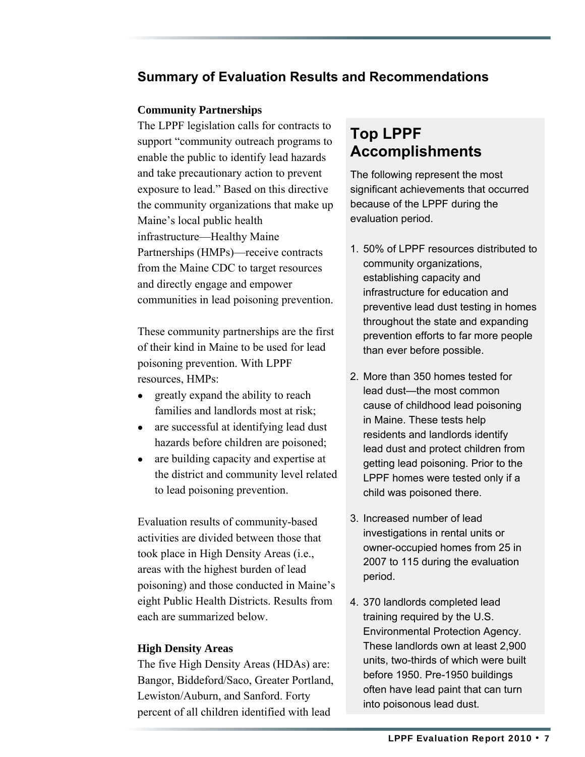## Summary of Evaluation Results and Recommendations

**Community Partnerships**

The LPPF legislation calls for contracts to support "community outreach programs to enable the public to identify lead hazards and take precautionary action to prevent exposure to lead." Based on this directive the community organizations that make up Maine's local public health infrastructure—Healthy Maine Partnerships (HMPs)—receive contracts from the Maine CDC to target resources and directly engage and empower communities in lead poisoning prevention.

These community partnerships are the first of their kind in Maine to be used for lead poisoning prevention. With LPPF resources, HMPs:

- greatly expand the ability to reach families and landlords most at risk;
- are successful at identifying lead dust hazards before children are poisoned;
- are building capacity and expertise at the district and community level related to lead poisoning prevention.

Evaluation results of community-based activities are divided between those that took place in High Density Areas (i.e., areas with the highest burden of lead poisoning) and those conducted in Maine's eight Public Health Districts. Results from each are summarized below.

**High Density Areas**

The five High Density Areas (HDAs) are: Bangor, Biddeford/Saco, Greater Portland, Lewiston/Auburn, and Sanford. Forty percent of all children identified with lead

## Top LPPF Accomplishments

The following represent the most significant achievements that occurred because of the LPPF during the evaluation period.

1. 50% of LPPF resources distributed to community organizations, establishing capacity and infrastructure for education and preventive lead dust testing in homes throughout the state and expanding prevention efforts to far more people than ever before possible.
2. More than 350 homes tested for lead dust—the most common cause of childhood lead poisoning in Maine. These tests help residents and landlords identify lead dust and protect children from getting lead poisoning. Prior to the LPPF homes were tested only if a child was poisoned there.
3. Increased number of lead investigations in rental units or owner-occupied homes from 25 in 2007 to 115 during the evaluation period.
4. 370 landlords completed lead training required by the U.S. Environmental Protection Agency. These landlords own at least 2,900 units, two-thirds of which were built before 1950. Pre-1950 buildings often have lead paint that can turn into poisonous lead dust.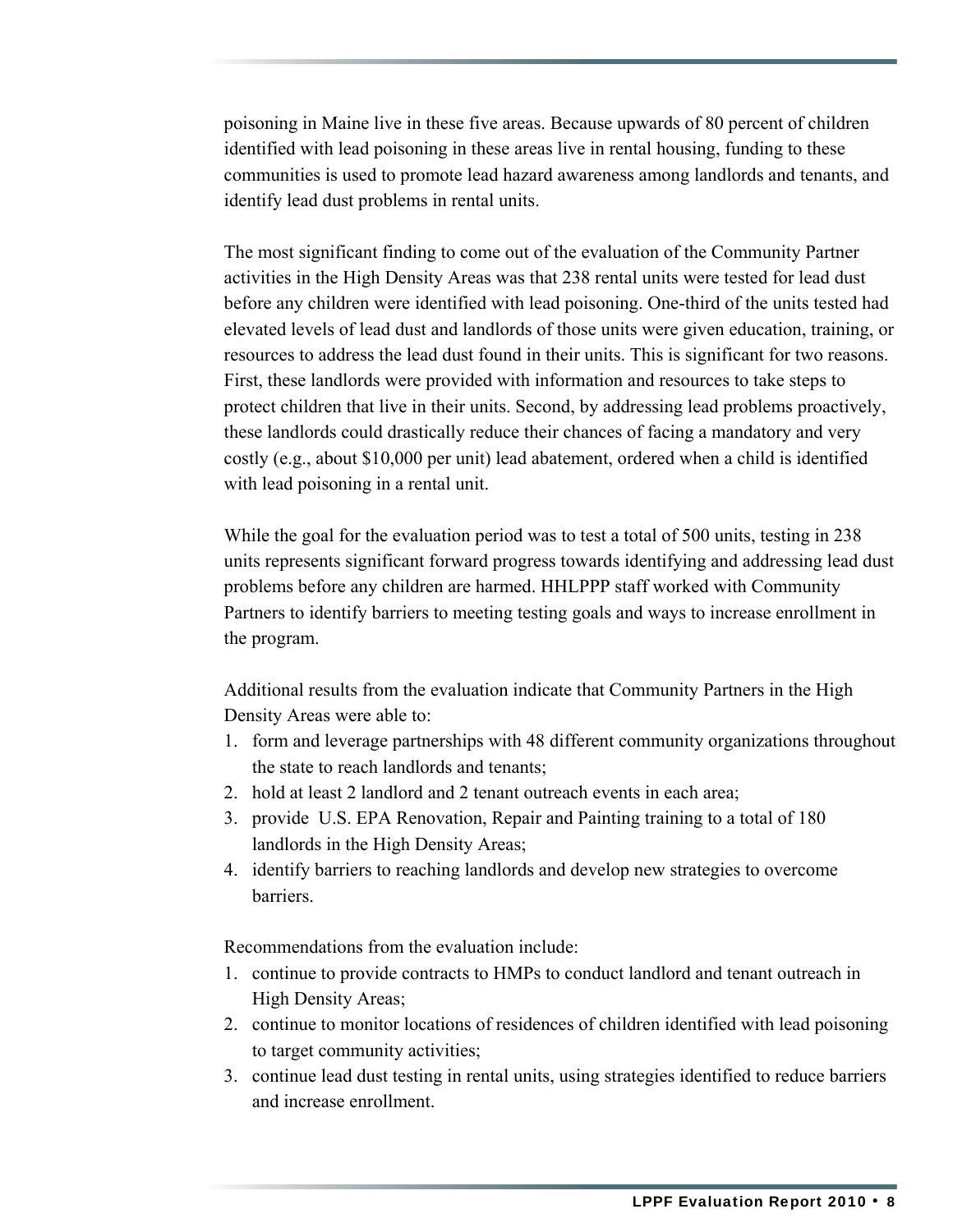poisoning in Maine live in these five areas. Because upwards of 80 percent of children identified with lead poisoning in these areas live in rental housing, funding to these communities is used to promote lead hazard awareness among landlords and tenants, and identify lead dust problems in rental units.

The most significant finding to come out of the evaluation of the Community Partner activities in the High Density Areas was that 238 rental units were tested for lead dust before any children were identified with lead poisoning. One-third of the units tested had elevated levels of lead dust and landlords of those units were given education, training, or resources to address the lead dust found in their units. This is significant for two reasons. First, these landlords were provided with information and resources to take steps to protect children that live in their units. Second, by addressing lead problems proactively, these landlords could drastically reduce their chances of facing a mandatory and very costly (e.g., about $10,000 per unit) lead abatement, ordered when a child is identified with lead poisoning in a rental unit.

While the goal for the evaluation period was to test a total of 500 units, testing in 238 units represents significant forward progress towards identifying and addressing lead dust problems before any children are harmed. HHLPPP staff worked with Community Partners to identify barriers to meeting testing goals and ways to increase enrollment in the program.

Additional results from the evaluation indicate that Community Partners in the High Density Areas were able to:

1. form and leverage partnerships with 48 different community organizations throughout the state to reach landlords and tenants;
2. hold at least 2 landlord and 2 tenant outreach events in each area;
3. provide U.S. EPA Renovation, Repair and Painting training to a total of 180 landlords in the High Density Areas;
4. identify barriers to reaching landlords and develop new strategies to overcome barriers.

Recommendations from the evaluation include:

1. continue to provide contracts to HMPs to conduct landlord and tenant outreach in High Density Areas;
2. continue to monitor locations of residences of children identified with lead poisoning to target community activities;
3. continue lead dust testing in rental units, using strategies identified to reduce barriers and increase enrollment.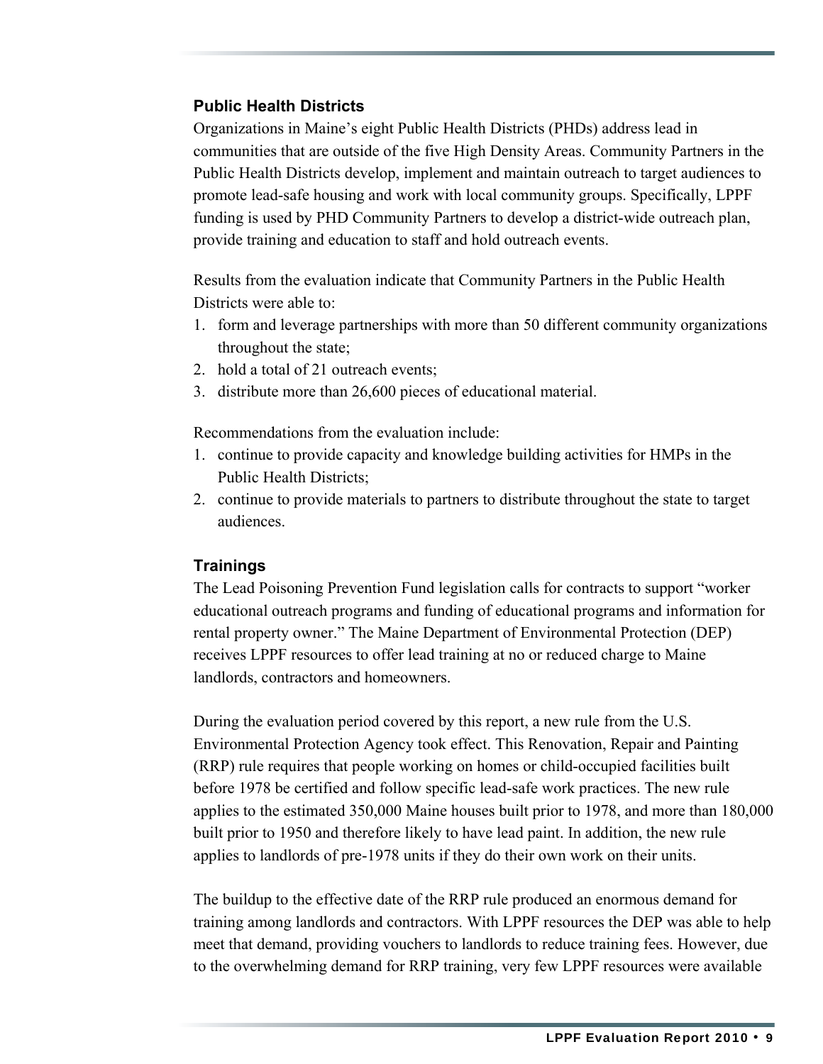### Public Health Districts

Organizations in Maine's eight Public Health Districts (PHDs) address lead in communities that are outside of the five High Density Areas. Community Partners in the Public Health Districts develop, implement and maintain outreach to target audiences to promote lead-safe housing and work with local community groups. Specifically, LPPF funding is used by PHD Community Partners to develop a district-wide outreach plan, provide training and education to staff and hold outreach events.

Results from the evaluation indicate that Community Partners in the Public Health Districts were able to:

1. form and leverage partnerships with more than 50 different community organizations throughout the state;
2. hold a total of 21 outreach events;
3. distribute more than 26,600 pieces of educational material.

Recommendations from the evaluation include:

1. continue to provide capacity and knowledge building activities for HMPs in the Public Health Districts;
2. continue to provide materials to partners to distribute throughout the state to target audiences.

### Trainings

The Lead Poisoning Prevention Fund legislation calls for contracts to support "worker educational outreach programs and funding of educational programs and information for rental property owner." The Maine Department of Environmental Protection (DEP) receives LPPF resources to offer lead training at no or reduced charge to Maine landlords, contractors and homeowners.

During the evaluation period covered by this report, a new rule from the U.S. Environmental Protection Agency took effect. This Renovation, Repair and Painting (RRP) rule requires that people working on homes or child-occupied facilities built before 1978 be certified and follow specific lead-safe work practices. The new rule applies to the estimated 350,000 Maine houses built prior to 1978, and more than 180,000 built prior to 1950 and therefore likely to have lead paint. In addition, the new rule applies to landlords of pre-1978 units if they do their own work on their units.

The buildup to the effective date of the RRP rule produced an enormous demand for training among landlords and contractors. With LPPF resources the DEP was able to help meet that demand, providing vouchers to landlords to reduce training fees. However, due to the overwhelming demand for RRP training, very few LPPF resources were available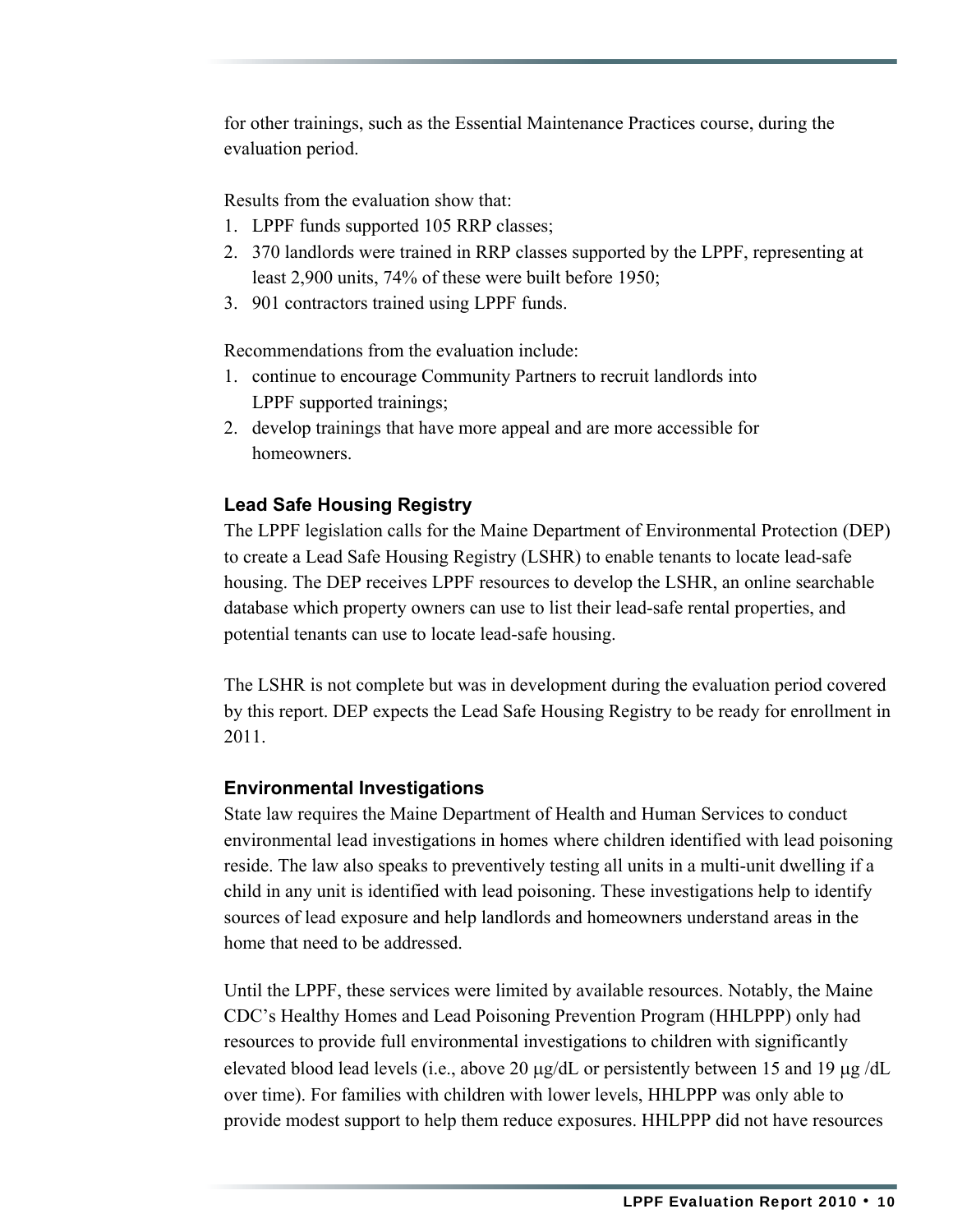for other trainings, such as the Essential Maintenance Practices course, during the evaluation period.

Results from the evaluation show that:

1. LPPF funds supported 105 RRP classes;
2. 370 landlords were trained in RRP classes supported by the LPPF, representing at least 2,900 units, 74% of these were built before 1950;
3. 901 contractors trained using LPPF funds.

Recommendations from the evaluation include:

1. continue to encourage Community Partners to recruit landlords into LPPF supported trainings;
2. develop trainings that have more appeal and are more accessible for homeowners.

### Lead Safe Housing Registry

The LPPF legislation calls for the Maine Department of Environmental Protection (DEP) to create a Lead Safe Housing Registry (LSHR) to enable tenants to locate lead-safe housing. The DEP receives LPPF resources to develop the LSHR, an online searchable database which property owners can use to list their lead-safe rental properties, and potential tenants can use to locate lead-safe housing.

The LSHR is not complete but was in development during the evaluation period covered by this report. DEP expects the Lead Safe Housing Registry to be ready for enrollment in 2011.

### Environmental Investigations

State law requires the Maine Department of Health and Human Services to conduct environmental lead investigations in homes where children identified with lead poisoning reside. The law also speaks to preventively testing all units in a multi-unit dwelling if a child in any unit is identified with lead poisoning. These investigations help to identify sources of lead exposure and help landlords and homeowners understand areas in the home that need to be addressed.

Until the LPPF, these services were limited by available resources. Notably, the Maine CDC's Healthy Homes and Lead Poisoning Prevention Program (HHLPPP) only had resources to provide full environmental investigations to children with significantly elevated blood lead levels (i.e., above 20 μg/dL or persistently between 15 and 19 μg /dL over time). For families with children with lower levels, HHLPPP was only able to provide modest support to help them reduce exposures. HHLPPP did not have resources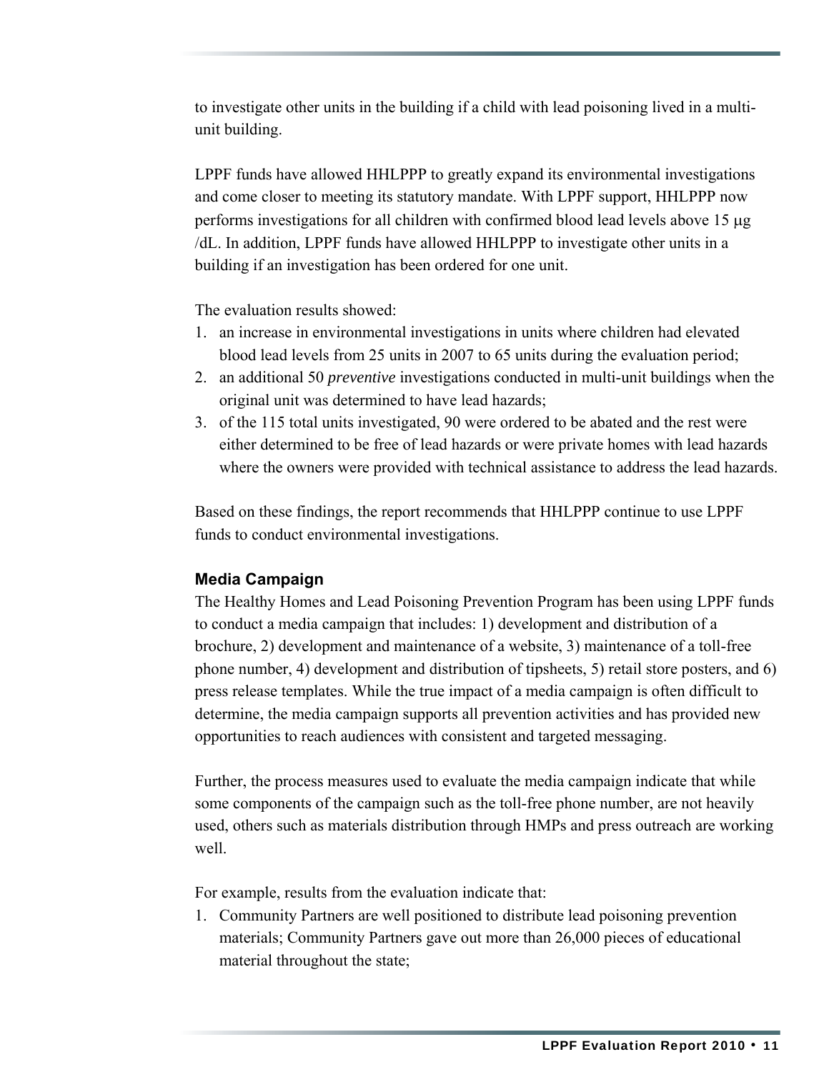to investigate other units in the building if a child with lead poisoning lived in a multi-unit building.

LPPF funds have allowed HHLPPP to greatly expand its environmental investigations and come closer to meeting its statutory mandate. With LPPF support, HHLPPP now performs investigations for all children with confirmed blood lead levels above 15 μg /dL. In addition, LPPF funds have allowed HHLPPP to investigate other units in a building if an investigation has been ordered for one unit.

The evaluation results showed:

1. an increase in environmental investigations in units where children had elevated blood lead levels from 25 units in 2007 to 65 units during the evaluation period;
2. an additional 50 *preventive* investigations conducted in multi-unit buildings when the original unit was determined to have lead hazards;
3. of the 115 total units investigated, 90 were ordered to be abated and the rest were either determined to be free of lead hazards or were private homes with lead hazards where the owners were provided with technical assistance to address the lead hazards.

Based on these findings, the report recommends that HHLPPP continue to use LPPF funds to conduct environmental investigations.

### Media Campaign

The Healthy Homes and Lead Poisoning Prevention Program has been using LPPF funds to conduct a media campaign that includes: 1) development and distribution of a brochure, 2) development and maintenance of a website, 3) maintenance of a toll-free phone number, 4) development and distribution of tipsheets, 5) retail store posters, and 6) press release templates. While the true impact of a media campaign is often difficult to determine, the media campaign supports all prevention activities and has provided new opportunities to reach audiences with consistent and targeted messaging.

Further, the process measures used to evaluate the media campaign indicate that while some components of the campaign such as the toll-free phone number, are not heavily used, others such as materials distribution through HMPs and press outreach are working well.

For example, results from the evaluation indicate that:

1. Community Partners are well positioned to distribute lead poisoning prevention materials; Community Partners gave out more than 26,000 pieces of educational material throughout the state;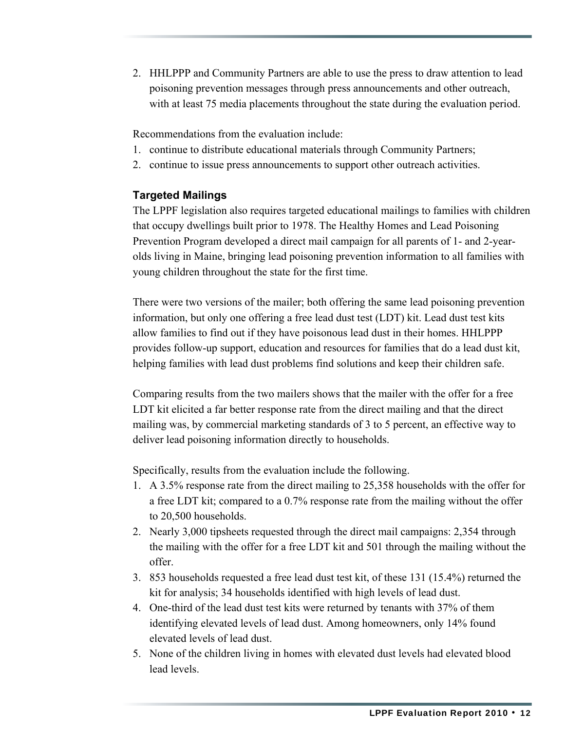2. HHLPPP and Community Partners are able to use the press to draw attention to lead poisoning prevention messages through press announcements and other outreach, with at least 75 media placements throughout the state during the evaluation period.

Recommendations from the evaluation include:

1. continue to distribute educational materials through Community Partners;
2. continue to issue press announcements to support other outreach activities.

### Targeted Mailings

The LPPF legislation also requires targeted educational mailings to families with children that occupy dwellings built prior to 1978. The Healthy Homes and Lead Poisoning Prevention Program developed a direct mail campaign for all parents of 1- and 2-year-olds living in Maine, bringing lead poisoning prevention information to all families with young children throughout the state for the first time.

There were two versions of the mailer; both offering the same lead poisoning prevention information, but only one offering a free lead dust test (LDT) kit. Lead dust test kits allow families to find out if they have poisonous lead dust in their homes. HHLPPP provides follow-up support, education and resources for families that do a lead dust kit, helping families with lead dust problems find solutions and keep their children safe.

Comparing results from the two mailers shows that the mailer with the offer for a free LDT kit elicited a far better response rate from the direct mailing and that the direct mailing was, by commercial marketing standards of 3 to 5 percent, an effective way to deliver lead poisoning information directly to households.

Specifically, results from the evaluation include the following.

1. A 3.5% response rate from the direct mailing to 25,358 households with the offer for a free LDT kit; compared to a 0.7% response rate from the mailing without the offer to 20,500 households.
2. Nearly 3,000 tipsheets requested through the direct mail campaigns: 2,354 through the mailing with the offer for a free LDT kit and 501 through the mailing without the offer.
3. 853 households requested a free lead dust test kit, of these 131 (15.4%) returned the kit for analysis; 34 households identified with high levels of lead dust.
4. One-third of the lead dust test kits were returned by tenants with 37% of them identifying elevated levels of lead dust. Among homeowners, only 14% found elevated levels of lead dust.
5. None of the children living in homes with elevated dust levels had elevated blood lead levels.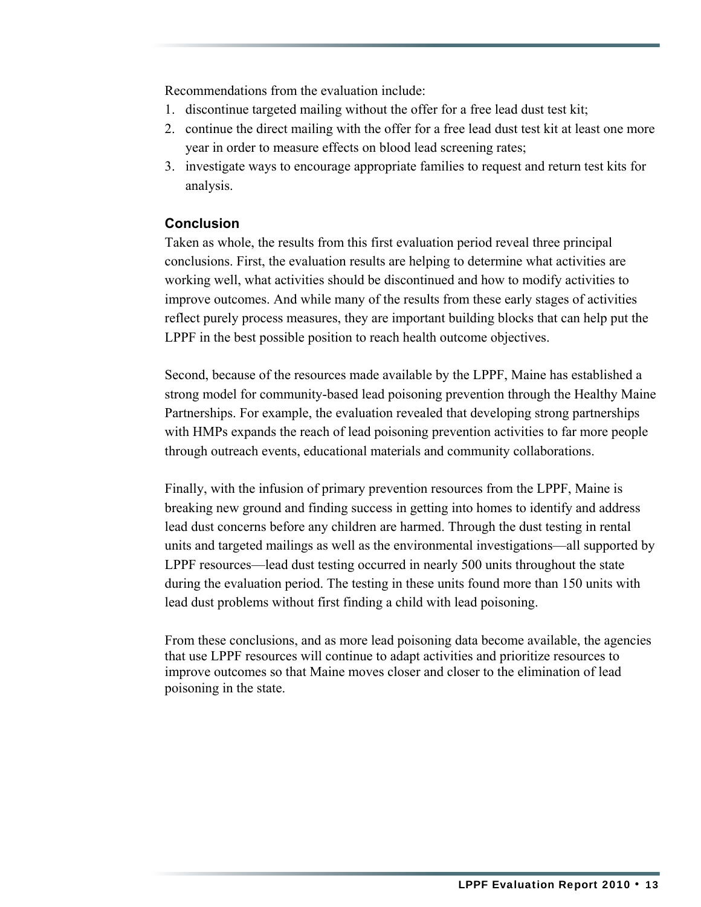Recommendations from the evaluation include:

1. discontinue targeted mailing without the offer for a free lead dust test kit;
2. continue the direct mailing with the offer for a free lead dust test kit at least one more year in order to measure effects on blood lead screening rates;
3. investigate ways to encourage appropriate families to request and return test kits for analysis.

### Conclusion

Taken as whole, the results from this first evaluation period reveal three principal conclusions. First, the evaluation results are helping to determine what activities are working well, what activities should be discontinued and how to modify activities to improve outcomes. And while many of the results from these early stages of activities reflect purely process measures, they are important building blocks that can help put the LPPF in the best possible position to reach health outcome objectives.

Second, because of the resources made available by the LPPF, Maine has established a strong model for community-based lead poisoning prevention through the Healthy Maine Partnerships. For example, the evaluation revealed that developing strong partnerships with HMPs expands the reach of lead poisoning prevention activities to far more people through outreach events, educational materials and community collaborations.

Finally, with the infusion of primary prevention resources from the LPPF, Maine is breaking new ground and finding success in getting into homes to identify and address lead dust concerns before any children are harmed. Through the dust testing in rental units and targeted mailings as well as the environmental investigations—all supported by LPPF resources—lead dust testing occurred in nearly 500 units throughout the state during the evaluation period. The testing in these units found more than 150 units with lead dust problems without first finding a child with lead poisoning.

From these conclusions, and as more lead poisoning data become available, the agencies that use LPPF resources will continue to adapt activities and prioritize resources to improve outcomes so that Maine moves closer and closer to the elimination of lead poisoning in the state.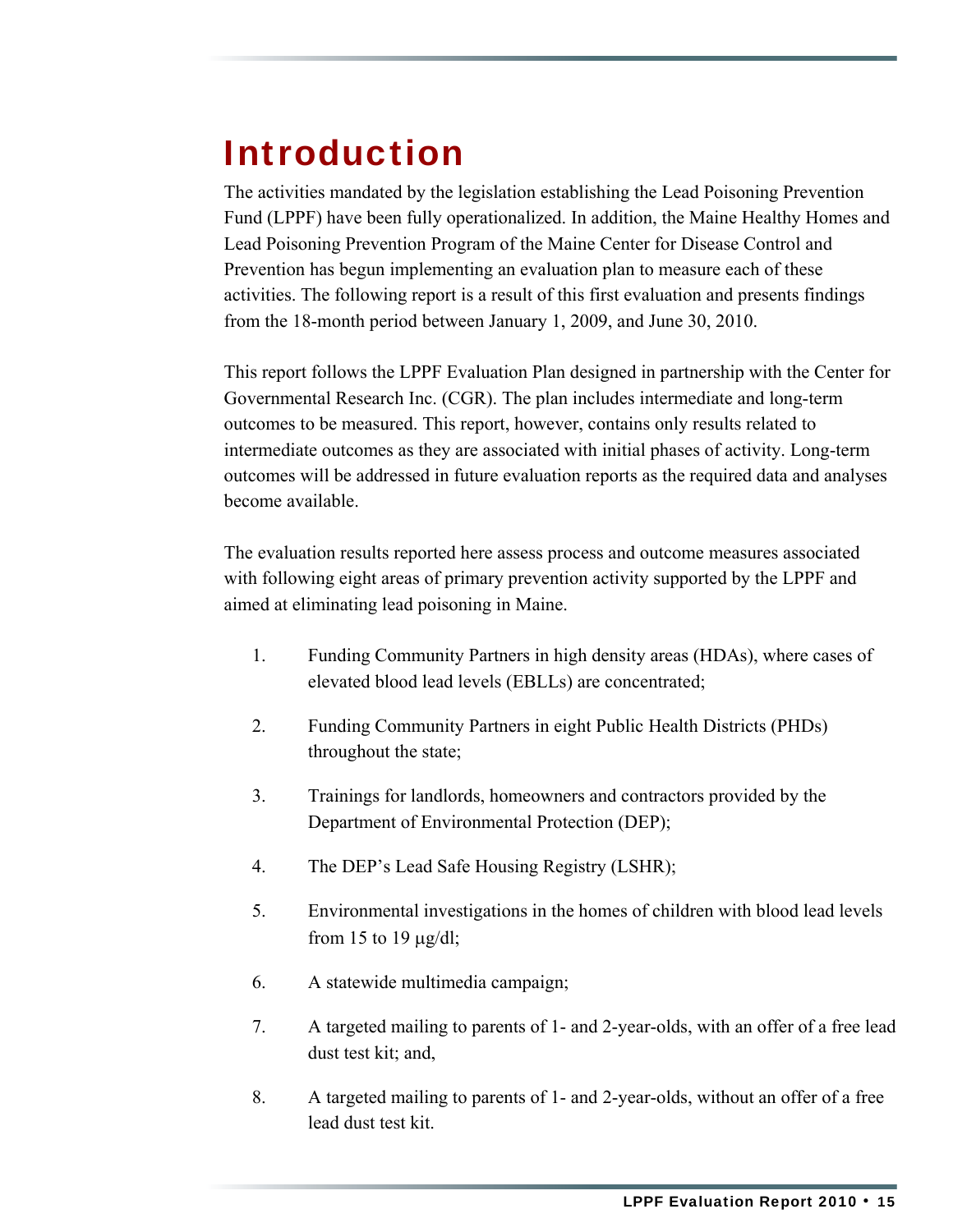# Introduction

The activities mandated by the legislation establishing the Lead Poisoning Prevention Fund (LPPF) have been fully operationalized. In addition, the Maine Healthy Homes and Lead Poisoning Prevention Program of the Maine Center for Disease Control and Prevention has begun implementing an evaluation plan to measure each of these activities. The following report is a result of this first evaluation and presents findings from the 18-month period between January 1, 2009, and June 30, 2010.

This report follows the LPPF Evaluation Plan designed in partnership with the Center for Governmental Research Inc. (CGR). The plan includes intermediate and long-term outcomes to be measured. This report, however, contains only results related to intermediate outcomes as they are associated with initial phases of activity. Long-term outcomes will be addressed in future evaluation reports as the required data and analyses become available.

The evaluation results reported here assess process and outcome measures associated with following eight areas of primary prevention activity supported by the LPPF and aimed at eliminating lead poisoning in Maine.

1. Funding Community Partners in high density areas (HDAs), where cases of elevated blood lead levels (EBLLs) are concentrated;
2. Funding Community Partners in eight Public Health Districts (PHDs) throughout the state;
3. Trainings for landlords, homeowners and contractors provided by the Department of Environmental Protection (DEP);
4. The DEP's Lead Safe Housing Registry (LSHR);
5. Environmental investigations in the homes of children with blood lead levels from 15 to 19 µg/dl;
6. A statewide multimedia campaign;
7. A targeted mailing to parents of 1- and 2-year-olds, with an offer of a free lead dust test kit; and,
8. A targeted mailing to parents of 1- and 2-year-olds, without an offer of a free lead dust test kit.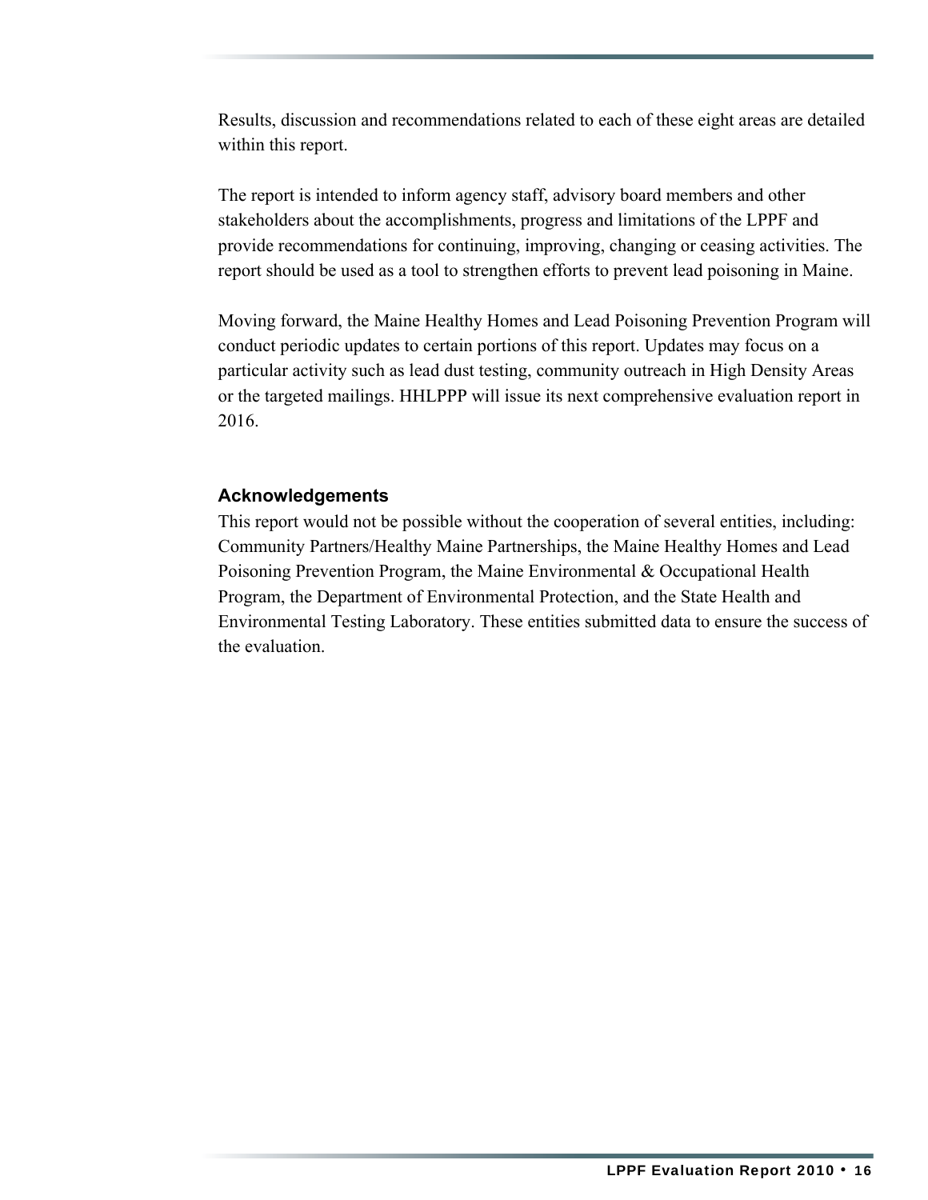Results, discussion and recommendations related to each of these eight areas are detailed within this report.

The report is intended to inform agency staff, advisory board members and other stakeholders about the accomplishments, progress and limitations of the LPPF and provide recommendations for continuing, improving, changing or ceasing activities. The report should be used as a tool to strengthen efforts to prevent lead poisoning in Maine.

Moving forward, the Maine Healthy Homes and Lead Poisoning Prevention Program will conduct periodic updates to certain portions of this report. Updates may focus on a particular activity such as lead dust testing, community outreach in High Density Areas or the targeted mailings. HHLPPP will issue its next comprehensive evaluation report in 2016.

### Acknowledgements

This report would not be possible without the cooperation of several entities, including: Community Partners/Healthy Maine Partnerships, the Maine Healthy Homes and Lead Poisoning Prevention Program, the Maine Environmental & Occupational Health Program, the Department of Environmental Protection, and the State Health and Environmental Testing Laboratory. These entities submitted data to ensure the success of the evaluation.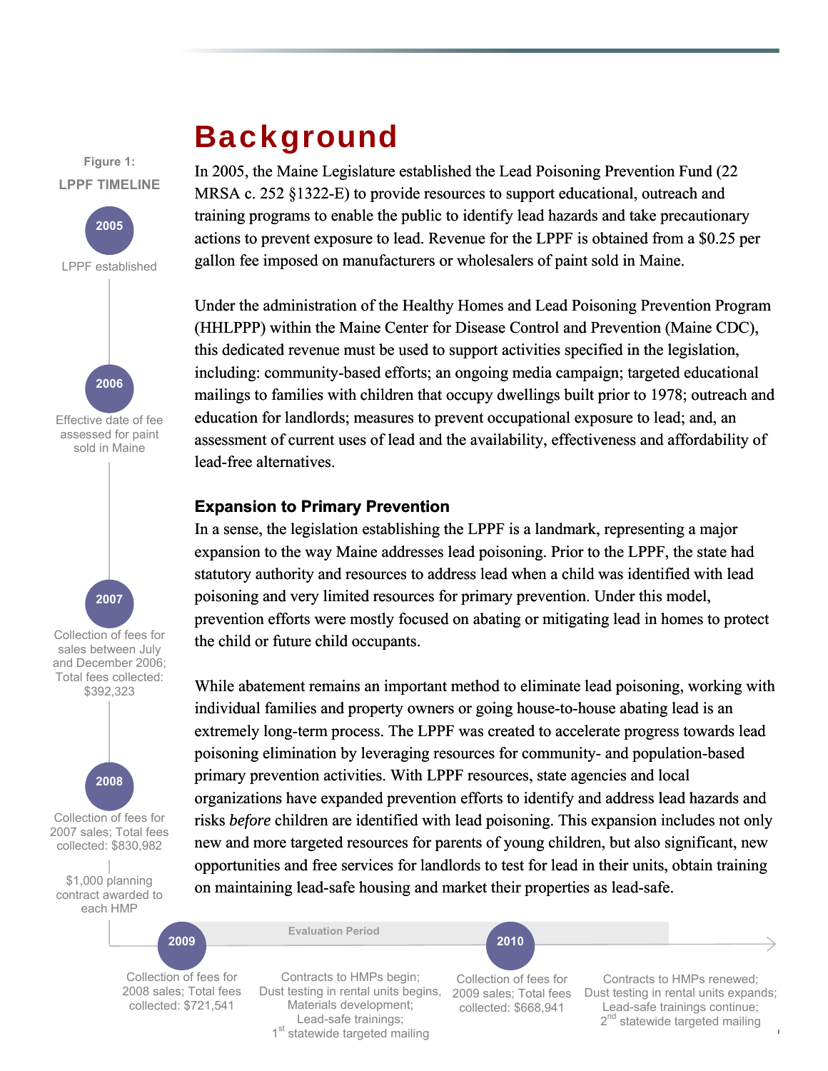# Background

In 2005, the Maine Legislature established the Lead Poisoning Prevention Fund (22 MRSA c. 252 §1322-E) to provide resources to support educational, outreach and training programs to enable the public to identify lead hazards and take precautionary actions to prevent exposure to lead. Revenue for the LPPF is obtained from a $0.25 per gallon fee imposed on manufacturers or wholesalers of paint sold in Maine.

Under the administration of the Healthy Homes and Lead Poisoning Prevention Program (HHLPPP) within the Maine Center for Disease Control and Prevention (Maine CDC), this dedicated revenue must be used to support activities specified in the legislation, including: community-based efforts; an ongoing media campaign; targeted educational mailings to families with children that occupy dwellings built prior to 1978; outreach and education for landlords; measures to prevent occupational exposure to lead; and, an assessment of current uses of lead and the availability, effectiveness and affordability of lead-free alternatives.

### Expansion to Primary Prevention

In a sense, the legislation establishing the LPPF is a landmark, representing a major expansion to the way Maine addresses lead poisoning. Prior to the LPPF, the state had statutory authority and resources to address lead when a child was identified with lead poisoning and very limited resources for primary prevention. Under this model, prevention efforts were mostly focused on abating or mitigating lead in homes to protect the child or future child occupants.

While abatement remains an important method to eliminate lead poisoning, working with individual families and property owners or going house-to-house abating lead is an extremely long-term process. The LPPF was created to accelerate progress towards lead poisoning elimination by leveraging resources for community- and population-based primary prevention activities. With LPPF resources, state agencies and local organizations have expanded prevention efforts to identify and address lead hazards and risks *before* children are identified with lead poisoning. This expansion includes not only new and more targeted resources for parents of young children, but also significant, new opportunities and free services for landlords to test for lead in their units, obtain training on maintaining lead-safe housing and market their properties as lead-safe.

**Figure 1: LPPF TIMELINE**

- **2005**: LPPF established
- **2006**: Effective date of fee assessed for paint sold in Maine
- **2007**: Collection of fees for sales between July and December 2006; Total fees collected: $392,323
- **2008**: Collection of fees for 2007 sales; Total fees collected: $830,982
  - $1,000 planning contract awarded to each HMP
- **2009**: Collection of fees for 2008 sales; Total fees collected: $721,541
  - Contracts to HMPs begin; Dust testing in rental units begins, Materials development; Lead-safe trainings; 1st statewide targeted mailing
- **2010**: Collection of fees for 2009 sales; Total fees collected: $668,941
  - Contracts to HMPs renewed; Dust testing in rental units expands; Lead-safe trainings continue; 2nd statewide targeted mailing

Evaluation Period: 2009–2010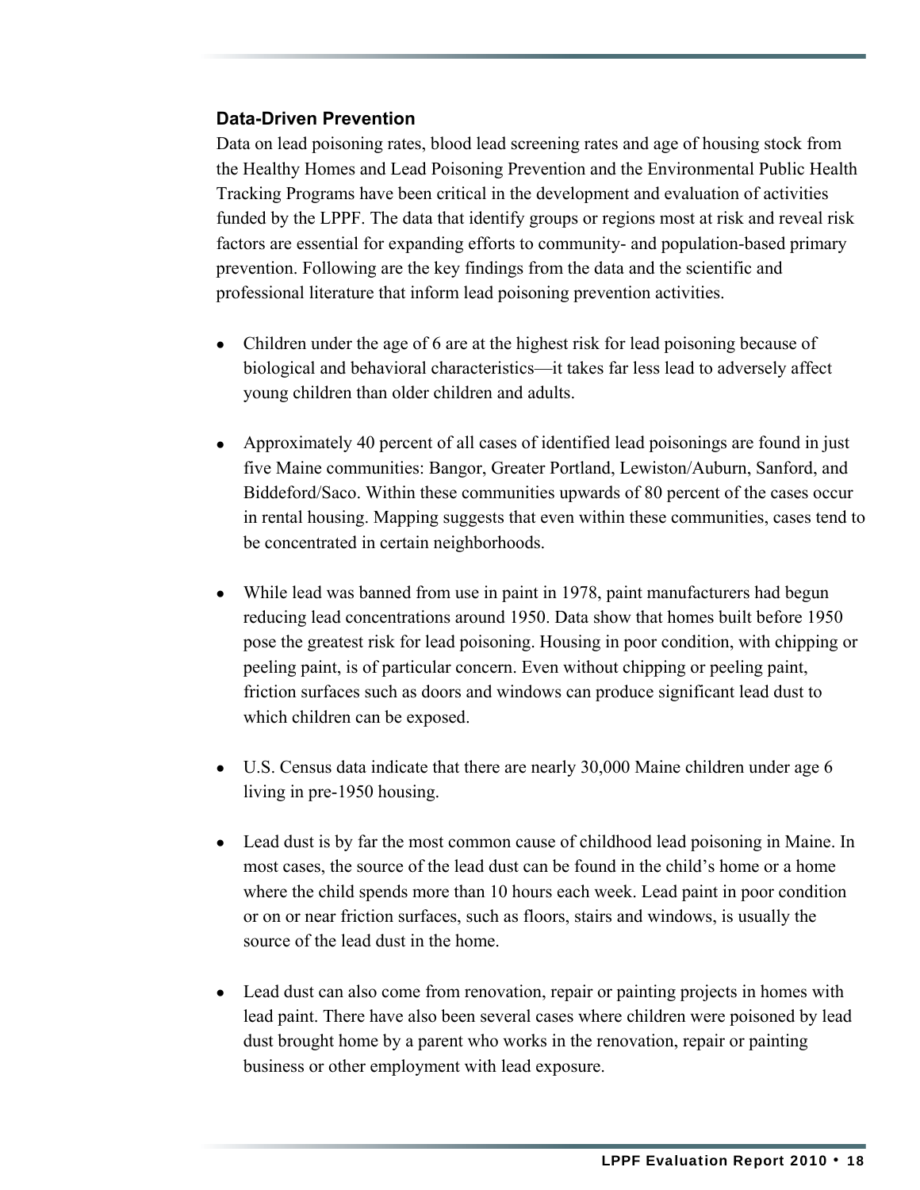### Data-Driven Prevention

Data on lead poisoning rates, blood lead screening rates and age of housing stock from the Healthy Homes and Lead Poisoning Prevention and the Environmental Public Health Tracking Programs have been critical in the development and evaluation of activities funded by the LPPF. The data that identify groups or regions most at risk and reveal risk factors are essential for expanding efforts to community- and population-based primary prevention. Following are the key findings from the data and the scientific and professional literature that inform lead poisoning prevention activities.

- Children under the age of 6 are at the highest risk for lead poisoning because of biological and behavioral characteristics—it takes far less lead to adversely affect young children than older children and adults.

- Approximately 40 percent of all cases of identified lead poisonings are found in just five Maine communities: Bangor, Greater Portland, Lewiston/Auburn, Sanford, and Biddeford/Saco. Within these communities upwards of 80 percent of the cases occur in rental housing. Mapping suggests that even within these communities, cases tend to be concentrated in certain neighborhoods.

- While lead was banned from use in paint in 1978, paint manufacturers had begun reducing lead concentrations around 1950. Data show that homes built before 1950 pose the greatest risk for lead poisoning. Housing in poor condition, with chipping or peeling paint, is of particular concern. Even without chipping or peeling paint, friction surfaces such as doors and windows can produce significant lead dust to which children can be exposed.

- U.S. Census data indicate that there are nearly 30,000 Maine children under age 6 living in pre-1950 housing.

- Lead dust is by far the most common cause of childhood lead poisoning in Maine. In most cases, the source of the lead dust can be found in the child's home or a home where the child spends more than 10 hours each week. Lead paint in poor condition or on or near friction surfaces, such as floors, stairs and windows, is usually the source of the lead dust in the home.

- Lead dust can also come from renovation, repair or painting projects in homes with lead paint. There have also been several cases where children were poisoned by lead dust brought home by a parent who works in the renovation, repair or painting business or other employment with lead exposure.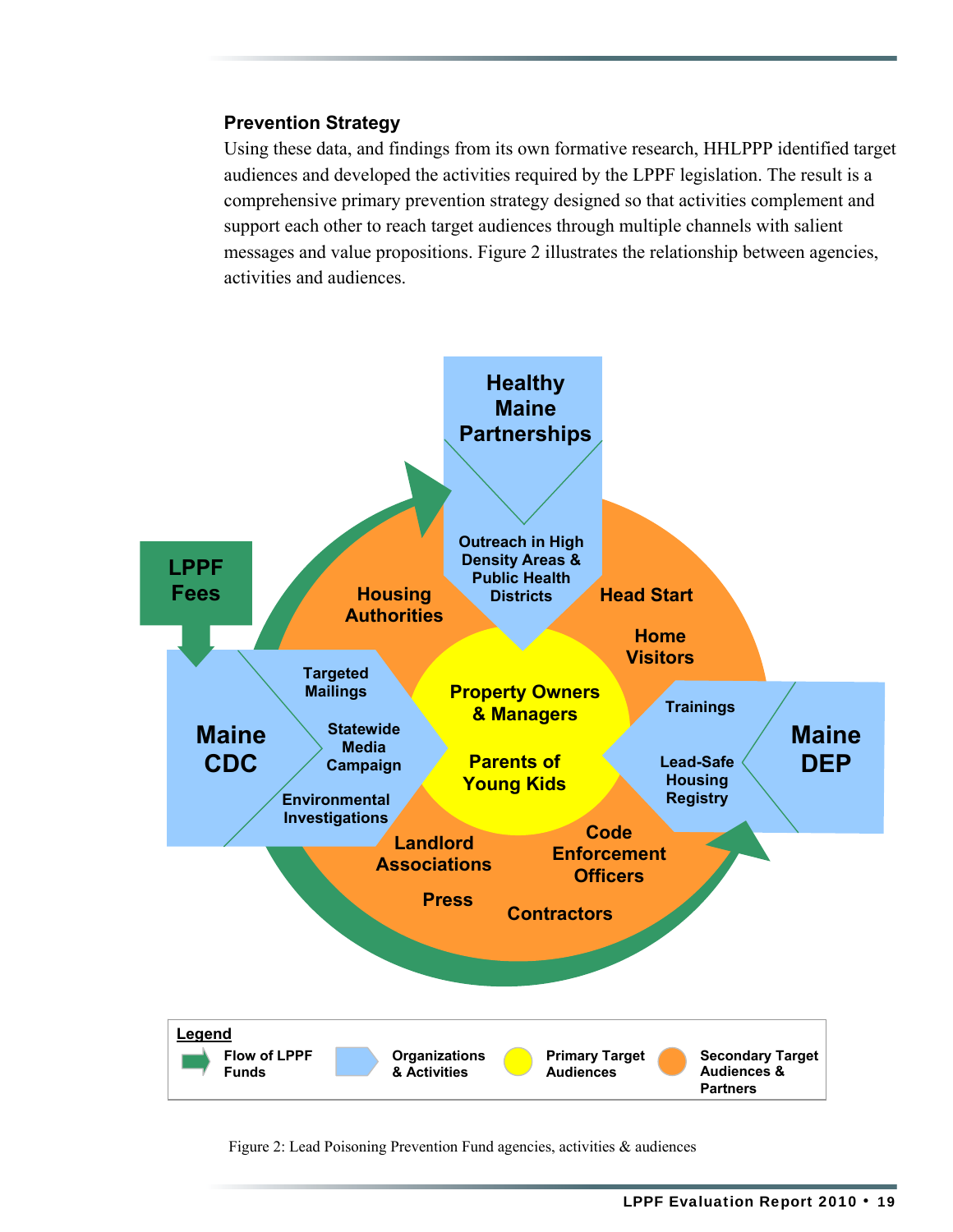### Prevention Strategy

Using these data, and findings from its own formative research, HHLPPP identified target audiences and developed the activities required by the LPPF legislation. The result is a comprehensive primary prevention strategy designed so that activities complement and support each other to reach target audiences through multiple channels with salient messages and value propositions. Figure 2 illustrates the relationship between agencies, activities and audiences.

Figure 2: Lead Poisoning Prevention Fund agencies, activities & audiences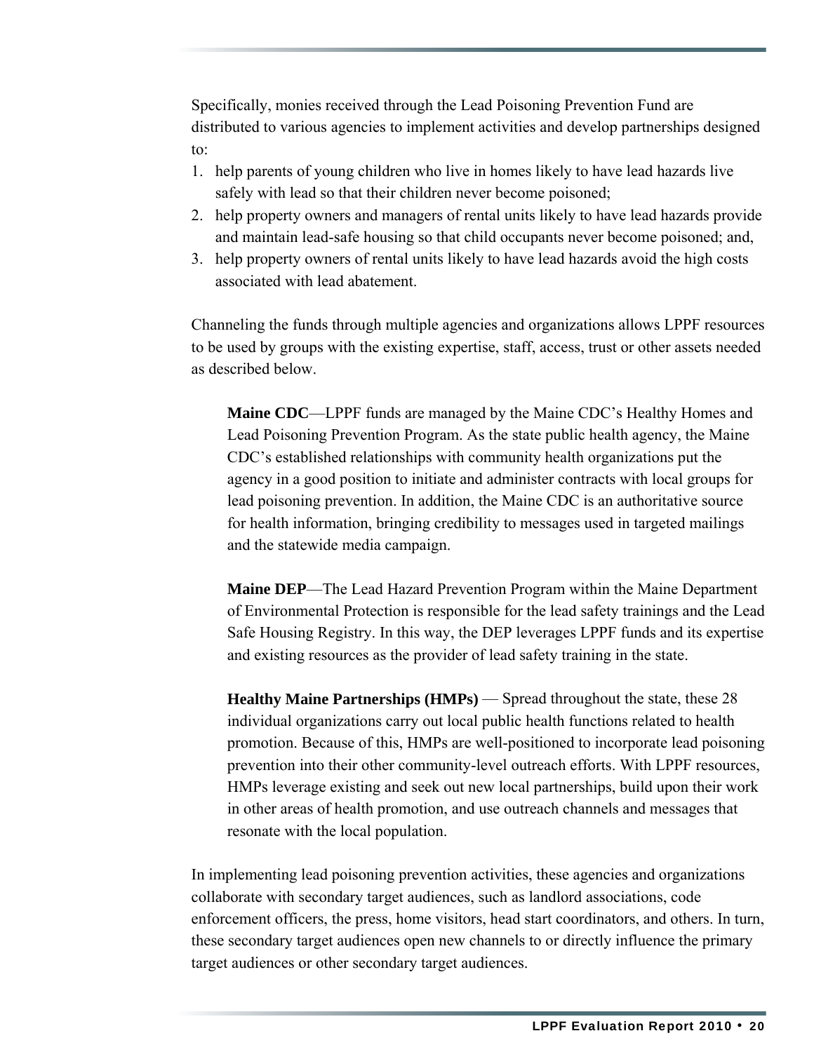Specifically, monies received through the Lead Poisoning Prevention Fund are distributed to various agencies to implement activities and develop partnerships designed to:

1. help parents of young children who live in homes likely to have lead hazards live safely with lead so that their children never become poisoned;
2. help property owners and managers of rental units likely to have lead hazards provide and maintain lead-safe housing so that child occupants never become poisoned; and,
3. help property owners of rental units likely to have lead hazards avoid the high costs associated with lead abatement.

Channeling the funds through multiple agencies and organizations allows LPPF resources to be used by groups with the existing expertise, staff, access, trust or other assets needed as described below.

> **Maine CDC**—LPPF funds are managed by the Maine CDC's Healthy Homes and Lead Poisoning Prevention Program. As the state public health agency, the Maine CDC's established relationships with community health organizations put the agency in a good position to initiate and administer contracts with local groups for lead poisoning prevention. In addition, the Maine CDC is an authoritative source for health information, bringing credibility to messages used in targeted mailings and the statewide media campaign.
>
> **Maine DEP**—The Lead Hazard Prevention Program within the Maine Department of Environmental Protection is responsible for the lead safety trainings and the Lead Safe Housing Registry. In this way, the DEP leverages LPPF funds and its expertise and existing resources as the provider of lead safety training in the state.
>
> **Healthy Maine Partnerships (HMPs)** — Spread throughout the state, these 28 individual organizations carry out local public health functions related to health promotion. Because of this, HMPs are well-positioned to incorporate lead poisoning prevention into their other community-level outreach efforts. With LPPF resources, HMPs leverage existing and seek out new local partnerships, build upon their work in other areas of health promotion, and use outreach channels and messages that resonate with the local population.

In implementing lead poisoning prevention activities, these agencies and organizations collaborate with secondary target audiences, such as landlord associations, code enforcement officers, the press, home visitors, head start coordinators, and others. In turn, these secondary target audiences open new channels to or directly influence the primary target audiences or other secondary target audiences.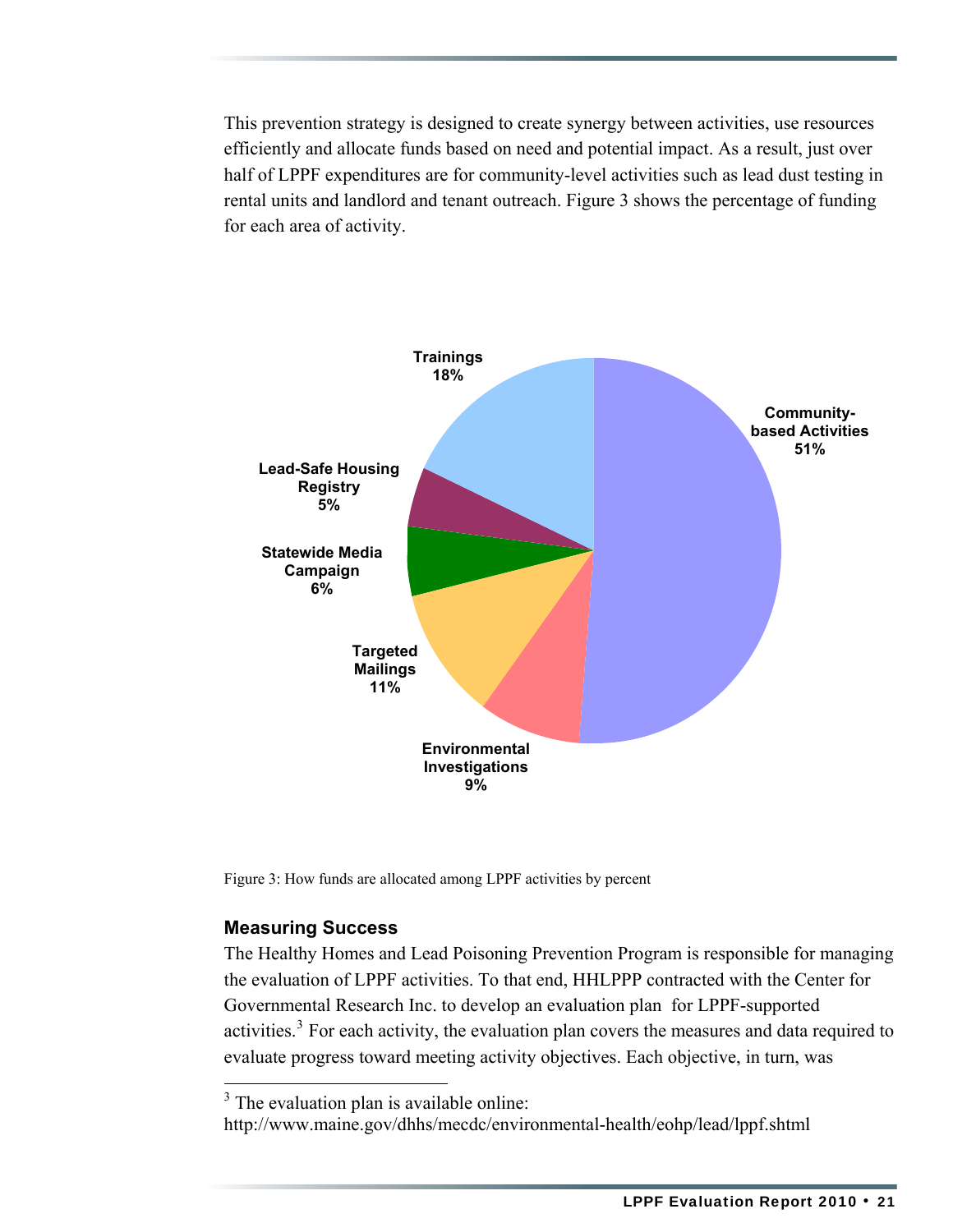This prevention strategy is designed to create synergy between activities, use resources efficiently and allocate funds based on need and potential impact. As a result, just over half of LPPF expenditures are for community-level activities such as lead dust testing in rental units and landlord and tenant outreach. Figure 3 shows the percentage of funding for each area of activity.

| Activity | Percent |
|---|---|
| Community-based Activities | 51% |
| Trainings | 18% |
| Targeted Mailings | 11% |
| Environmental Investigations | 9% |
| Statewide Media Campaign | 6% |
| Lead-Safe Housing Registry | 5% |

Figure 3: How funds are allocated among LPPF activities by percent

## Measuring Success

The Healthy Homes and Lead Poisoning Prevention Program is responsible for managing the evaluation of LPPF activities. To that end, HHLPPP contracted with the Center for Governmental Research Inc. to develop an evaluation plan for LPPF-supported activities.[3] For each activity, the evaluation plan covers the measures and data required to evaluate progress toward meeting activity objectives. Each objective, in turn, was

[3] The evaluation plan is available online: http://www.maine.gov/dhhs/mecdc/environmental-health/eohp/lead/lppf.shtml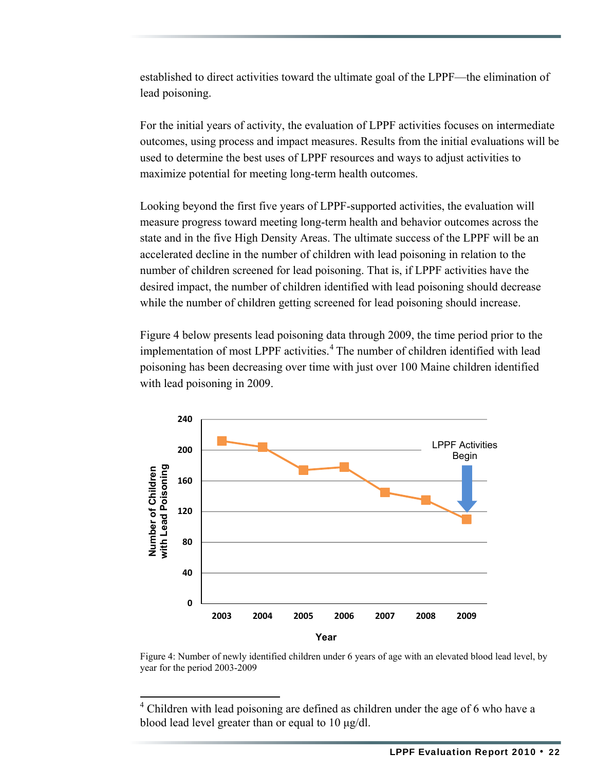established to direct activities toward the ultimate goal of the LPPF—the elimination of lead poisoning.

For the initial years of activity, the evaluation of LPPF activities focuses on intermediate outcomes, using process and impact measures. Results from the initial evaluations will be used to determine the best uses of LPPF resources and ways to adjust activities to maximize potential for meeting long-term health outcomes.

Looking beyond the first five years of LPPF-supported activities, the evaluation will measure progress toward meeting long-term health and behavior outcomes across the state and in the five High Density Areas. The ultimate success of the LPPF will be an accelerated decline in the number of children with lead poisoning in relation to the number of children screened for lead poisoning. That is, if LPPF activities have the desired impact, the number of children identified with lead poisoning should decrease while the number of children getting screened for lead poisoning should increase.

Figure 4 below presents lead poisoning data through 2009, the time period prior to the implementation of most LPPF activities.[4] The number of children identified with lead poisoning has been decreasing over time with just over 100 Maine children identified with lead poisoning in 2009.

Figure 4: Number of newly identified children under 6 years of age with an elevated blood lead level, by year for the period 2003-2009

[4] Children with lead poisoning are defined as children under the age of 6 who have a blood lead level greater than or equal to 10 µg/dl.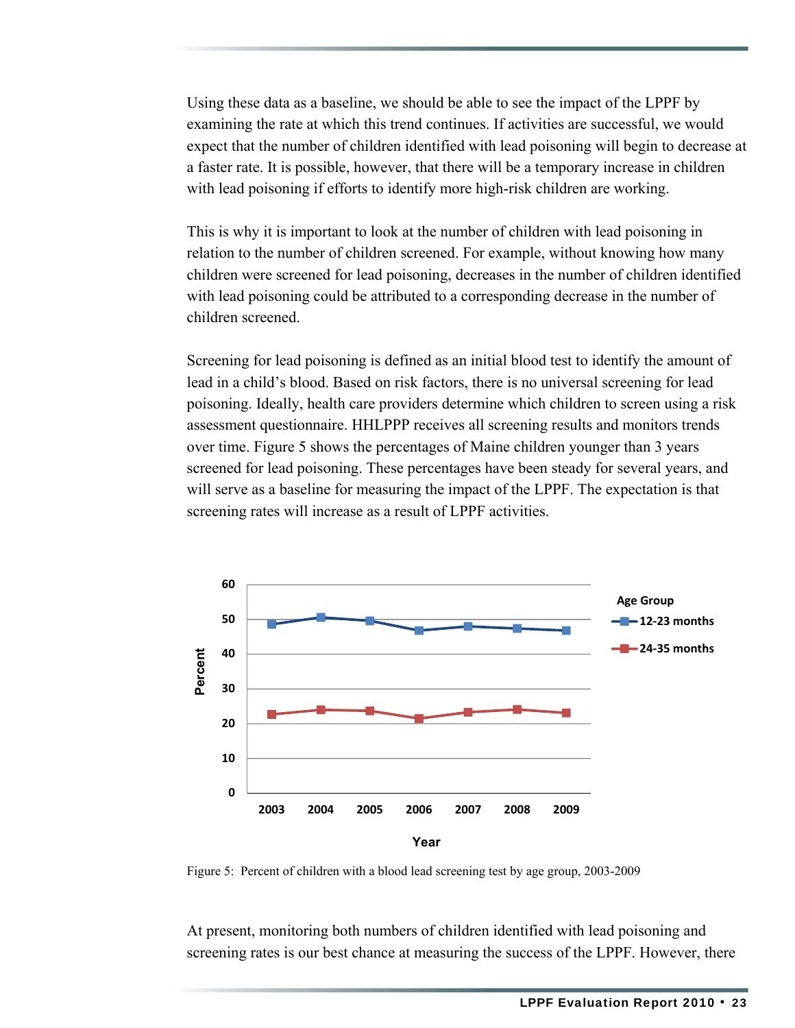Using these data as a baseline, we should be able to see the impact of the LPPF by examining the rate at which this trend continues. If activities are successful, we would expect that the number of children identified with lead poisoning will begin to decrease at a faster rate. It is possible, however, that there will be a temporary increase in children with lead poisoning if efforts to identify more high-risk children are working.

This is why it is important to look at the number of children with lead poisoning in relation to the number of children screened. For example, without knowing how many children were screened for lead poisoning, decreases in the number of children identified with lead poisoning could be attributed to a corresponding decrease in the number of children screened.

Screening for lead poisoning is defined as an initial blood test to identify the amount of lead in a child's blood. Based on risk factors, there is no universal screening for lead poisoning. Ideally, health care providers determine which children to screen using a risk assessment questionnaire. HHLPPP receives all screening results and monitors trends over time. Figure 5 shows the percentages of Maine children younger than 3 years screened for lead poisoning. These percentages have been steady for several years, and will serve as a baseline for measuring the impact of the LPPF. The expectation is that screening rates will increase as a result of LPPF activities.

Figure 5: Percent of children with a blood lead screening test by age group, 2003-2009

At present, monitoring both numbers of children identified with lead poisoning and screening rates is our best chance at measuring the success of the LPPF. However, there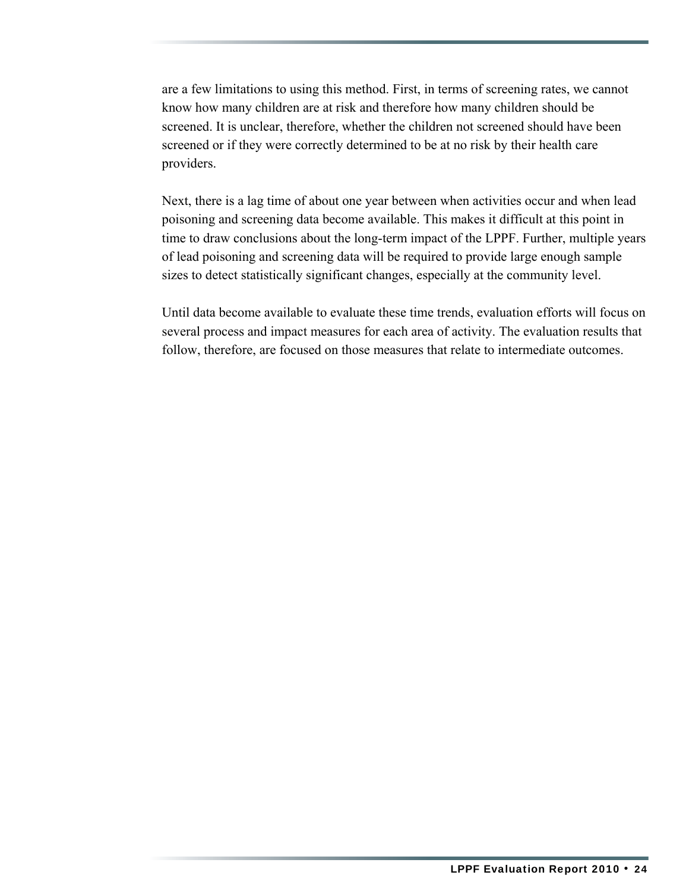are a few limitations to using this method. First, in terms of screening rates, we cannot know how many children are at risk and therefore how many children should be screened. It is unclear, therefore, whether the children not screened should have been screened or if they were correctly determined to be at no risk by their health care providers.

Next, there is a lag time of about one year between when activities occur and when lead poisoning and screening data become available. This makes it difficult at this point in time to draw conclusions about the long-term impact of the LPPF. Further, multiple years of lead poisoning and screening data will be required to provide large enough sample sizes to detect statistically significant changes, especially at the community level.

Until data become available to evaluate these time trends, evaluation efforts will focus on several process and impact measures for each area of activity. The evaluation results that follow, therefore, are focused on those measures that relate to intermediate outcomes.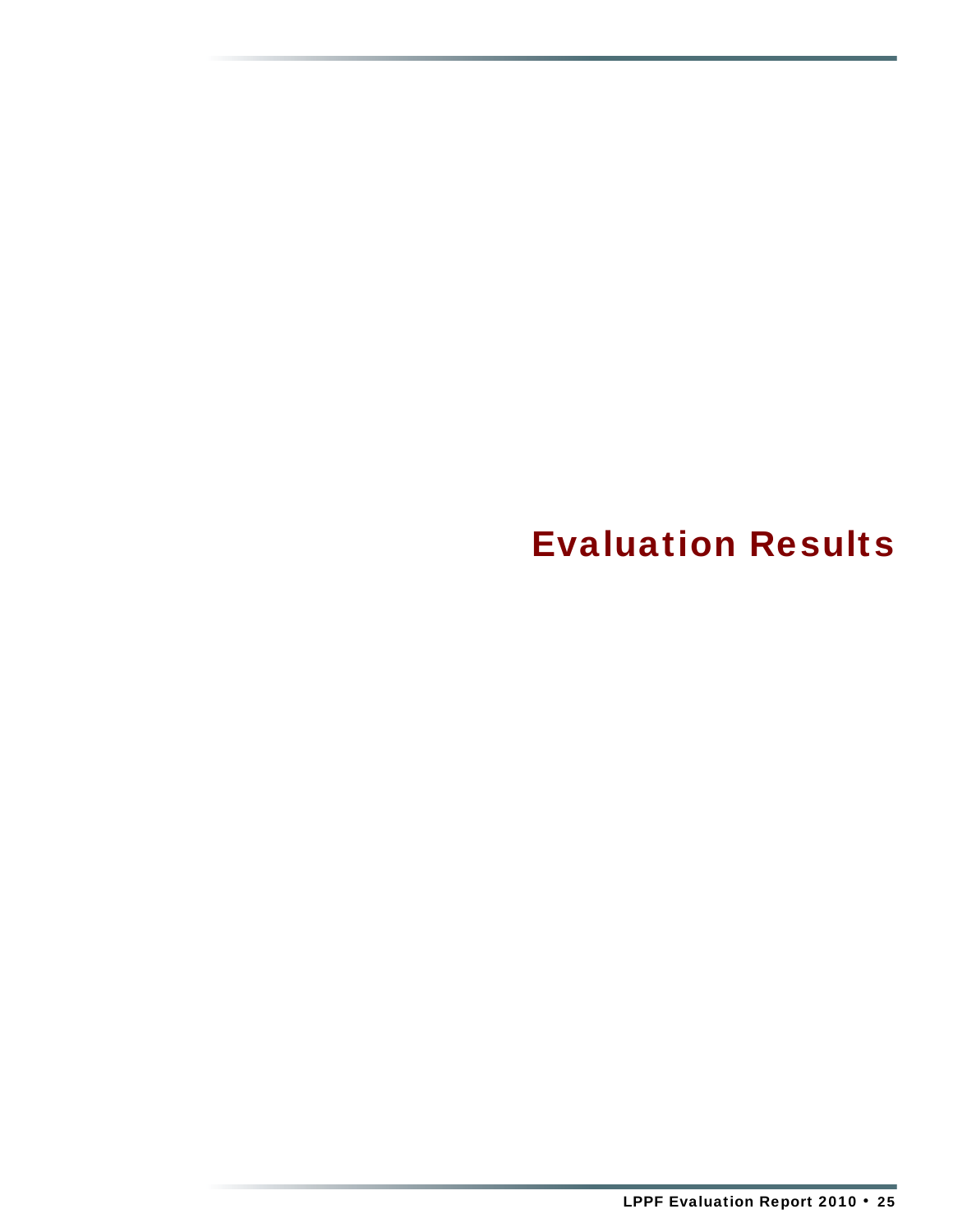# Evaluation Results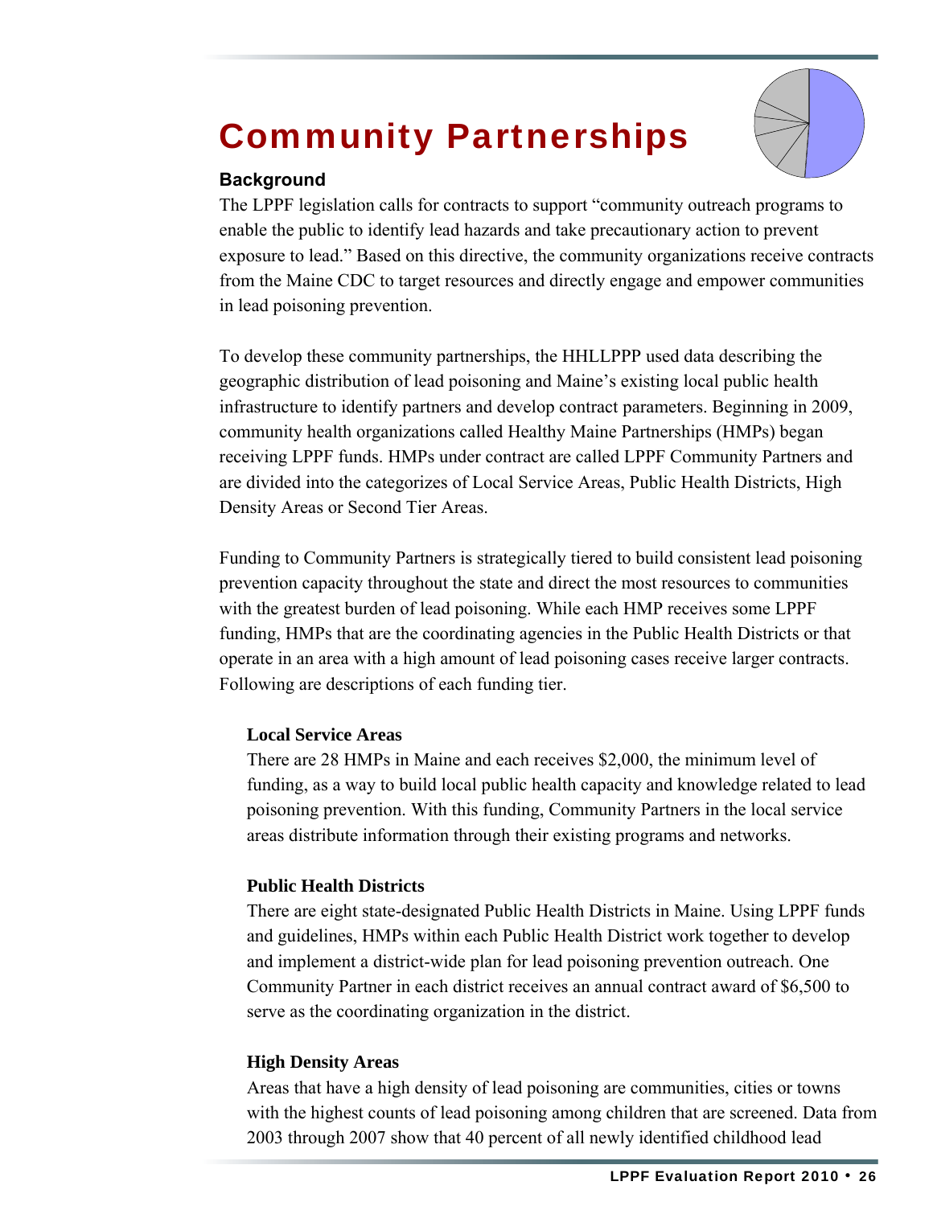# Community Partnerships

### Background

The LPPF legislation calls for contracts to support "community outreach programs to enable the public to identify lead hazards and take precautionary action to prevent exposure to lead." Based on this directive, the community organizations receive contracts from the Maine CDC to target resources and directly engage and empower communities in lead poisoning prevention.

To develop these community partnerships, the HHLLPPP used data describing the geographic distribution of lead poisoning and Maine's existing local public health infrastructure to identify partners and develop contract parameters. Beginning in 2009, community health organizations called Healthy Maine Partnerships (HMPs) began receiving LPPF funds. HMPs under contract are called LPPF Community Partners and are divided into the categorizes of Local Service Areas, Public Health Districts, High Density Areas or Second Tier Areas.

Funding to Community Partners is strategically tiered to build consistent lead poisoning prevention capacity throughout the state and direct the most resources to communities with the greatest burden of lead poisoning. While each HMP receives some LPPF funding, HMPs that are the coordinating agencies in the Public Health Districts or that operate in an area with a high amount of lead poisoning cases receive larger contracts. Following are descriptions of each funding tier.

**Local Service Areas**

There are 28 HMPs in Maine and each receives $2,000, the minimum level of funding, as a way to build local public health capacity and knowledge related to lead poisoning prevention. With this funding, Community Partners in the local service areas distribute information through their existing programs and networks.

**Public Health Districts**

There are eight state-designated Public Health Districts in Maine. Using LPPF funds and guidelines, HMPs within each Public Health District work together to develop and implement a district-wide plan for lead poisoning prevention outreach. One Community Partner in each district receives an annual contract award of $6,500 to serve as the coordinating organization in the district.

**High Density Areas**

Areas that have a high density of lead poisoning are communities, cities or towns with the highest counts of lead poisoning among children that are screened. Data from 2003 through 2007 show that 40 percent of all newly identified childhood lead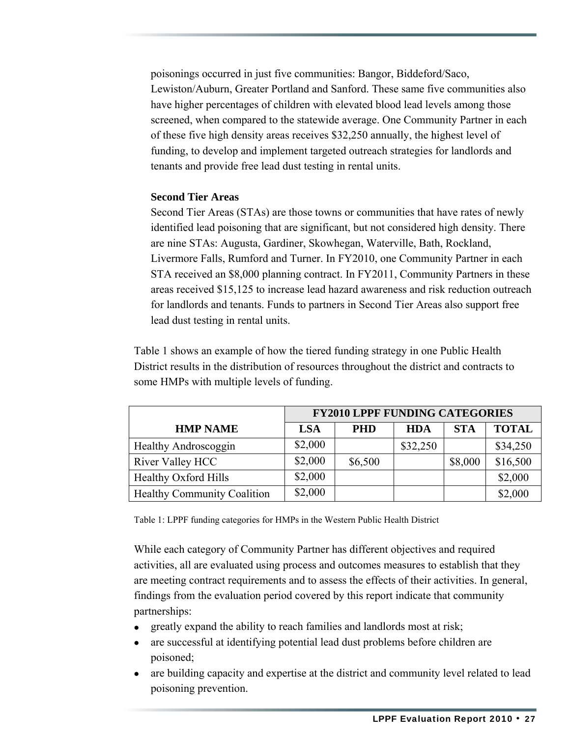poisonings occurred in just five communities: Bangor, Biddeford/Saco, Lewiston/Auburn, Greater Portland and Sanford. These same five communities also have higher percentages of children with elevated blood lead levels among those screened, when compared to the statewide average. One Community Partner in each of these five high density areas receives $32,250 annually, the highest level of funding, to develop and implement targeted outreach strategies for landlords and tenants and provide free lead dust testing in rental units.

**Second Tier Areas**

Second Tier Areas (STAs) are those towns or communities that have rates of newly identified lead poisoning that are significant, but not considered high density. There are nine STAs: Augusta, Gardiner, Skowhegan, Waterville, Bath, Rockland, Livermore Falls, Rumford and Turner. In FY2010, one Community Partner in each STA received an $8,000 planning contract. In FY2011, Community Partners in these areas received $15,125 to increase lead hazard awareness and risk reduction outreach for landlords and tenants. Funds to partners in Second Tier Areas also support free lead dust testing in rental units.

Table 1 shows an example of how the tiered funding strategy in one Public Health District results in the distribution of resources throughout the district and contracts to some HMPs with multiple levels of funding.

| HMP NAME | FY2010 LPPF FUNDING CATEGORIES | | | | |
|---|---|---|---|---|---|
| | LSA | PHD | HDA | STA | TOTAL |
| Healthy Androscoggin | $2,000 | | $32,250 | | $34,250 |
| River Valley HCC | $2,000 | $6,500 | | $8,000 | $16,500 |
| Healthy Oxford Hills | $2,000 | | | | $2,000 |
| Healthy Community Coalition | $2,000 | | | | $2,000 |

Table 1: LPPF funding categories for HMPs in the Western Public Health District

While each category of Community Partner has different objectives and required activities, all are evaluated using process and outcomes measures to establish that they are meeting contract requirements and to assess the effects of their activities. In general, findings from the evaluation period covered by this report indicate that community partnerships:

- greatly expand the ability to reach families and landlords most at risk;
- are successful at identifying potential lead dust problems before children are poisoned;
- are building capacity and expertise at the district and community level related to lead poisoning prevention.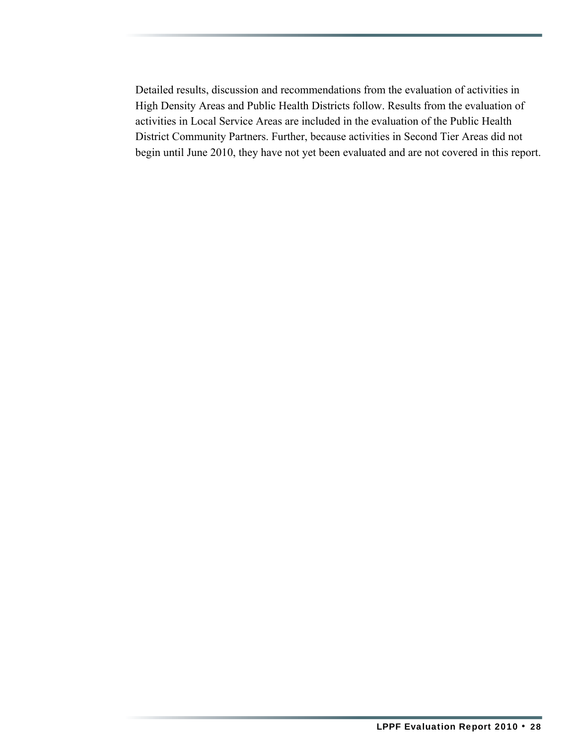Detailed results, discussion and recommendations from the evaluation of activities in High Density Areas and Public Health Districts follow. Results from the evaluation of activities in Local Service Areas are included in the evaluation of the Public Health District Community Partners. Further, because activities in Second Tier Areas did not begin until June 2010, they have not yet been evaluated and are not covered in this report.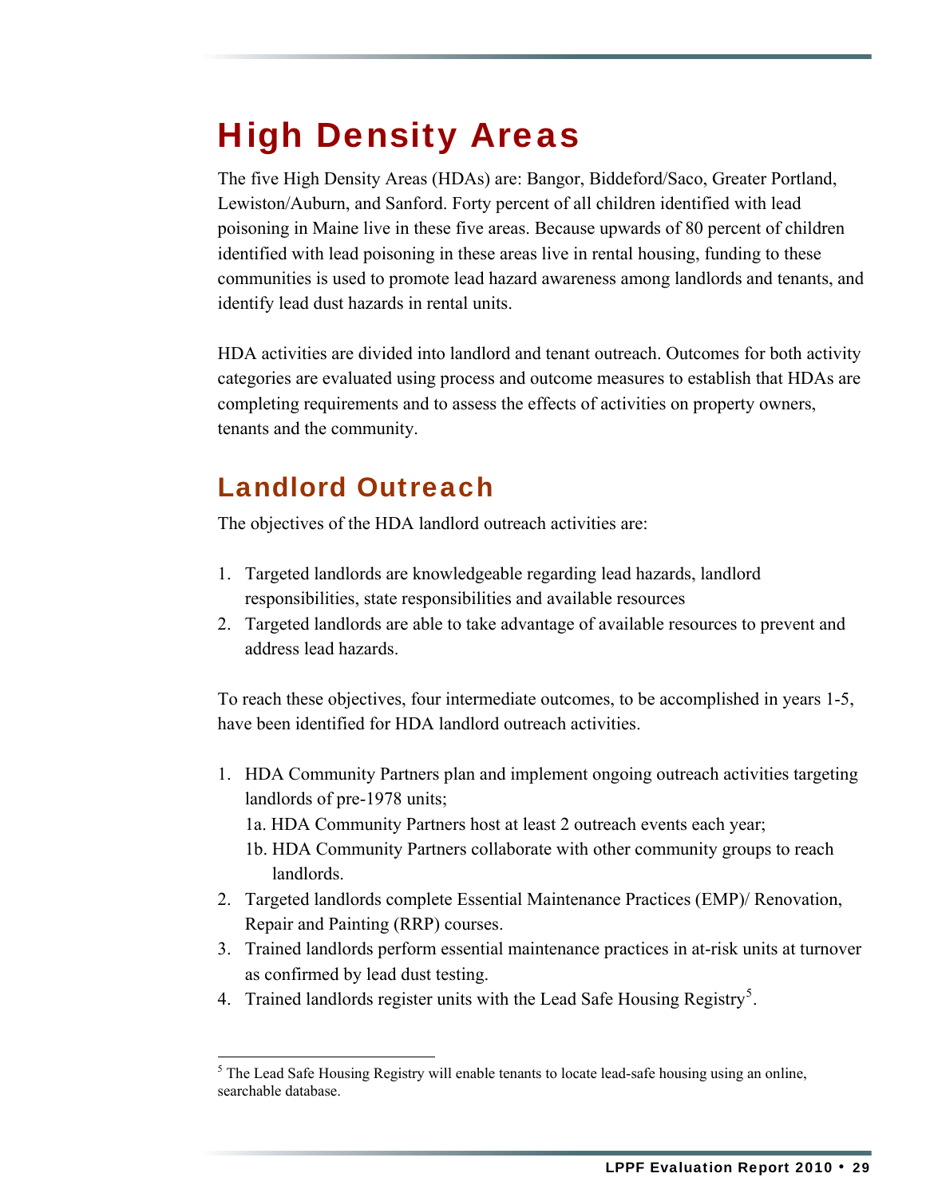# High Density Areas

The five High Density Areas (HDAs) are: Bangor, Biddeford/Saco, Greater Portland, Lewiston/Auburn, and Sanford. Forty percent of all children identified with lead poisoning in Maine live in these five areas. Because upwards of 80 percent of children identified with lead poisoning in these areas live in rental housing, funding to these communities is used to promote lead hazard awareness among landlords and tenants, and identify lead dust hazards in rental units.

HDA activities are divided into landlord and tenant outreach. Outcomes for both activity categories are evaluated using process and outcome measures to establish that HDAs are completing requirements and to assess the effects of activities on property owners, tenants and the community.

## Landlord Outreach

The objectives of the HDA landlord outreach activities are:

1. Targeted landlords are knowledgeable regarding lead hazards, landlord responsibilities, state responsibilities and available resources
2. Targeted landlords are able to take advantage of available resources to prevent and address lead hazards.

To reach these objectives, four intermediate outcomes, to be accomplished in years 1-5, have been identified for HDA landlord outreach activities.

1. HDA Community Partners plan and implement ongoing outreach activities targeting landlords of pre-1978 units;
   1a. HDA Community Partners host at least 2 outreach events each year;
   1b. HDA Community Partners collaborate with other community groups to reach landlords.
2. Targeted landlords complete Essential Maintenance Practices (EMP)/ Renovation, Repair and Painting (RRP) courses.
3. Trained landlords perform essential maintenance practices in at-risk units at turnover as confirmed by lead dust testing.
4. Trained landlords register units with the Lead Safe Housing Registry[5].

[5] The Lead Safe Housing Registry will enable tenants to locate lead-safe housing using an online, searchable database.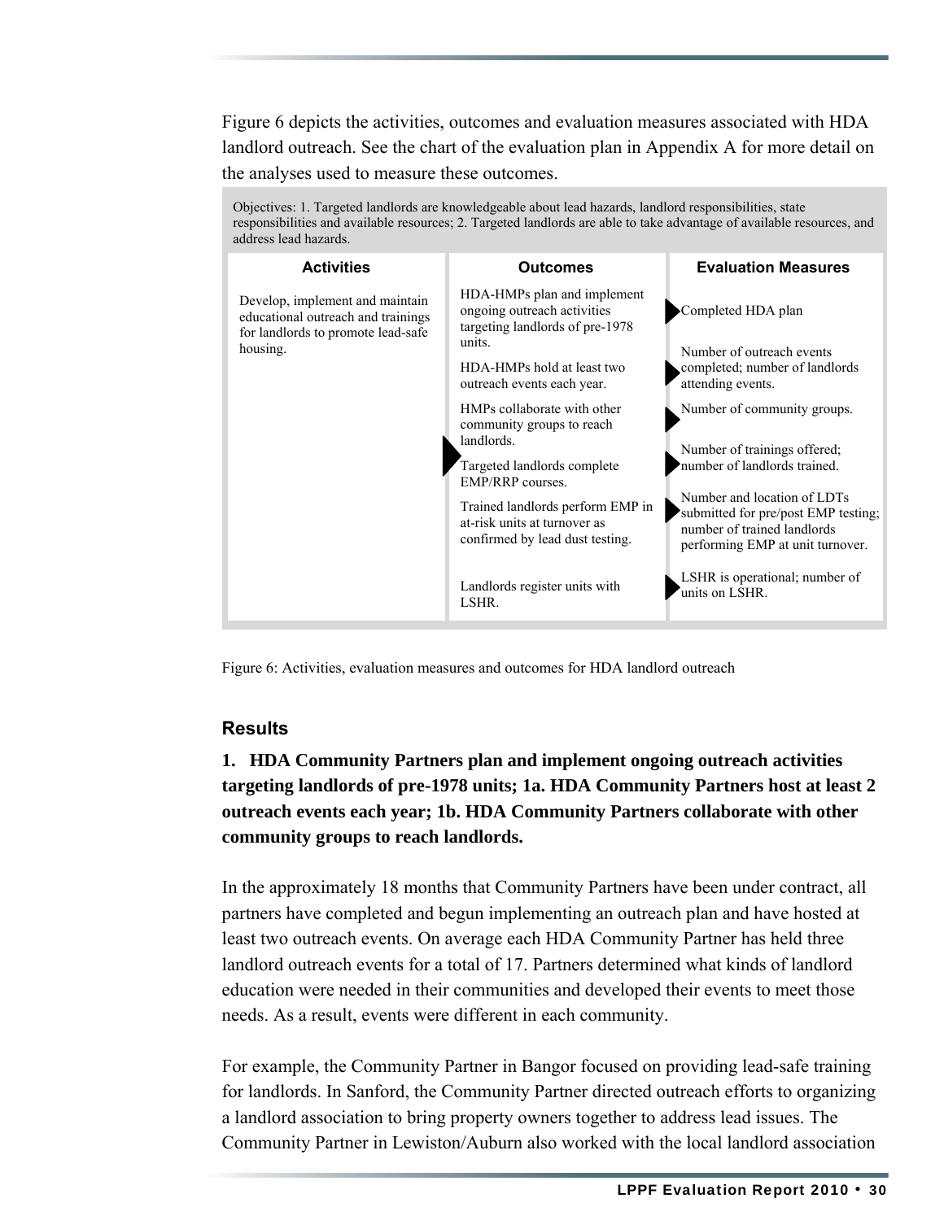Figure 6 depicts the activities, outcomes and evaluation measures associated with HDA landlord outreach. See the chart of the evaluation plan in Appendix A for more detail on the analyses used to measure these outcomes.

Objectives: 1. Targeted landlords are knowledgeable about lead hazards, landlord responsibilities, state responsibilities and available resources; 2. Targeted landlords are able to take advantage of available resources, and address lead hazards.

| Activities | Outcomes | Evaluation Measures |
|---|---|---|
| Develop, implement and maintain educational outreach and trainings for landlords to promote lead-safe housing. | HDA-HMPs plan and implement ongoing outreach activities targeting landlords of pre-1978 units. | Completed HDA plan |
| | HDA-HMPs hold at least two outreach events each year. | Number of outreach events completed; number of landlords attending events. |
| | HMPs collaborate with other community groups to reach landlords. | Number of community groups. |
| | Targeted landlords complete EMP/RRP courses. | Number of trainings offered; number of landlords trained. |
| | Trained landlords perform EMP in at-risk units at turnover as confirmed by lead dust testing. | Number and location of LDTs submitted for pre/post EMP testing; number of trained landlords performing EMP at unit turnover. |
| | Landlords register units with LSHR. | LSHR is operational; number of units on LSHR. |

Figure 6: Activities, evaluation measures and outcomes for HDA landlord outreach

### Results

**1. HDA Community Partners plan and implement ongoing outreach activities targeting landlords of pre-1978 units; 1a. HDA Community Partners host at least 2 outreach events each year; 1b. HDA Community Partners collaborate with other community groups to reach landlords.**

In the approximately 18 months that Community Partners have been under contract, all partners have completed and begun implementing an outreach plan and have hosted at least two outreach events. On average each HDA Community Partner has held three landlord outreach events for a total of 17. Partners determined what kinds of landlord education were needed in their communities and developed their events to meet those needs. As a result, events were different in each community.

For example, the Community Partner in Bangor focused on providing lead-safe training for landlords. In Sanford, the Community Partner directed outreach efforts to organizing a landlord association to bring property owners together to address lead issues. The Community Partner in Lewiston/Auburn also worked with the local landlord association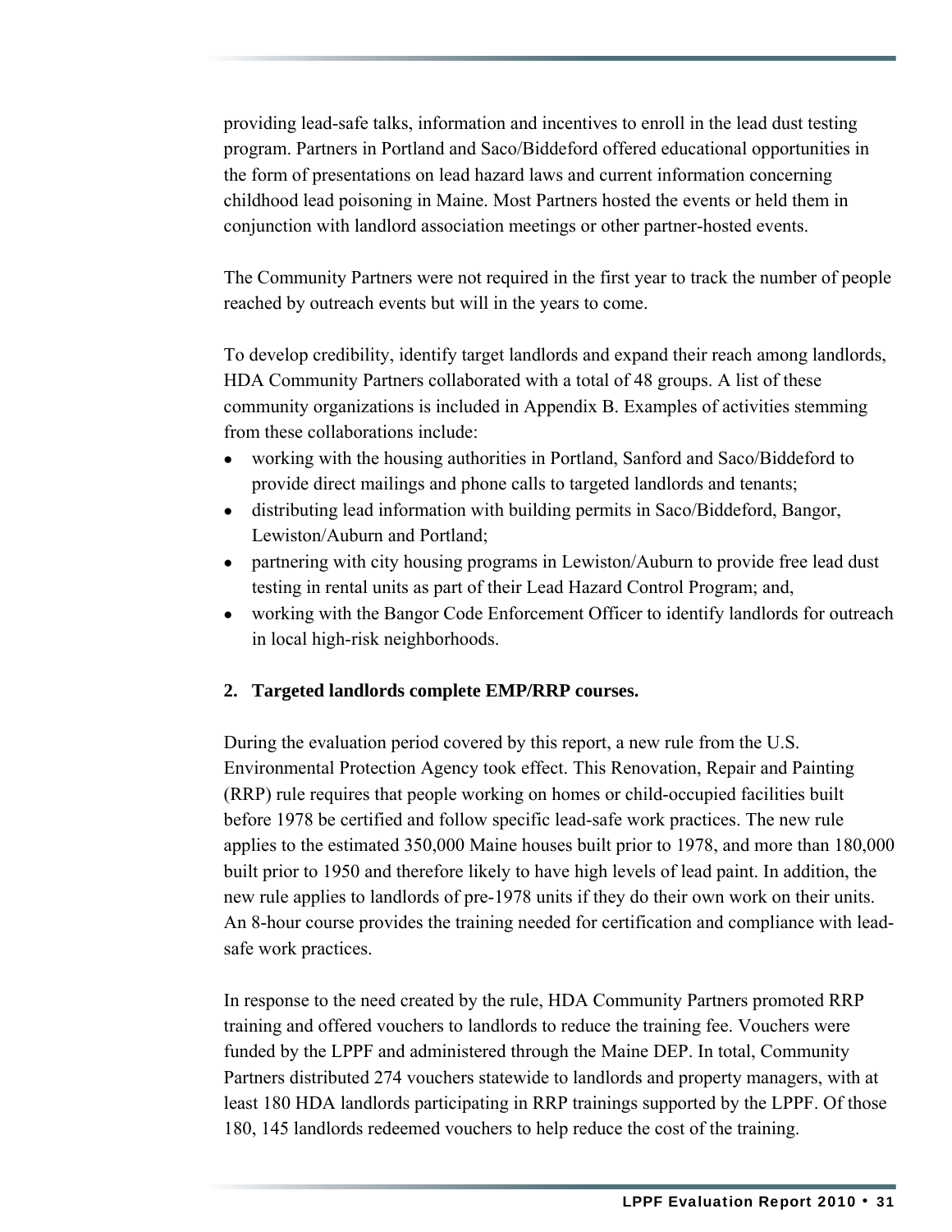providing lead-safe talks, information and incentives to enroll in the lead dust testing program. Partners in Portland and Saco/Biddeford offered educational opportunities in the form of presentations on lead hazard laws and current information concerning childhood lead poisoning in Maine. Most Partners hosted the events or held them in conjunction with landlord association meetings or other partner-hosted events.

The Community Partners were not required in the first year to track the number of people reached by outreach events but will in the years to come.

To develop credibility, identify target landlords and expand their reach among landlords, HDA Community Partners collaborated with a total of 48 groups. A list of these community organizations is included in Appendix B. Examples of activities stemming from these collaborations include:

- working with the housing authorities in Portland, Sanford and Saco/Biddeford to provide direct mailings and phone calls to targeted landlords and tenants;
- distributing lead information with building permits in Saco/Biddeford, Bangor, Lewiston/Auburn and Portland;
- partnering with city housing programs in Lewiston/Auburn to provide free lead dust testing in rental units as part of their Lead Hazard Control Program; and,
- working with the Bangor Code Enforcement Officer to identify landlords for outreach in local high-risk neighborhoods.

**2. Targeted landlords complete EMP/RRP courses.**

During the evaluation period covered by this report, a new rule from the U.S. Environmental Protection Agency took effect. This Renovation, Repair and Painting (RRP) rule requires that people working on homes or child-occupied facilities built before 1978 be certified and follow specific lead-safe work practices. The new rule applies to the estimated 350,000 Maine houses built prior to 1978, and more than 180,000 built prior to 1950 and therefore likely to have high levels of lead paint. In addition, the new rule applies to landlords of pre-1978 units if they do their own work on their units. An 8-hour course provides the training needed for certification and compliance with lead-safe work practices.

In response to the need created by the rule, HDA Community Partners promoted RRP training and offered vouchers to landlords to reduce the training fee. Vouchers were funded by the LPPF and administered through the Maine DEP. In total, Community Partners distributed 274 vouchers statewide to landlords and property managers, with at least 180 HDA landlords participating in RRP trainings supported by the LPPF. Of those 180, 145 landlords redeemed vouchers to help reduce the cost of the training.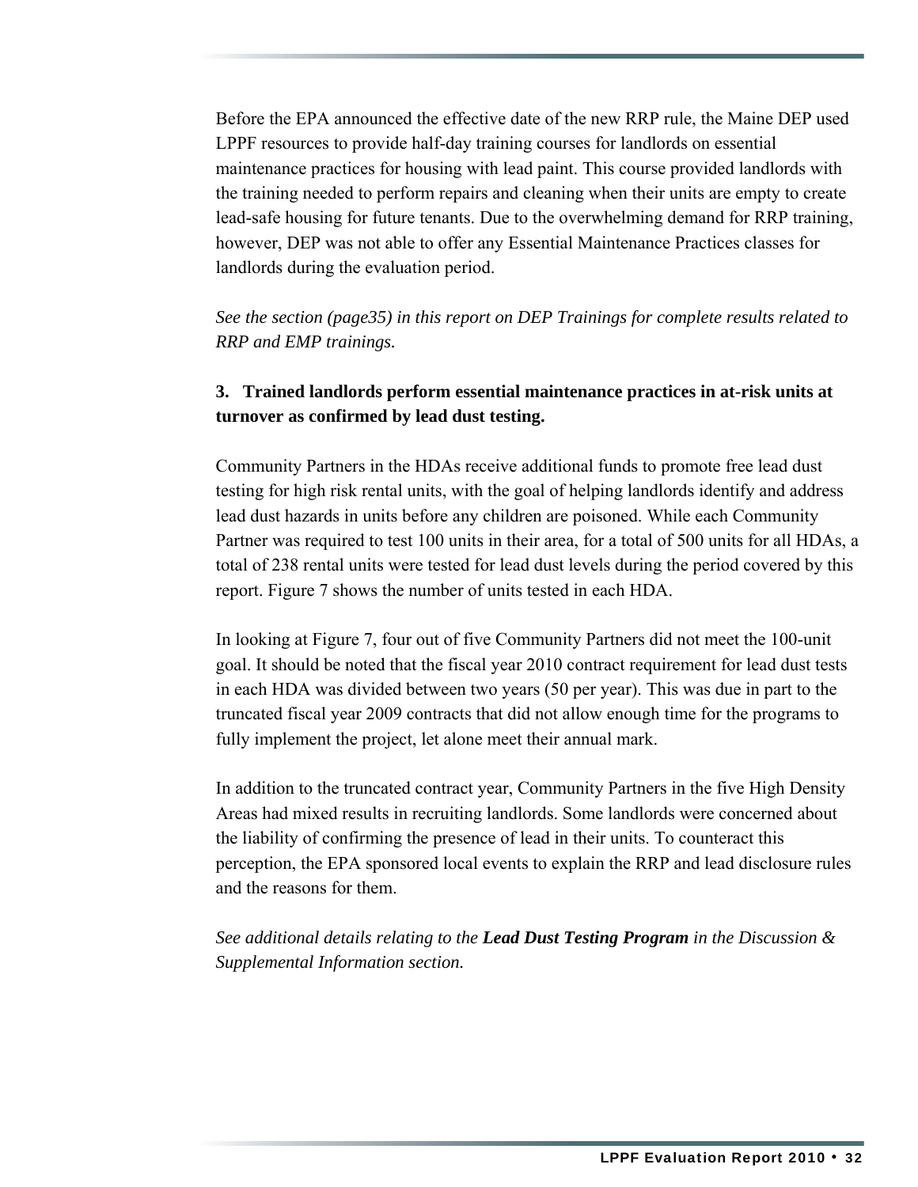Before the EPA announced the effective date of the new RRP rule, the Maine DEP used LPPF resources to provide half-day training courses for landlords on essential maintenance practices for housing with lead paint. This course provided landlords with the training needed to perform repairs and cleaning when their units are empty to create lead-safe housing for future tenants. Due to the overwhelming demand for RRP training, however, DEP was not able to offer any Essential Maintenance Practices classes for landlords during the evaluation period.

*See the section (page35) in this report on DEP Trainings for complete results related to RRP and EMP trainings.*

**3. Trained landlords perform essential maintenance practices in at-risk units at turnover as confirmed by lead dust testing.**

Community Partners in the HDAs receive additional funds to promote free lead dust testing for high risk rental units, with the goal of helping landlords identify and address lead dust hazards in units before any children are poisoned. While each Community Partner was required to test 100 units in their area, for a total of 500 units for all HDAs, a total of 238 rental units were tested for lead dust levels during the period covered by this report. Figure 7 shows the number of units tested in each HDA.

In looking at Figure 7, four out of five Community Partners did not meet the 100-unit goal. It should be noted that the fiscal year 2010 contract requirement for lead dust tests in each HDA was divided between two years (50 per year). This was due in part to the truncated fiscal year 2009 contracts that did not allow enough time for the programs to fully implement the project, let alone meet their annual mark.

In addition to the truncated contract year, Community Partners in the five High Density Areas had mixed results in recruiting landlords. Some landlords were concerned about the liability of confirming the presence of lead in their units. To counteract this perception, the EPA sponsored local events to explain the RRP and lead disclosure rules and the reasons for them.

*See additional details relating to the* ***Lead Dust Testing Program*** *in the Discussion & Supplemental Information section.*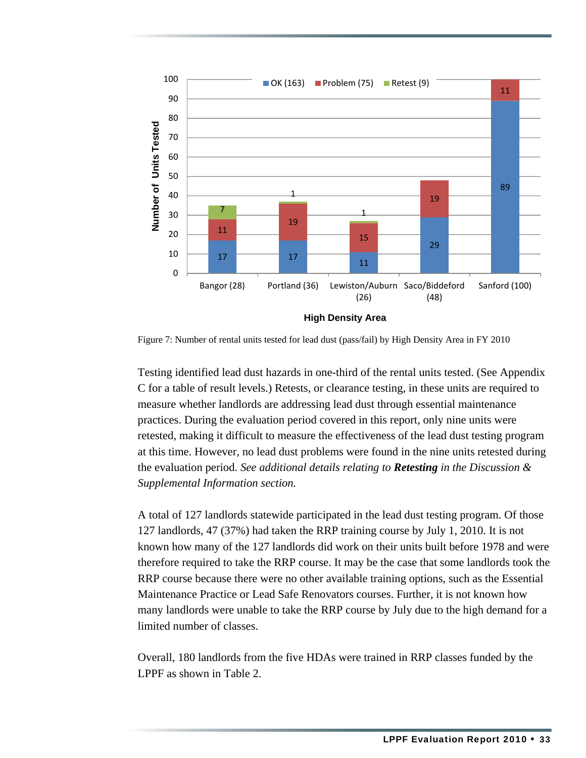| High Density Area | OK (163) | Problem (75) | Retest (9) |
|---|---|---|---|
| Bangor (28) | 17 | 11 | 7 |
| Portland (36) | 17 | 19 | 1 |
| Lewiston/Auburn (26) | 11 | 15 | 1 |
| Saco/Biddeford (48) | 29 | 19 | |
| Sanford (100) | 89 | 11 | |

Figure 7: Number of rental units tested for lead dust (pass/fail) by High Density Area in FY 2010

Testing identified lead dust hazards in one-third of the rental units tested. (See Appendix C for a table of result levels.) Retests, or clearance testing, in these units are required to measure whether landlords are addressing lead dust through essential maintenance practices. During the evaluation period covered in this report, only nine units were retested, making it difficult to measure the effectiveness of the lead dust testing program at this time. However, no lead dust problems were found in the nine units retested during the evaluation period. *See additional details relating to **Retesting** in the Discussion & Supplemental Information section.*

A total of 127 landlords statewide participated in the lead dust testing program. Of those 127 landlords, 47 (37%) had taken the RRP training course by July 1, 2010. It is not known how many of the 127 landlords did work on their units built before 1978 and were therefore required to take the RRP course. It may be the case that some landlords took the RRP course because there were no other available training options, such as the Essential Maintenance Practice or Lead Safe Renovators courses. Further, it is not known how many landlords were unable to take the RRP course by July due to the high demand for a limited number of classes.

Overall, 180 landlords from the five HDAs were trained in RRP classes funded by the LPPF as shown in Table 2.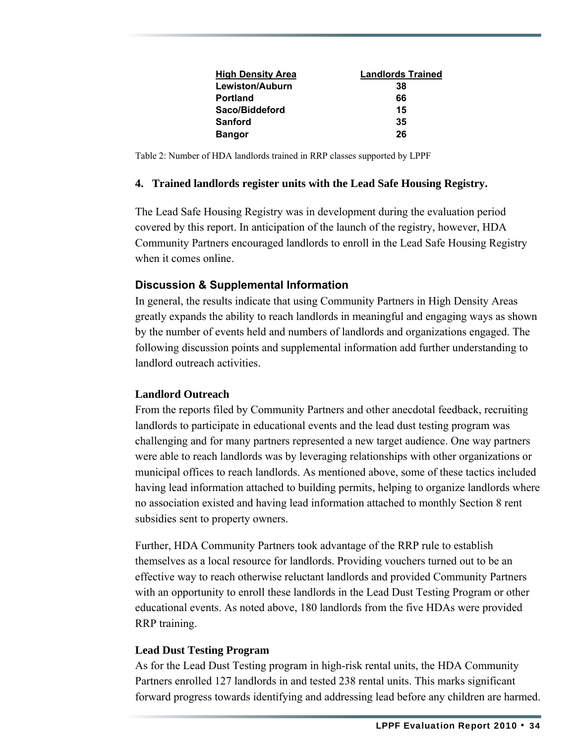| High Density Area | Landlords Trained |
| --- | --- |
| Lewiston/Auburn | 38 |
| Portland | 66 |
| Saco/Biddeford | 15 |
| Sanford | 35 |
| Bangor | 26 |

Table 2: Number of HDA landlords trained in RRP classes supported by LPPF

**4. Trained landlords register units with the Lead Safe Housing Registry.**

The Lead Safe Housing Registry was in development during the evaluation period covered by this report. In anticipation of the launch of the registry, however, HDA Community Partners encouraged landlords to enroll in the Lead Safe Housing Registry when it comes online.

### Discussion & Supplemental Information

In general, the results indicate that using Community Partners in High Density Areas greatly expands the ability to reach landlords in meaningful and engaging ways as shown by the number of events held and numbers of landlords and organizations engaged. The following discussion points and supplemental information add further understanding to landlord outreach activities.

**Landlord Outreach**

From the reports filed by Community Partners and other anecdotal feedback, recruiting landlords to participate in educational events and the lead dust testing program was challenging and for many partners represented a new target audience. One way partners were able to reach landlords was by leveraging relationships with other organizations or municipal offices to reach landlords. As mentioned above, some of these tactics included having lead information attached to building permits, helping to organize landlords where no association existed and having lead information attached to monthly Section 8 rent subsidies sent to property owners.

Further, HDA Community Partners took advantage of the RRP rule to establish themselves as a local resource for landlords. Providing vouchers turned out to be an effective way to reach otherwise reluctant landlords and provided Community Partners with an opportunity to enroll these landlords in the Lead Dust Testing Program or other educational events. As noted above, 180 landlords from the five HDAs were provided RRP training.

**Lead Dust Testing Program**

As for the Lead Dust Testing program in high-risk rental units, the HDA Community Partners enrolled 127 landlords in and tested 238 rental units. This marks significant forward progress towards identifying and addressing lead before any children are harmed.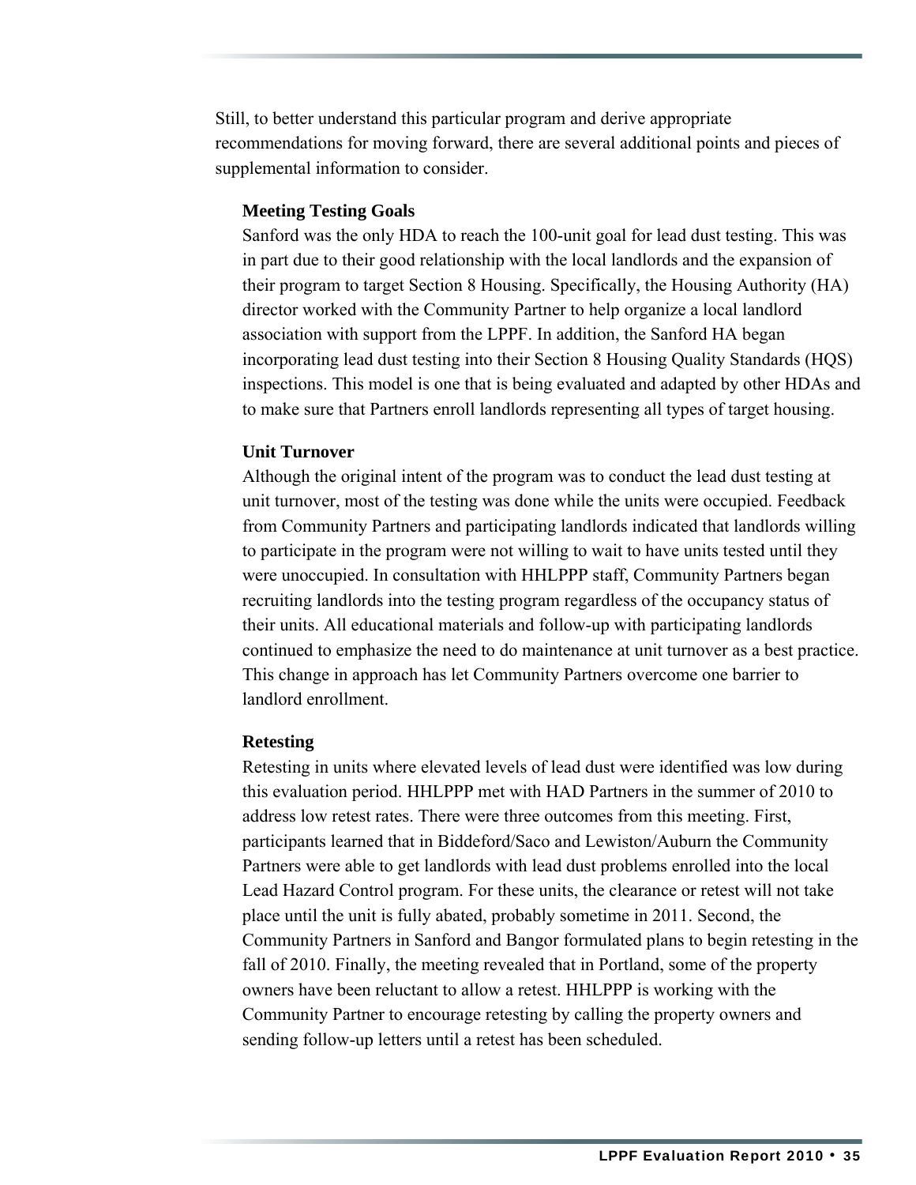Still, to better understand this particular program and derive appropriate recommendations for moving forward, there are several additional points and pieces of supplemental information to consider.

**Meeting Testing Goals**

Sanford was the only HDA to reach the 100-unit goal for lead dust testing. This was in part due to their good relationship with the local landlords and the expansion of their program to target Section 8 Housing. Specifically, the Housing Authority (HA) director worked with the Community Partner to help organize a local landlord association with support from the LPPF. In addition, the Sanford HA began incorporating lead dust testing into their Section 8 Housing Quality Standards (HQS) inspections. This model is one that is being evaluated and adapted by other HDAs and to make sure that Partners enroll landlords representing all types of target housing.

**Unit Turnover**

Although the original intent of the program was to conduct the lead dust testing at unit turnover, most of the testing was done while the units were occupied. Feedback from Community Partners and participating landlords indicated that landlords willing to participate in the program were not willing to wait to have units tested until they were unoccupied. In consultation with HHLPPP staff, Community Partners began recruiting landlords into the testing program regardless of the occupancy status of their units. All educational materials and follow-up with participating landlords continued to emphasize the need to do maintenance at unit turnover as a best practice. This change in approach has let Community Partners overcome one barrier to landlord enrollment.

**Retesting**

Retesting in units where elevated levels of lead dust were identified was low during this evaluation period. HHLPPP met with HAD Partners in the summer of 2010 to address low retest rates. There were three outcomes from this meeting. First, participants learned that in Biddeford/Saco and Lewiston/Auburn the Community Partners were able to get landlords with lead dust problems enrolled into the local Lead Hazard Control program. For these units, the clearance or retest will not take place until the unit is fully abated, probably sometime in 2011. Second, the Community Partners in Sanford and Bangor formulated plans to begin retesting in the fall of 2010. Finally, the meeting revealed that in Portland, some of the property owners have been reluctant to allow a retest. HHLPPP is working with the Community Partner to encourage retesting by calling the property owners and sending follow-up letters until a retest has been scheduled.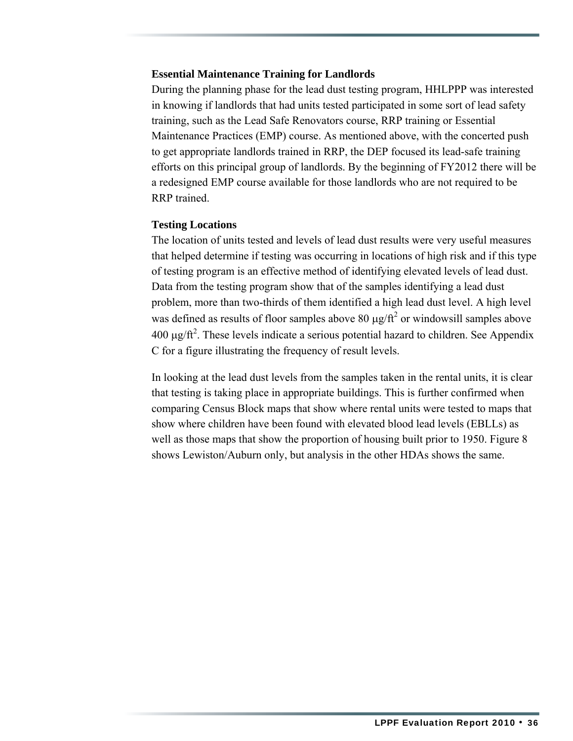### Essential Maintenance Training for Landlords

During the planning phase for the lead dust testing program, HHLPPP was interested in knowing if landlords that had units tested participated in some sort of lead safety training, such as the Lead Safe Renovators course, RRP training or Essential Maintenance Practices (EMP) course. As mentioned above, with the concerted push to get appropriate landlords trained in RRP, the DEP focused its lead-safe training efforts on this principal group of landlords. By the beginning of FY2012 there will be a redesigned EMP course available for those landlords who are not required to be RRP trained.

### Testing Locations

The location of units tested and levels of lead dust results were very useful measures that helped determine if testing was occurring in locations of high risk and if this type of testing program is an effective method of identifying elevated levels of lead dust. Data from the testing program show that of the samples identifying a lead dust problem, more than two-thirds of them identified a high lead dust level. A high level was defined as results of floor samples above 80 $\mu g/ft^2$ or windowsill samples above 400 $\mu g/ft^2$. These levels indicate a serious potential hazard to children. See Appendix C for a figure illustrating the frequency of result levels.

In looking at the lead dust levels from the samples taken in the rental units, it is clear that testing is taking place in appropriate buildings. This is further confirmed when comparing Census Block maps that show where rental units were tested to maps that show where children have been found with elevated blood lead levels (EBLLs) as well as those maps that show the proportion of housing built prior to 1950. Figure 8 shows Lewiston/Auburn only, but analysis in the other HDAs shows the same.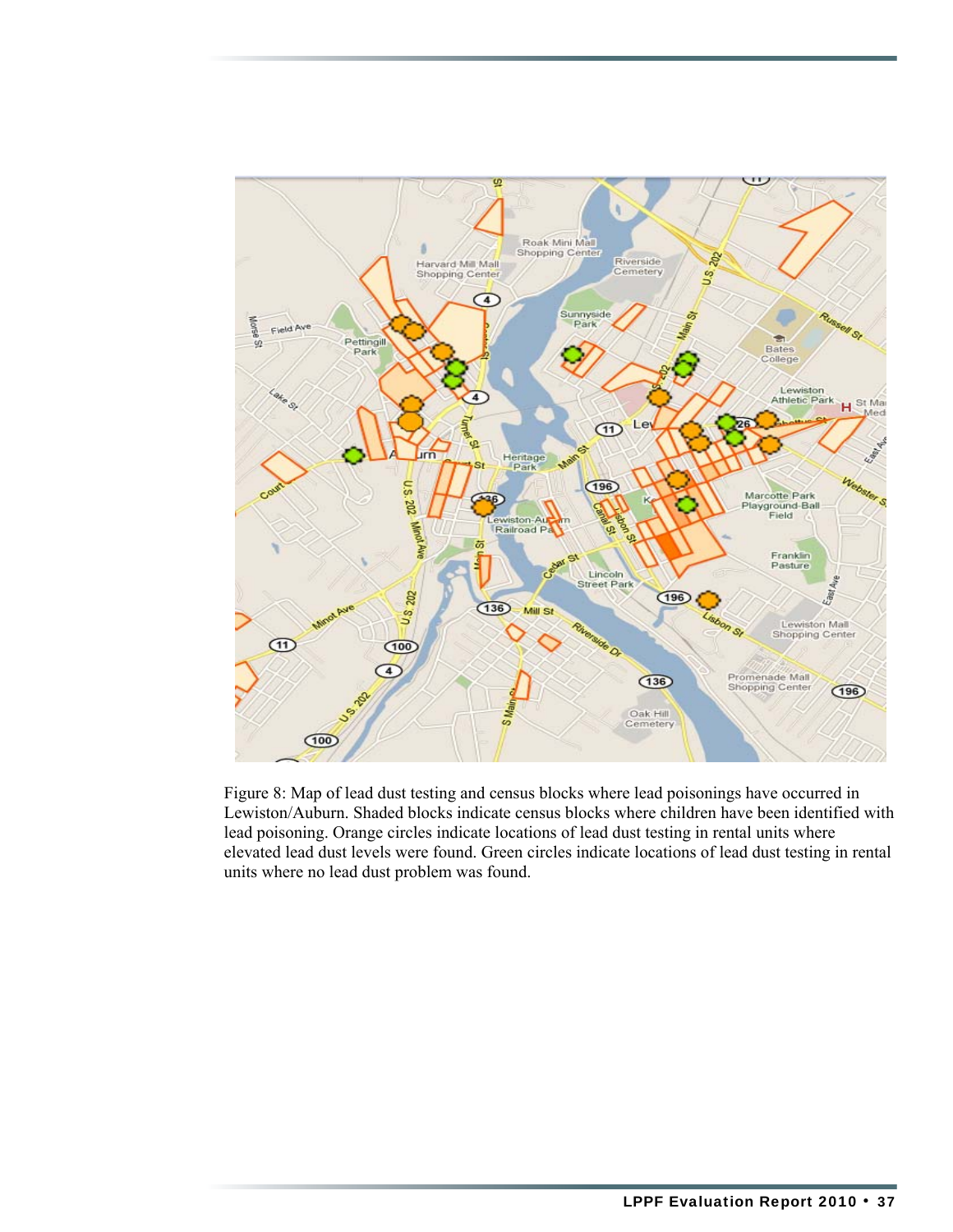Figure 8: Map of lead dust testing and census blocks where lead poisonings have occurred in Lewiston/Auburn. Shaded blocks indicate census blocks where children have been identified with lead poisoning. Orange circles indicate locations of lead dust testing in rental units where elevated lead dust levels were found. Green circles indicate locations of lead dust testing in rental units where no lead dust problem was found.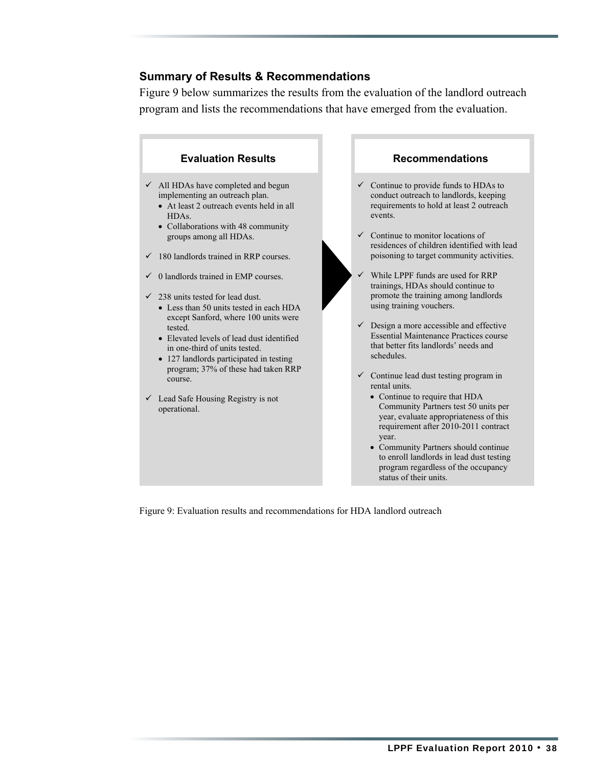### Summary of Results & Recommendations

Figure 9 below summarizes the results from the evaluation of the landlord outreach program and lists the recommendations that have emerged from the evaluation.

**Evaluation Results**

- ✓ All HDAs have completed and begun implementing an outreach plan.
  - At least 2 outreach events held in all HDAs.
  - Collaborations with 48 community groups among all HDAs.
- ✓ 180 landlords trained in RRP courses.
- ✓ 0 landlords trained in EMP courses.
- ✓ 238 units tested for lead dust.
  - Less than 50 units tested in each HDA except Sanford, where 100 units were tested.
  - Elevated levels of lead dust identified in one-third of units tested.
  - 127 landlords participated in testing program; 37% of these had taken RRP course.
- ✓ Lead Safe Housing Registry is not operational.

**Recommendations**

- ✓ Continue to provide funds to HDAs to conduct outreach to landlords, keeping requirements to hold at least 2 outreach events.
- ✓ Continue to monitor locations of residences of children identified with lead poisoning to target community activities.
- ✓ While LPPF funds are used for RRP trainings, HDAs should continue to promote the training among landlords using training vouchers.
- ✓ Design a more accessible and effective Essential Maintenance Practices course that better fits landlords' needs and schedules.
- ✓ Continue lead dust testing program in rental units.
  - Continue to require that HDA Community Partners test 50 units per year, evaluate appropriateness of this requirement after 2010-2011 contract year.
  - Community Partners should continue to enroll landlords in lead dust testing program regardless of the occupancy status of their units.

Figure 9: Evaluation results and recommendations for HDA landlord outreach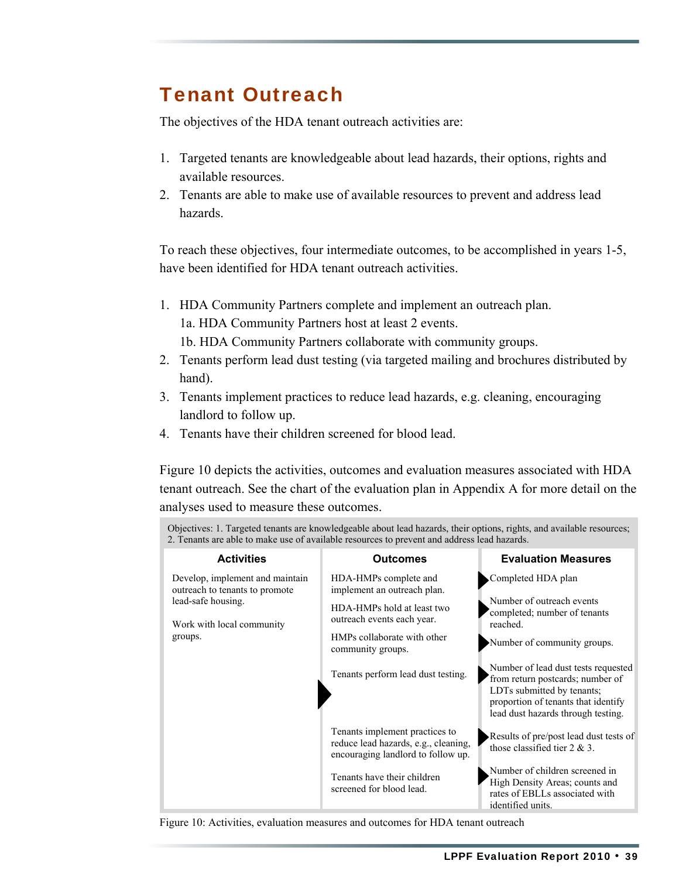# Tenant Outreach

The objectives of the HDA tenant outreach activities are:

1. Targeted tenants are knowledgeable about lead hazards, their options, rights and available resources.
2. Tenants are able to make use of available resources to prevent and address lead hazards.

To reach these objectives, four intermediate outcomes, to be accomplished in years 1-5, have been identified for HDA tenant outreach activities.

1. HDA Community Partners complete and implement an outreach plan.
   1a. HDA Community Partners host at least 2 events.
   1b. HDA Community Partners collaborate with community groups.
2. Tenants perform lead dust testing (via targeted mailing and brochures distributed by hand).
3. Tenants implement practices to reduce lead hazards, e.g. cleaning, encouraging landlord to follow up.
4. Tenants have their children screened for blood lead.

Figure 10 depicts the activities, outcomes and evaluation measures associated with HDA tenant outreach. See the chart of the evaluation plan in Appendix A for more detail on the analyses used to measure these outcomes.

Objectives: 1. Targeted tenants are knowledgeable about lead hazards, their options, rights, and available resources; 2. Tenants are able to make use of available resources to prevent and address lead hazards.

| Activities | Outcomes | Evaluation Measures |
|---|---|---|
| Develop, implement and maintain outreach to tenants to promote lead-safe housing.<br><br>Work with local community groups. | HDA-HMPs complete and implement an outreach plan. | Completed HDA plan |
| | HDA-HMPs hold at least two outreach events each year. | Number of outreach events completed; number of tenants reached. |
| | HMPs collaborate with other community groups. | Number of community groups. |
| | Tenants perform lead dust testing. | Number of lead dust tests requested from return postcards; number of LDTs submitted by tenants; proportion of tenants that identify lead dust hazards through testing. |
| | Tenants implement practices to reduce lead hazards, e.g., cleaning, encouraging landlord to follow up. | Results of pre/post lead dust tests of those classified tier 2 & 3. |
| | Tenants have their children screened for blood lead. | Number of children screened in High Density Areas; counts and rates of EBLLs associated with identified units. |

Figure 10: Activities, evaluation measures and outcomes for HDA tenant outreach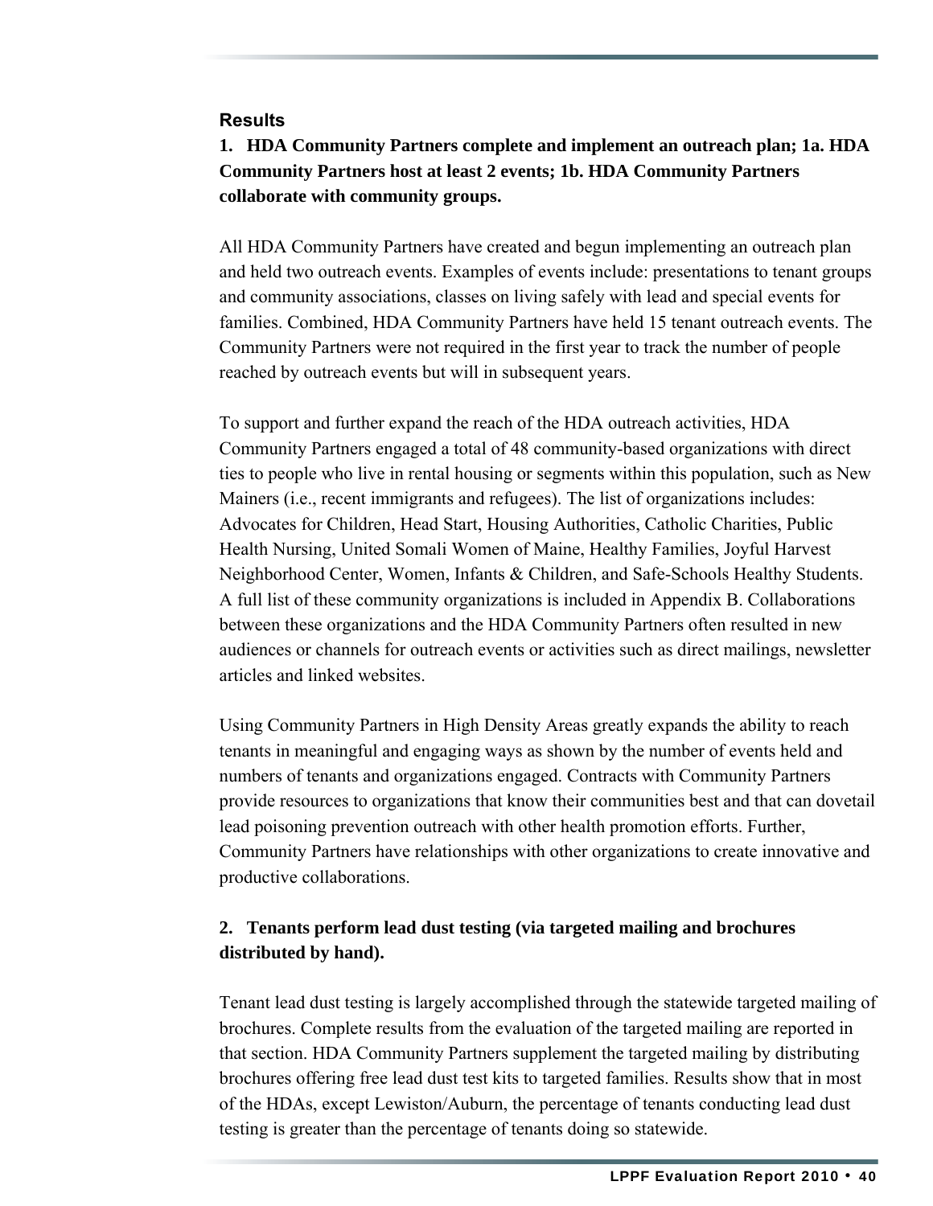### Results

**1. HDA Community Partners complete and implement an outreach plan; 1a. HDA Community Partners host at least 2 events; 1b. HDA Community Partners collaborate with community groups.**

All HDA Community Partners have created and begun implementing an outreach plan and held two outreach events. Examples of events include: presentations to tenant groups and community associations, classes on living safely with lead and special events for families. Combined, HDA Community Partners have held 15 tenant outreach events. The Community Partners were not required in the first year to track the number of people reached by outreach events but will in subsequent years.

To support and further expand the reach of the HDA outreach activities, HDA Community Partners engaged a total of 48 community-based organizations with direct ties to people who live in rental housing or segments within this population, such as New Mainers (i.e., recent immigrants and refugees). The list of organizations includes: Advocates for Children, Head Start, Housing Authorities, Catholic Charities, Public Health Nursing, United Somali Women of Maine, Healthy Families, Joyful Harvest Neighborhood Center, Women, Infants & Children, and Safe-Schools Healthy Students. A full list of these community organizations is included in Appendix B. Collaborations between these organizations and the HDA Community Partners often resulted in new audiences or channels for outreach events or activities such as direct mailings, newsletter articles and linked websites.

Using Community Partners in High Density Areas greatly expands the ability to reach tenants in meaningful and engaging ways as shown by the number of events held and numbers of tenants and organizations engaged. Contracts with Community Partners provide resources to organizations that know their communities best and that can dovetail lead poisoning prevention outreach with other health promotion efforts. Further, Community Partners have relationships with other organizations to create innovative and productive collaborations.

**2. Tenants perform lead dust testing (via targeted mailing and brochures distributed by hand).**

Tenant lead dust testing is largely accomplished through the statewide targeted mailing of brochures. Complete results from the evaluation of the targeted mailing are reported in that section. HDA Community Partners supplement the targeted mailing by distributing brochures offering free lead dust test kits to targeted families. Results show that in most of the HDAs, except Lewiston/Auburn, the percentage of tenants conducting lead dust testing is greater than the percentage of tenants doing so statewide.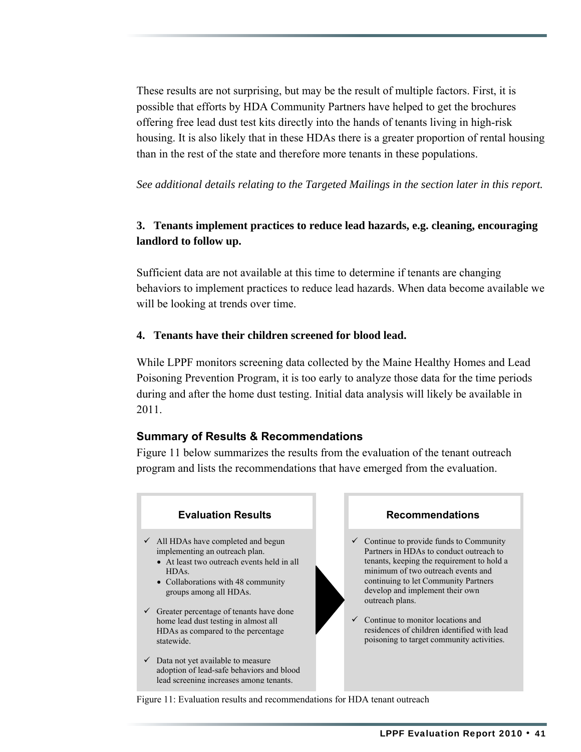These results are not surprising, but may be the result of multiple factors. First, it is possible that efforts by HDA Community Partners have helped to get the brochures offering free lead dust test kits directly into the hands of tenants living in high-risk housing. It is also likely that in these HDAs there is a greater proportion of rental housing than in the rest of the state and therefore more tenants in these populations.

*See additional details relating to the Targeted Mailings in the section later in this report.*

**3. Tenants implement practices to reduce lead hazards, e.g. cleaning, encouraging landlord to follow up.**

Sufficient data are not available at this time to determine if tenants are changing behaviors to implement practices to reduce lead hazards. When data become available we will be looking at trends over time.

**4. Tenants have their children screened for blood lead.**

While LPPF monitors screening data collected by the Maine Healthy Homes and Lead Poisoning Prevention Program, it is too early to analyze those data for the time periods during and after the home dust testing. Initial data analysis will likely be available in 2011.

### Summary of Results & Recommendations

Figure 11 below summarizes the results from the evaluation of the tenant outreach program and lists the recommendations that have emerged from the evaluation.

| Evaluation Results | Recommendations |
|---|---|
| ✓ All HDAs have completed and begun implementing an outreach plan.<br>• At least two outreach events held in all HDAs.<br>• Collaborations with 48 community groups among all HDAs.<br><br>✓ Greater percentage of tenants have done home lead dust testing in almost all HDAs as compared to the percentage statewide.<br><br>✓ Data not yet available to measure adoption of lead-safe behaviors and blood lead screening increases among tenants. | ✓ Continue to provide funds to Community Partners in HDAs to conduct outreach to tenants, keeping the requirement to hold a minimum of two outreach events and continuing to let Community Partners develop and implement their own outreach plans.<br><br>✓ Continue to monitor locations and residences of children identified with lead poisoning to target community activities. |

Figure 11: Evaluation results and recommendations for HDA tenant outreach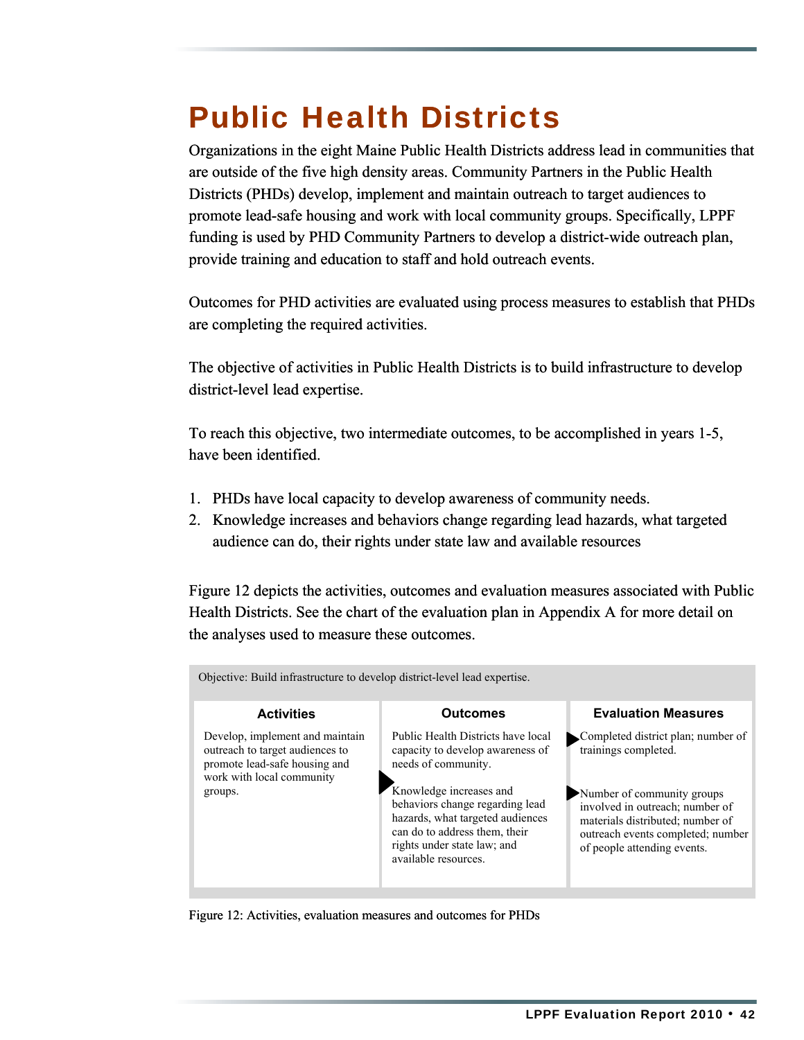# Public Health Districts

Organizations in the eight Maine Public Health Districts address lead in communities that are outside of the five high density areas. Community Partners in the Public Health Districts (PHDs) develop, implement and maintain outreach to target audiences to promote lead-safe housing and work with local community groups. Specifically, LPPF funding is used by PHD Community Partners to develop a district-wide outreach plan, provide training and education to staff and hold outreach events.

Outcomes for PHD activities are evaluated using process measures to establish that PHDs are completing the required activities.

The objective of activities in Public Health Districts is to build infrastructure to develop district-level lead expertise.

To reach this objective, two intermediate outcomes, to be accomplished in years 1-5, have been identified.

1. PHDs have local capacity to develop awareness of community needs.
2. Knowledge increases and behaviors change regarding lead hazards, what targeted audience can do, their rights under state law and available resources

Figure 12 depicts the activities, outcomes and evaluation measures associated with Public Health Districts. See the chart of the evaluation plan in Appendix A for more detail on the analyses used to measure these outcomes.

Objective: Build infrastructure to develop district-level lead expertise.

| Activities | Outcomes | Evaluation Measures |
|---|---|---|
| Develop, implement and maintain outreach to target audiences to promote lead-safe housing and work with local community groups. | Public Health Districts have local capacity to develop awareness of needs of community. | Completed district plan; number of trainings completed. |
| | Knowledge increases and behaviors change regarding lead hazards, what targeted audiences can do to address them, their rights under state law; and available resources. | Number of community groups involved in outreach; number of materials distributed; number of outreach events completed; number of people attending events. |

Figure 12: Activities, evaluation measures and outcomes for PHDs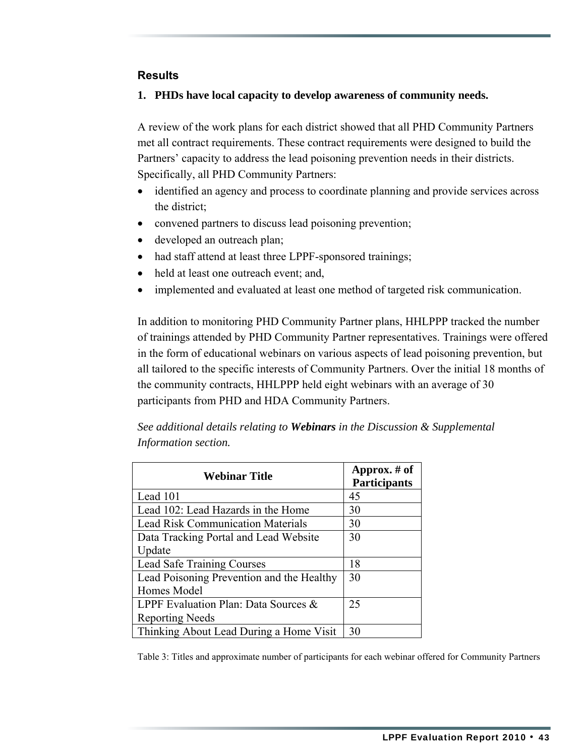### Results

**1. PHDs have local capacity to develop awareness of community needs.**

A review of the work plans for each district showed that all PHD Community Partners met all contract requirements. These contract requirements were designed to build the Partners' capacity to address the lead poisoning prevention needs in their districts. Specifically, all PHD Community Partners:

- identified an agency and process to coordinate planning and provide services across the district;
- convened partners to discuss lead poisoning prevention;
- developed an outreach plan;
- had staff attend at least three LPPF-sponsored trainings;
- held at least one outreach event; and,
- implemented and evaluated at least one method of targeted risk communication.

In addition to monitoring PHD Community Partner plans, HHLPPP tracked the number of trainings attended by PHD Community Partner representatives. Trainings were offered in the form of educational webinars on various aspects of lead poisoning prevention, but all tailored to the specific interests of Community Partners. Over the initial 18 months of the community contracts, HHLPPP held eight webinars with an average of 30 participants from PHD and HDA Community Partners.

*See additional details relating to* ***Webinars*** *in the Discussion & Supplemental Information section.*

| Webinar Title | Approx. # of Participants |
|---|---|
| Lead 101 | 45 |
| Lead 102: Lead Hazards in the Home | 30 |
| Lead Risk Communication Materials | 30 |
| Data Tracking Portal and Lead Website Update | 30 |
| Lead Safe Training Courses | 18 |
| Lead Poisoning Prevention and the Healthy Homes Model | 30 |
| LPPF Evaluation Plan: Data Sources & Reporting Needs | 25 |
| Thinking About Lead During a Home Visit | 30 |

Table 3: Titles and approximate number of participants for each webinar offered for Community Partners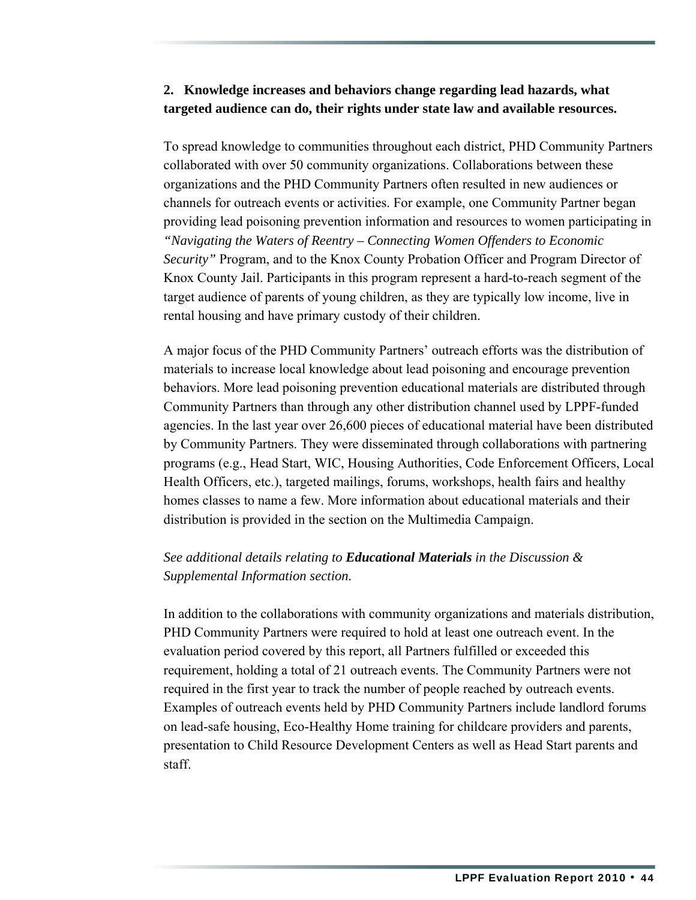**2. Knowledge increases and behaviors change regarding lead hazards, what targeted audience can do, their rights under state law and available resources.**

To spread knowledge to communities throughout each district, PHD Community Partners collaborated with over 50 community organizations. Collaborations between these organizations and the PHD Community Partners often resulted in new audiences or channels for outreach events or activities. For example, one Community Partner began providing lead poisoning prevention information and resources to women participating in *"Navigating the Waters of Reentry – Connecting Women Offenders to Economic Security"* Program, and to the Knox County Probation Officer and Program Director of Knox County Jail. Participants in this program represent a hard-to-reach segment of the target audience of parents of young children, as they are typically low income, live in rental housing and have primary custody of their children.

A major focus of the PHD Community Partners' outreach efforts was the distribution of materials to increase local knowledge about lead poisoning and encourage prevention behaviors. More lead poisoning prevention educational materials are distributed through Community Partners than through any other distribution channel used by LPPF-funded agencies. In the last year over 26,600 pieces of educational material have been distributed by Community Partners. They were disseminated through collaborations with partnering programs (e.g., Head Start, WIC, Housing Authorities, Code Enforcement Officers, Local Health Officers, etc.), targeted mailings, forums, workshops, health fairs and healthy homes classes to name a few. More information about educational materials and their distribution is provided in the section on the Multimedia Campaign.

*See additional details relating to* ***Educational Materials*** *in the Discussion & Supplemental Information section.*

In addition to the collaborations with community organizations and materials distribution, PHD Community Partners were required to hold at least one outreach event. In the evaluation period covered by this report, all Partners fulfilled or exceeded this requirement, holding a total of 21 outreach events. The Community Partners were not required in the first year to track the number of people reached by outreach events. Examples of outreach events held by PHD Community Partners include landlord forums on lead-safe housing, Eco-Healthy Home training for childcare providers and parents, presentation to Child Resource Development Centers as well as Head Start parents and staff.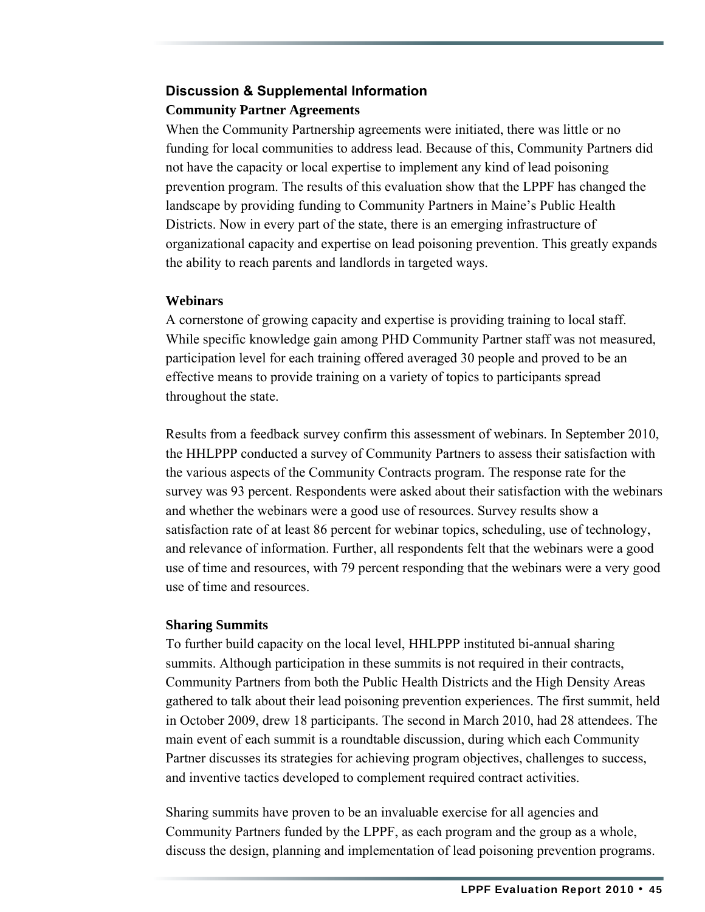## Discussion & Supplemental Information

### Community Partner Agreements

When the Community Partnership agreements were initiated, there was little or no funding for local communities to address lead. Because of this, Community Partners did not have the capacity or local expertise to implement any kind of lead poisoning prevention program. The results of this evaluation show that the LPPF has changed the landscape by providing funding to Community Partners in Maine's Public Health Districts. Now in every part of the state, there is an emerging infrastructure of organizational capacity and expertise on lead poisoning prevention. This greatly expands the ability to reach parents and landlords in targeted ways.

### Webinars

A cornerstone of growing capacity and expertise is providing training to local staff. While specific knowledge gain among PHD Community Partner staff was not measured, participation level for each training offered averaged 30 people and proved to be an effective means to provide training on a variety of topics to participants spread throughout the state.

Results from a feedback survey confirm this assessment of webinars. In September 2010, the HHLPPP conducted a survey of Community Partners to assess their satisfaction with the various aspects of the Community Contracts program. The response rate for the survey was 93 percent. Respondents were asked about their satisfaction with the webinars and whether the webinars were a good use of resources. Survey results show a satisfaction rate of at least 86 percent for webinar topics, scheduling, use of technology, and relevance of information. Further, all respondents felt that the webinars were a good use of time and resources, with 79 percent responding that the webinars were a very good use of time and resources.

### Sharing Summits

To further build capacity on the local level, HHLPPP instituted bi-annual sharing summits. Although participation in these summits is not required in their contracts, Community Partners from both the Public Health Districts and the High Density Areas gathered to talk about their lead poisoning prevention experiences. The first summit, held in October 2009, drew 18 participants. The second in March 2010, had 28 attendees. The main event of each summit is a roundtable discussion, during which each Community Partner discusses its strategies for achieving program objectives, challenges to success, and inventive tactics developed to complement required contract activities.

Sharing summits have proven to be an invaluable exercise for all agencies and Community Partners funded by the LPPF, as each program and the group as a whole, discuss the design, planning and implementation of lead poisoning prevention programs.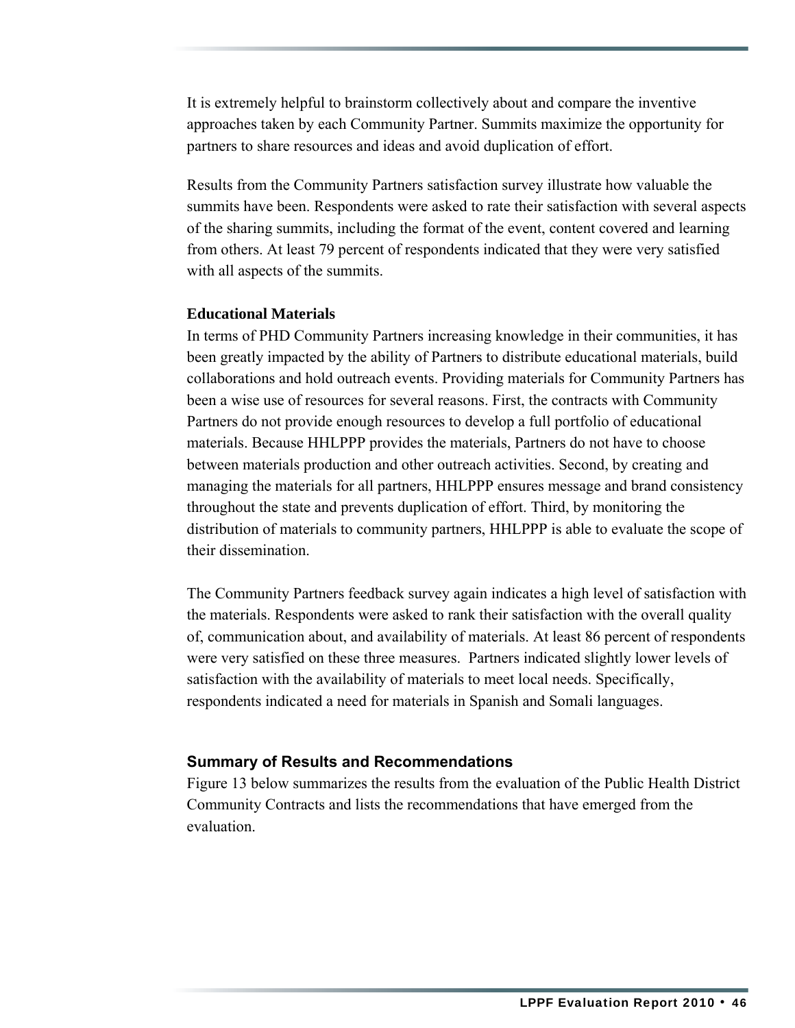It is extremely helpful to brainstorm collectively about and compare the inventive approaches taken by each Community Partner. Summits maximize the opportunity for partners to share resources and ideas and avoid duplication of effort.

Results from the Community Partners satisfaction survey illustrate how valuable the summits have been. Respondents were asked to rate their satisfaction with several aspects of the sharing summits, including the format of the event, content covered and learning from others. At least 79 percent of respondents indicated that they were very satisfied with all aspects of the summits.

**Educational Materials**

In terms of PHD Community Partners increasing knowledge in their communities, it has been greatly impacted by the ability of Partners to distribute educational materials, build collaborations and hold outreach events. Providing materials for Community Partners has been a wise use of resources for several reasons. First, the contracts with Community Partners do not provide enough resources to develop a full portfolio of educational materials. Because HHLPPP provides the materials, Partners do not have to choose between materials production and other outreach activities. Second, by creating and managing the materials for all partners, HHLPPP ensures message and brand consistency throughout the state and prevents duplication of effort. Third, by monitoring the distribution of materials to community partners, HHLPPP is able to evaluate the scope of their dissemination.

The Community Partners feedback survey again indicates a high level of satisfaction with the materials. Respondents were asked to rank their satisfaction with the overall quality of, communication about, and availability of materials. At least 86 percent of respondents were very satisfied on these three measures. Partners indicated slightly lower levels of satisfaction with the availability of materials to meet local needs. Specifically, respondents indicated a need for materials in Spanish and Somali languages.

### Summary of Results and Recommendations

Figure 13 below summarizes the results from the evaluation of the Public Health District Community Contracts and lists the recommendations that have emerged from the evaluation.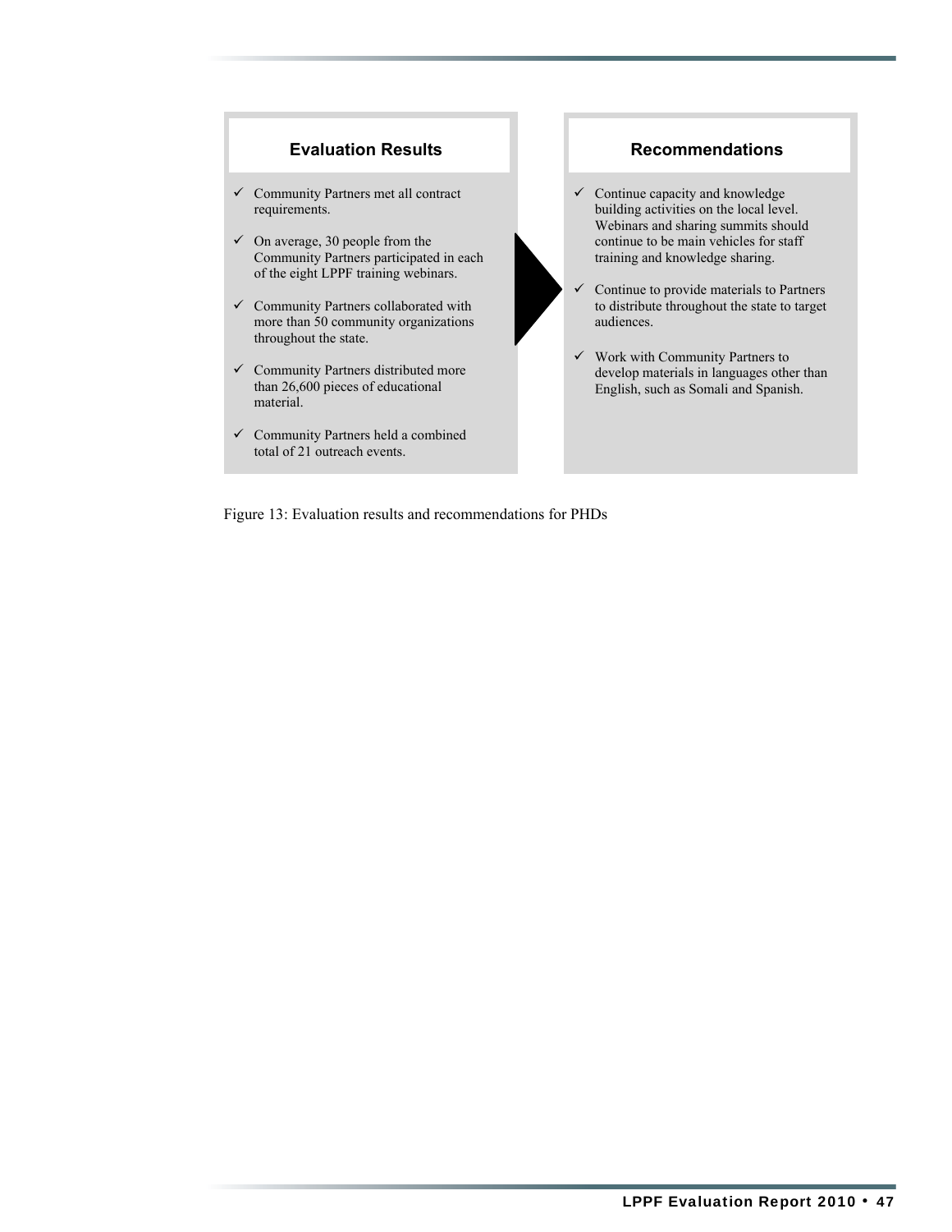**Evaluation Results**

- ✓ Community Partners met all contract requirements.
- ✓ On average, 30 people from the Community Partners participated in each of the eight LPPF training webinars.
- ✓ Community Partners collaborated with more than 50 community organizations throughout the state.
- ✓ Community Partners distributed more than 26,600 pieces of educational material.
- ✓ Community Partners held a combined total of 21 outreach events.

**Recommendations**

- ✓ Continue capacity and knowledge building activities on the local level. Webinars and sharing summits should continue to be main vehicles for staff training and knowledge sharing.
- ✓ Continue to provide materials to Partners to distribute throughout the state to target audiences.
- ✓ Work with Community Partners to develop materials in languages other than English, such as Somali and Spanish.

Figure 13: Evaluation results and recommendations for PHDs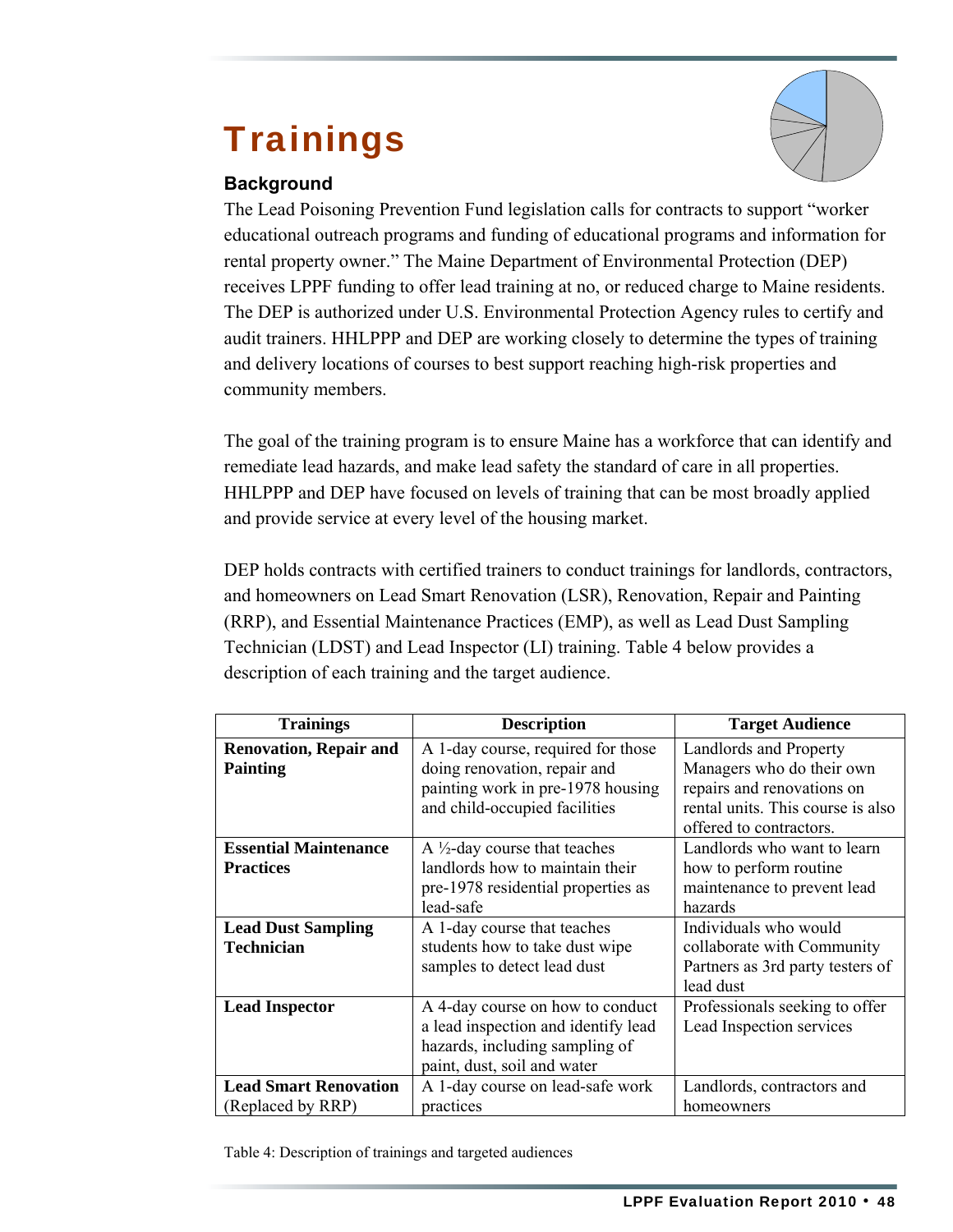# Trainings

### Background

The Lead Poisoning Prevention Fund legislation calls for contracts to support "worker educational outreach programs and funding of educational programs and information for rental property owner." The Maine Department of Environmental Protection (DEP) receives LPPF funding to offer lead training at no, or reduced charge to Maine residents. The DEP is authorized under U.S. Environmental Protection Agency rules to certify and audit trainers. HHLPPP and DEP are working closely to determine the types of training and delivery locations of courses to best support reaching high-risk properties and community members.

The goal of the training program is to ensure Maine has a workforce that can identify and remediate lead hazards, and make lead safety the standard of care in all properties. HHLPPP and DEP have focused on levels of training that can be most broadly applied and provide service at every level of the housing market.

DEP holds contracts with certified trainers to conduct trainings for landlords, contractors, and homeowners on Lead Smart Renovation (LSR), Renovation, Repair and Painting (RRP), and Essential Maintenance Practices (EMP), as well as Lead Dust Sampling Technician (LDST) and Lead Inspector (LI) training. Table 4 below provides a description of each training and the target audience.

| Trainings | Description | Target Audience |
|---|---|---|
| **Renovation, Repair and Painting** | A 1-day course, required for those doing renovation, repair and painting work in pre-1978 housing and child-occupied facilities | Landlords and Property Managers who do their own repairs and renovations on rental units. This course is also offered to contractors. |
| **Essential Maintenance Practices** | A ½-day course that teaches landlords how to maintain their pre-1978 residential properties as lead-safe | Landlords who want to learn how to perform routine maintenance to prevent lead hazards |
| **Lead Dust Sampling Technician** | A 1-day course that teaches students how to take dust wipe samples to detect lead dust | Individuals who would collaborate with Community Partners as 3rd party testers of lead dust |
| **Lead Inspector** | A 4-day course on how to conduct a lead inspection and identify lead hazards, including sampling of paint, dust, soil and water | Professionals seeking to offer Lead Inspection services |
| **Lead Smart Renovation** (Replaced by RRP) | A 1-day course on lead-safe work practices | Landlords, contractors and homeowners |

Table 4: Description of trainings and targeted audiences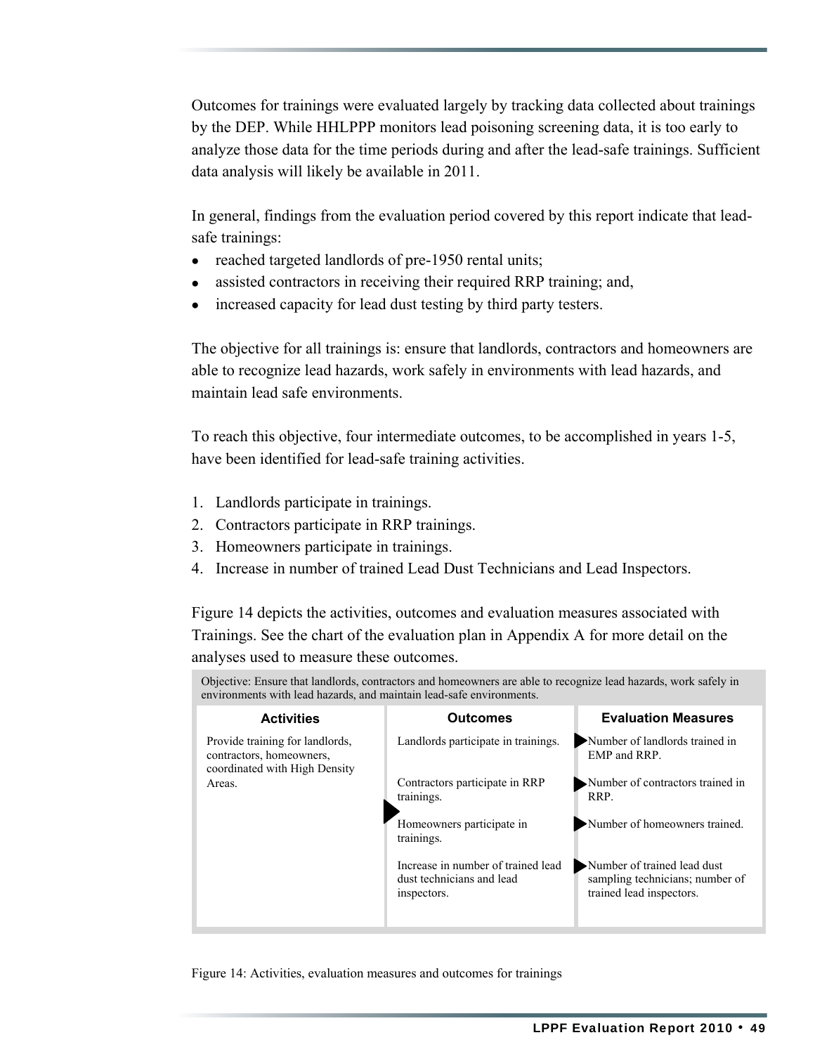Outcomes for trainings were evaluated largely by tracking data collected about trainings by the DEP. While HHLPPP monitors lead poisoning screening data, it is too early to analyze those data for the time periods during and after the lead-safe trainings. Sufficient data analysis will likely be available in 2011.

In general, findings from the evaluation period covered by this report indicate that lead-safe trainings:

- reached targeted landlords of pre-1950 rental units;
- assisted contractors in receiving their required RRP training; and,
- increased capacity for lead dust testing by third party testers.

The objective for all trainings is: ensure that landlords, contractors and homeowners are able to recognize lead hazards, work safely in environments with lead hazards, and maintain lead safe environments.

To reach this objective, four intermediate outcomes, to be accomplished in years 1-5, have been identified for lead-safe training activities.

1. Landlords participate in trainings.
2. Contractors participate in RRP trainings.
3. Homeowners participate in trainings.
4. Increase in number of trained Lead Dust Technicians and Lead Inspectors.

Figure 14 depicts the activities, outcomes and evaluation measures associated with Trainings. See the chart of the evaluation plan in Appendix A for more detail on the analyses used to measure these outcomes.

Objective: Ensure that landlords, contractors and homeowners are able to recognize lead hazards, work safely in environments with lead hazards, and maintain lead-safe environments.

| Activities | Outcomes | Evaluation Measures |
|---|---|---|
| Provide training for landlords, contractors, homeowners, coordinated with High Density Areas. | Landlords participate in trainings. | Number of landlords trained in EMP and RRP. |
| | Contractors participate in RRP trainings. | Number of contractors trained in RRP. |
| | Homeowners participate in trainings. | Number of homeowners trained. |
| | Increase in number of trained lead dust technicians and lead inspectors. | Number of trained lead dust sampling technicians; number of trained lead inspectors. |

Figure 14: Activities, evaluation measures and outcomes for trainings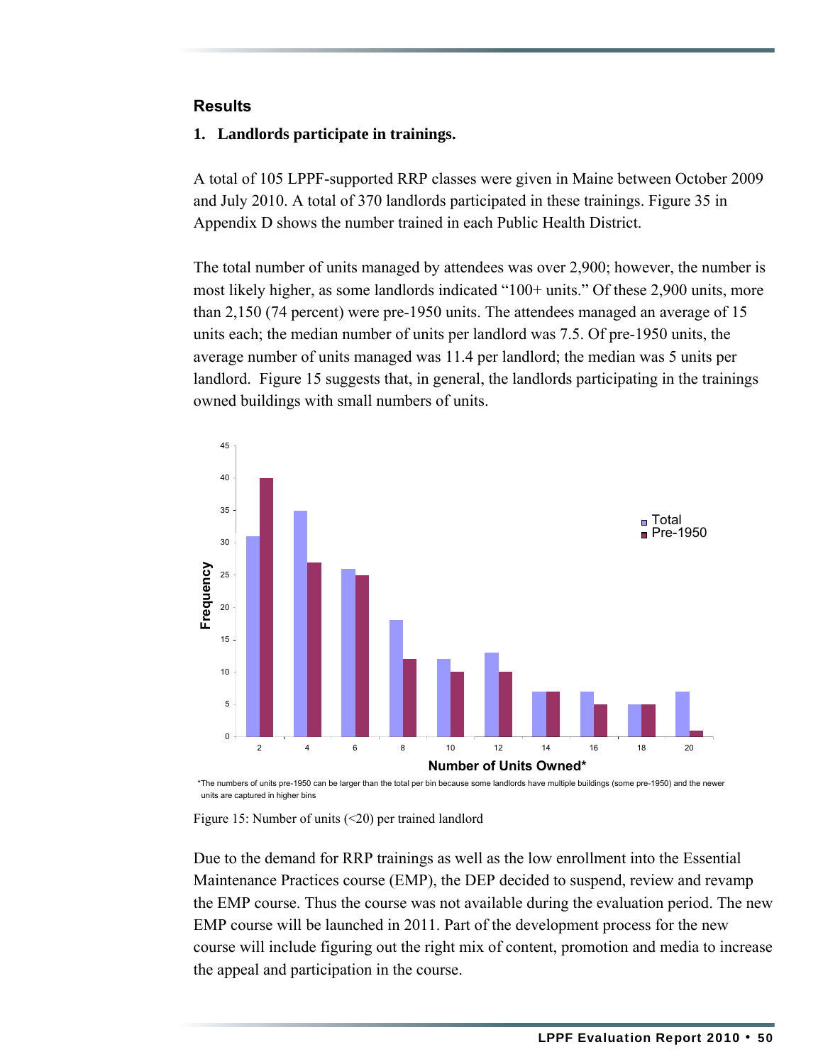## Results

### 1. Landlords participate in trainings.

A total of 105 LPPF-supported RRP classes were given in Maine between October 2009 and July 2010. A total of 370 landlords participated in these trainings. Figure 35 in Appendix D shows the number trained in each Public Health District.

The total number of units managed by attendees was over 2,900; however, the number is most likely higher, as some landlords indicated "100+ units." Of these 2,900 units, more than 2,150 (74 percent) were pre-1950 units. The attendees managed an average of 15 units each; the median number of units per landlord was 7.5. Of pre-1950 units, the average number of units managed was 11.4 per landlord; the median was 5 units per landlord. Figure 15 suggests that, in general, the landlords participating in the trainings owned buildings with small numbers of units.

| Number of Units Owned* | Total | Pre-1950 |
|---|---|---|
| 2 | 31 | 40 |
| 4 | 35 | 27 |
| 6 | 26 | 25 |
| 8 | 18 | 12 |
| 10 | 12 | 10 |
| 12 | 13 | 10 |
| 14 | 7 | 7 |
| 16 | 7 | 5 |
| 18 | 5 | 5 |
| 20 | 7 | 1 |

*The numbers of units pre-1950 can be larger than the total per bin because some landlords have multiple buildings (some pre-1950) and the newer units are captured in higher bins

Figure 15: Number of units (<20) per trained landlord

Due to the demand for RRP trainings as well as the low enrollment into the Essential Maintenance Practices course (EMP), the DEP decided to suspend, review and revamp the EMP course. Thus the course was not available during the evaluation period. The new EMP course will be launched in 2011. Part of the development process for the new course will include figuring out the right mix of content, promotion and media to increase the appeal and participation in the course.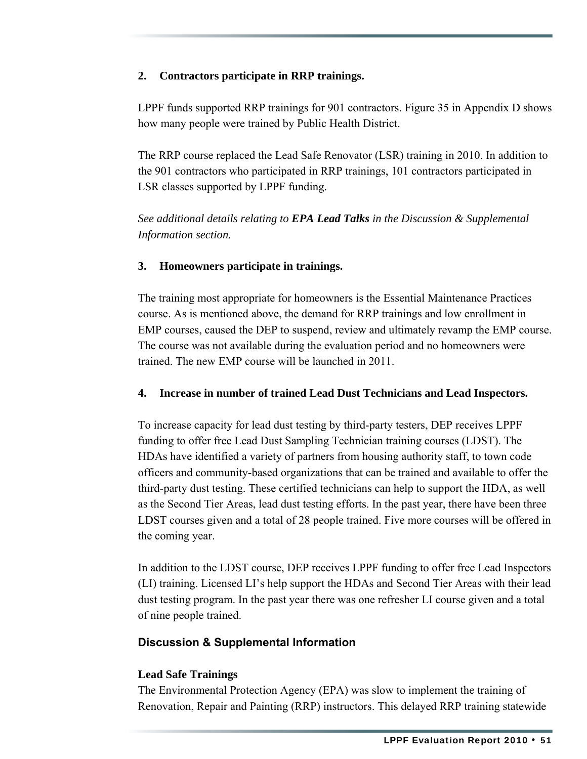**2. Contractors participate in RRP trainings.**

LPPF funds supported RRP trainings for 901 contractors. Figure 35 in Appendix D shows how many people were trained by Public Health District.

The RRP course replaced the Lead Safe Renovator (LSR) training in 2010. In addition to the 901 contractors who participated in RRP trainings, 101 contractors participated in LSR classes supported by LPPF funding.

*See additional details relating to **EPA Lead Talks** in the Discussion & Supplemental Information section.*

**3. Homeowners participate in trainings.**

The training most appropriate for homeowners is the Essential Maintenance Practices course. As is mentioned above, the demand for RRP trainings and low enrollment in EMP courses, caused the DEP to suspend, review and ultimately revamp the EMP course. The course was not available during the evaluation period and no homeowners were trained. The new EMP course will be launched in 2011.

**4. Increase in number of trained Lead Dust Technicians and Lead Inspectors.**

To increase capacity for lead dust testing by third-party testers, DEP receives LPPF funding to offer free Lead Dust Sampling Technician training courses (LDST). The HDAs have identified a variety of partners from housing authority staff, to town code officers and community-based organizations that can be trained and available to offer the third-party dust testing. These certified technicians can help to support the HDA, as well as the Second Tier Areas, lead dust testing efforts. In the past year, there have been three LDST courses given and a total of 28 people trained. Five more courses will be offered in the coming year.

In addition to the LDST course, DEP receives LPPF funding to offer free Lead Inspectors (LI) training. Licensed LI's help support the HDAs and Second Tier Areas with their lead dust testing program. In the past year there was one refresher LI course given and a total of nine people trained.

## Discussion & Supplemental Information

**Lead Safe Trainings**
The Environmental Protection Agency (EPA) was slow to implement the training of Renovation, Repair and Painting (RRP) instructors. This delayed RRP training statewide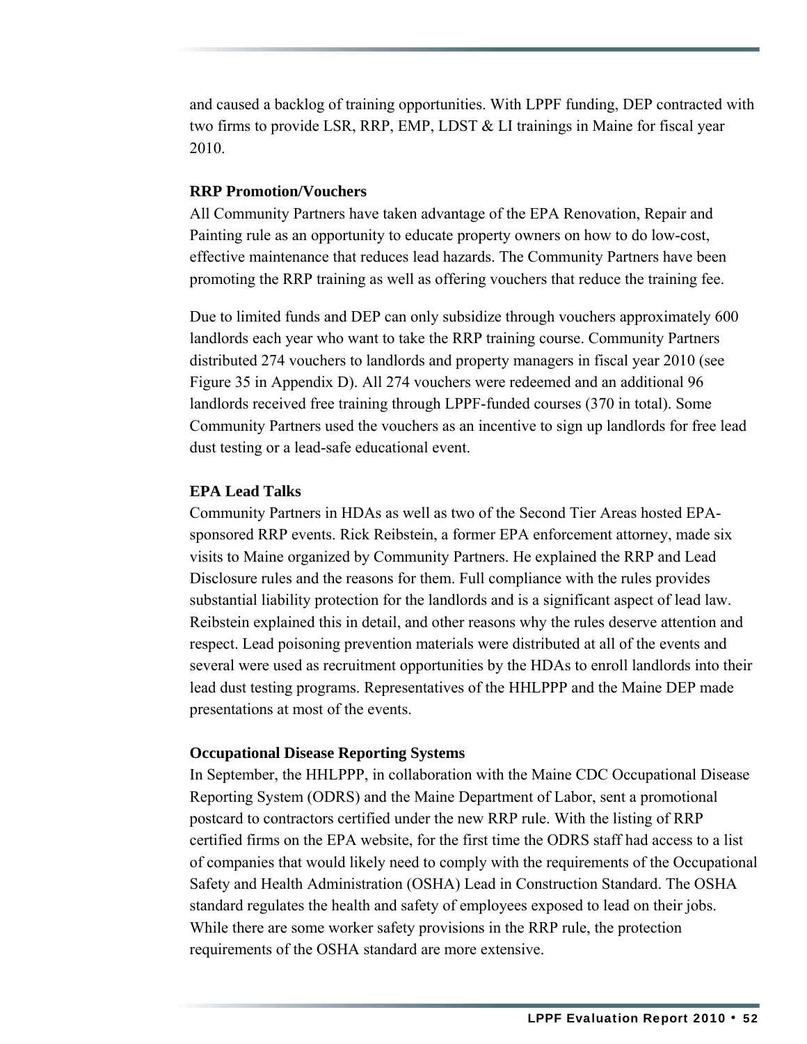and caused a backlog of training opportunities. With LPPF funding, DEP contracted with two firms to provide LSR, RRP, EMP, LDST & LI trainings in Maine for fiscal year 2010.

**RRP Promotion/Vouchers**

All Community Partners have taken advantage of the EPA Renovation, Repair and Painting rule as an opportunity to educate property owners on how to do low-cost, effective maintenance that reduces lead hazards. The Community Partners have been promoting the RRP training as well as offering vouchers that reduce the training fee.

Due to limited funds and DEP can only subsidize through vouchers approximately 600 landlords each year who want to take the RRP training course. Community Partners distributed 274 vouchers to landlords and property managers in fiscal year 2010 (see Figure 35 in Appendix D). All 274 vouchers were redeemed and an additional 96 landlords received free training through LPPF-funded courses (370 in total). Some Community Partners used the vouchers as an incentive to sign up landlords for free lead dust testing or a lead-safe educational event.

**EPA Lead Talks**

Community Partners in HDAs as well as two of the Second Tier Areas hosted EPA-sponsored RRP events. Rick Reibstein, a former EPA enforcement attorney, made six visits to Maine organized by Community Partners. He explained the RRP and Lead Disclosure rules and the reasons for them. Full compliance with the rules provides substantial liability protection for the landlords and is a significant aspect of lead law. Reibstein explained this in detail, and other reasons why the rules deserve attention and respect. Lead poisoning prevention materials were distributed at all of the events and several were used as recruitment opportunities by the HDAs to enroll landlords into their lead dust testing programs. Representatives of the HHLPPP and the Maine DEP made presentations at most of the events.

**Occupational Disease Reporting Systems**

In September, the HHLPPP, in collaboration with the Maine CDC Occupational Disease Reporting System (ODRS) and the Maine Department of Labor, sent a promotional postcard to contractors certified under the new RRP rule. With the listing of RRP certified firms on the EPA website, for the first time the ODRS staff had access to a list of companies that would likely need to comply with the requirements of the Occupational Safety and Health Administration (OSHA) Lead in Construction Standard. The OSHA standard regulates the health and safety of employees exposed to lead on their jobs. While there are some worker safety provisions in the RRP rule, the protection requirements of the OSHA standard are more extensive.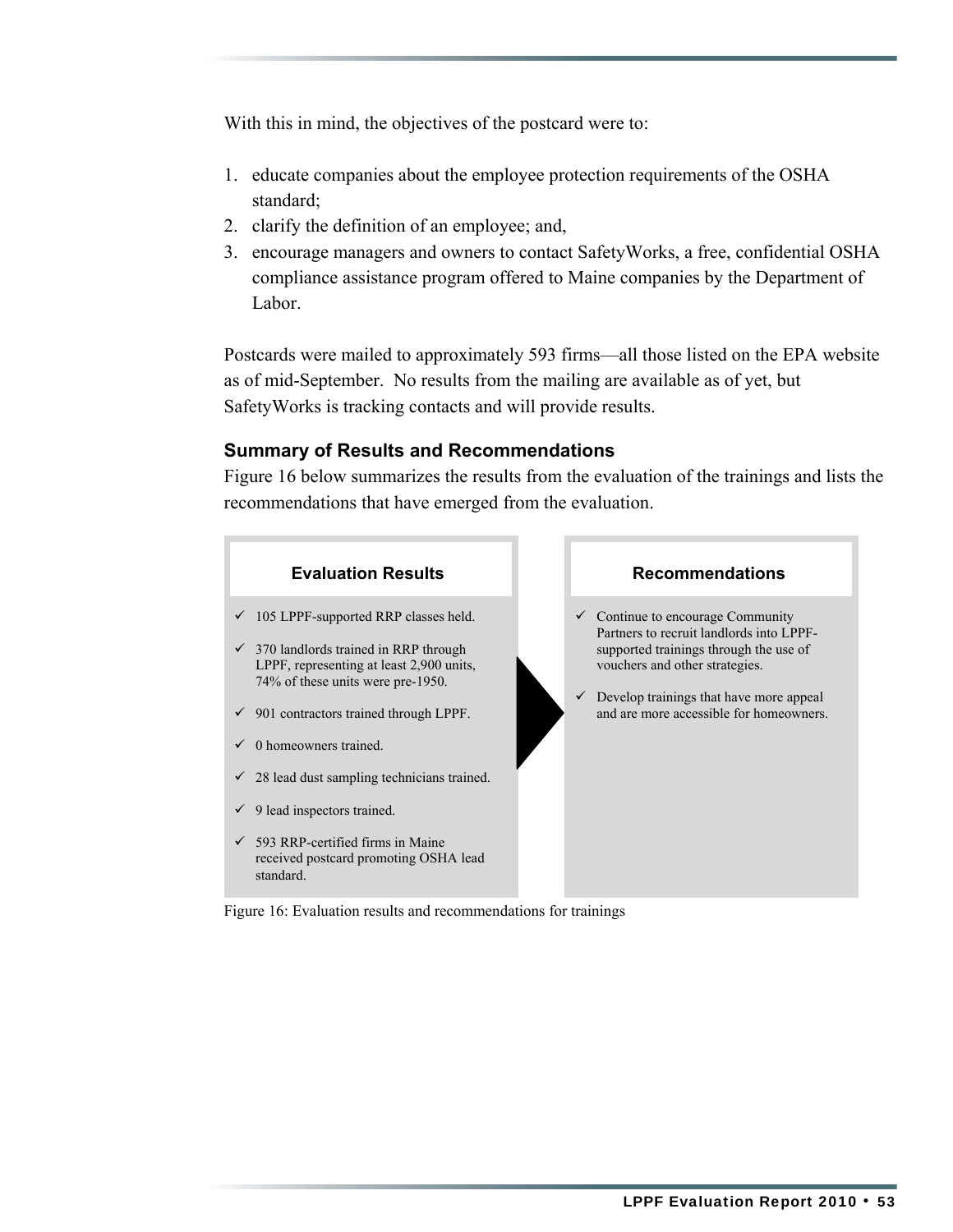With this in mind, the objectives of the postcard were to:

1. educate companies about the employee protection requirements of the OSHA standard;
2. clarify the definition of an employee; and,
3. encourage managers and owners to contact SafetyWorks, a free, confidential OSHA compliance assistance program offered to Maine companies by the Department of Labor.

Postcards were mailed to approximately 593 firms—all those listed on the EPA website as of mid-September. No results from the mailing are available as of yet, but SafetyWorks is tracking contacts and will provide results.

### Summary of Results and Recommendations

Figure 16 below summarizes the results from the evaluation of the trainings and lists the recommendations that have emerged from the evaluation.

**Evaluation Results**

- ✓ 105 LPPF-supported RRP classes held.
- ✓ 370 landlords trained in RRP through LPPF, representing at least 2,900 units, 74% of these units were pre-1950.
- ✓ 901 contractors trained through LPPF.
- ✓ 0 homeowners trained.
- ✓ 28 lead dust sampling technicians trained.
- ✓ 9 lead inspectors trained.
- ✓ 593 RRP-certified firms in Maine received postcard promoting OSHA lead standard.

**Recommendations**

- ✓ Continue to encourage Community Partners to recruit landlords into LPPF-supported trainings through the use of vouchers and other strategies.
- ✓ Develop trainings that have more appeal and are more accessible for homeowners.

Figure 16: Evaluation results and recommendations for trainings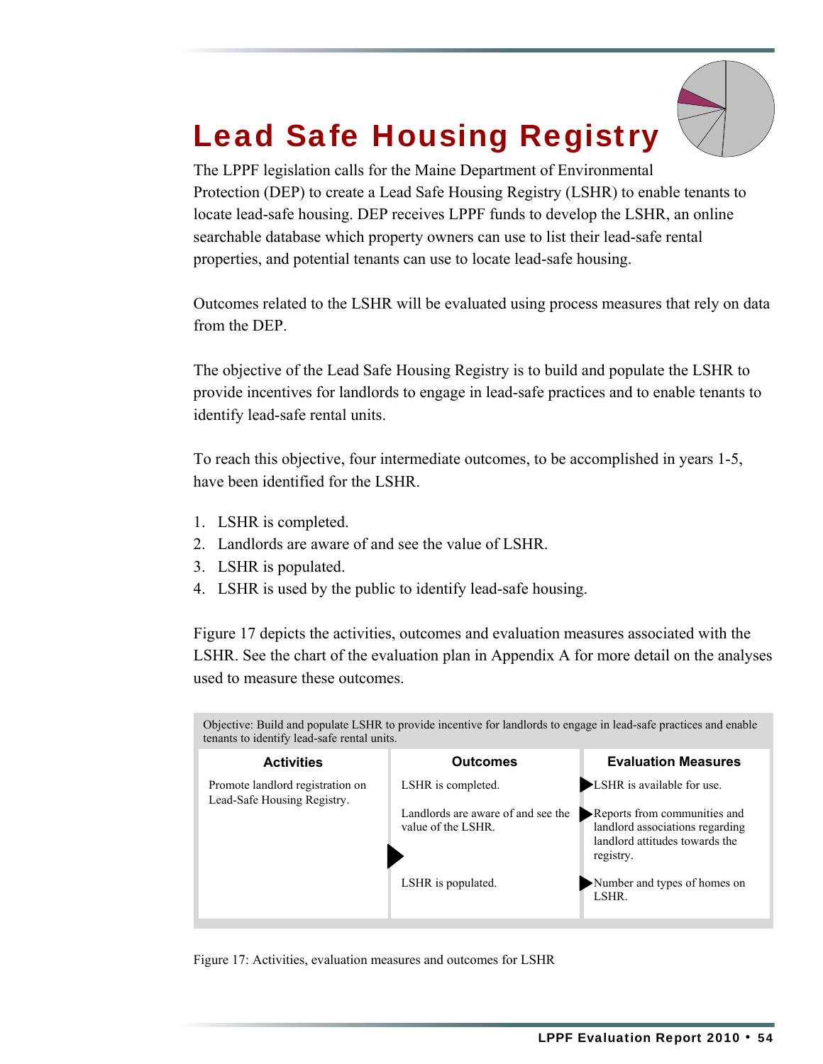# Lead Safe Housing Registry

The LPPF legislation calls for the Maine Department of Environmental Protection (DEP) to create a Lead Safe Housing Registry (LSHR) to enable tenants to locate lead-safe housing. DEP receives LPPF funds to develop the LSHR, an online searchable database which property owners can use to list their lead-safe rental properties, and potential tenants can use to locate lead-safe housing.

Outcomes related to the LSHR will be evaluated using process measures that rely on data from the DEP.

The objective of the Lead Safe Housing Registry is to build and populate the LSHR to provide incentives for landlords to engage in lead-safe practices and to enable tenants to identify lead-safe rental units.

To reach this objective, four intermediate outcomes, to be accomplished in years 1-5, have been identified for the LSHR.

1. LSHR is completed.
2. Landlords are aware of and see the value of LSHR.
3. LSHR is populated.
4. LSHR is used by the public to identify lead-safe housing.

Figure 17 depicts the activities, outcomes and evaluation measures associated with the LSHR. See the chart of the evaluation plan in Appendix A for more detail on the analyses used to measure these outcomes.

Objective: Build and populate LSHR to provide incentive for landlords to engage in lead-safe practices and enable tenants to identify lead-safe rental units.

| Activities | Outcomes | Evaluation Measures |
|---|---|---|
| Promote landlord registration on Lead-Safe Housing Registry. | LSHR is completed. | LSHR is available for use. |
| | Landlords are aware of and see the value of the LSHR. | Reports from communities and landlord associations regarding landlord attitudes towards the registry. |
| | LSHR is populated. | Number and types of homes on LSHR. |

Figure 17: Activities, evaluation measures and outcomes for LSHR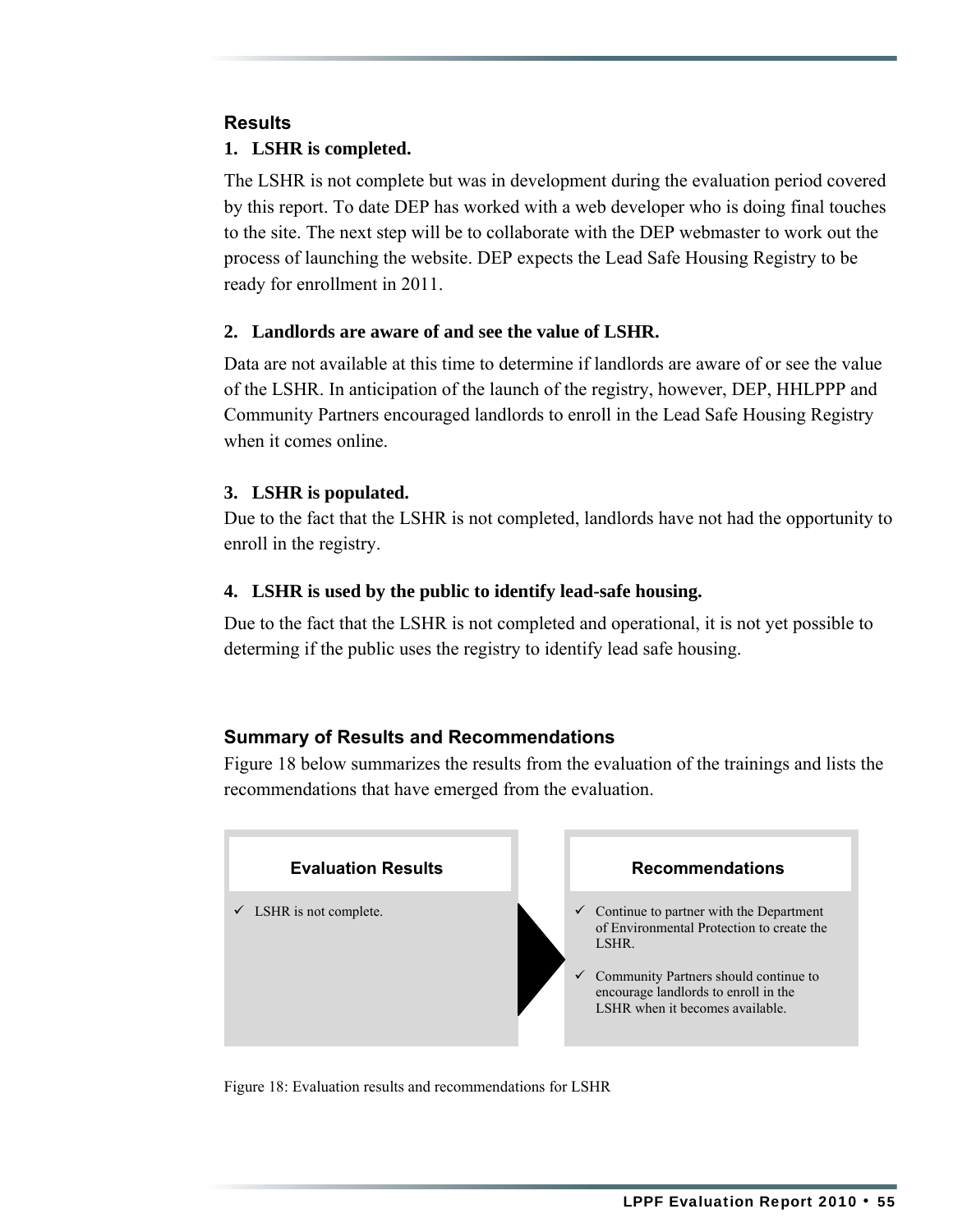## Results

**1. LSHR is completed.**

The LSHR is not complete but was in development during the evaluation period covered by this report. To date DEP has worked with a web developer who is doing final touches to the site. The next step will be to collaborate with the DEP webmaster to work out the process of launching the website. DEP expects the Lead Safe Housing Registry to be ready for enrollment in 2011.

**2. Landlords are aware of and see the value of LSHR.**

Data are not available at this time to determine if landlords are aware of or see the value of the LSHR. In anticipation of the launch of the registry, however, DEP, HHLPPP and Community Partners encouraged landlords to enroll in the Lead Safe Housing Registry when it comes online.

**3. LSHR is populated.**

Due to the fact that the LSHR is not completed, landlords have not had the opportunity to enroll in the registry.

**4. LSHR is used by the public to identify lead-safe housing.**

Due to the fact that the LSHR is not completed and operational, it is not yet possible to determing if the public uses the registry to identify lead safe housing.

## Summary of Results and Recommendations

Figure 18 below summarizes the results from the evaluation of the trainings and lists the recommendations that have emerged from the evaluation.

| Evaluation Results | Recommendations |
|---|---|
| ✓ LSHR is not complete. | ✓ Continue to partner with the Department of Environmental Protection to create the LSHR.<br><br>✓ Community Partners should continue to encourage landlords to enroll in the LSHR when it becomes available. |

Figure 18: Evaluation results and recommendations for LSHR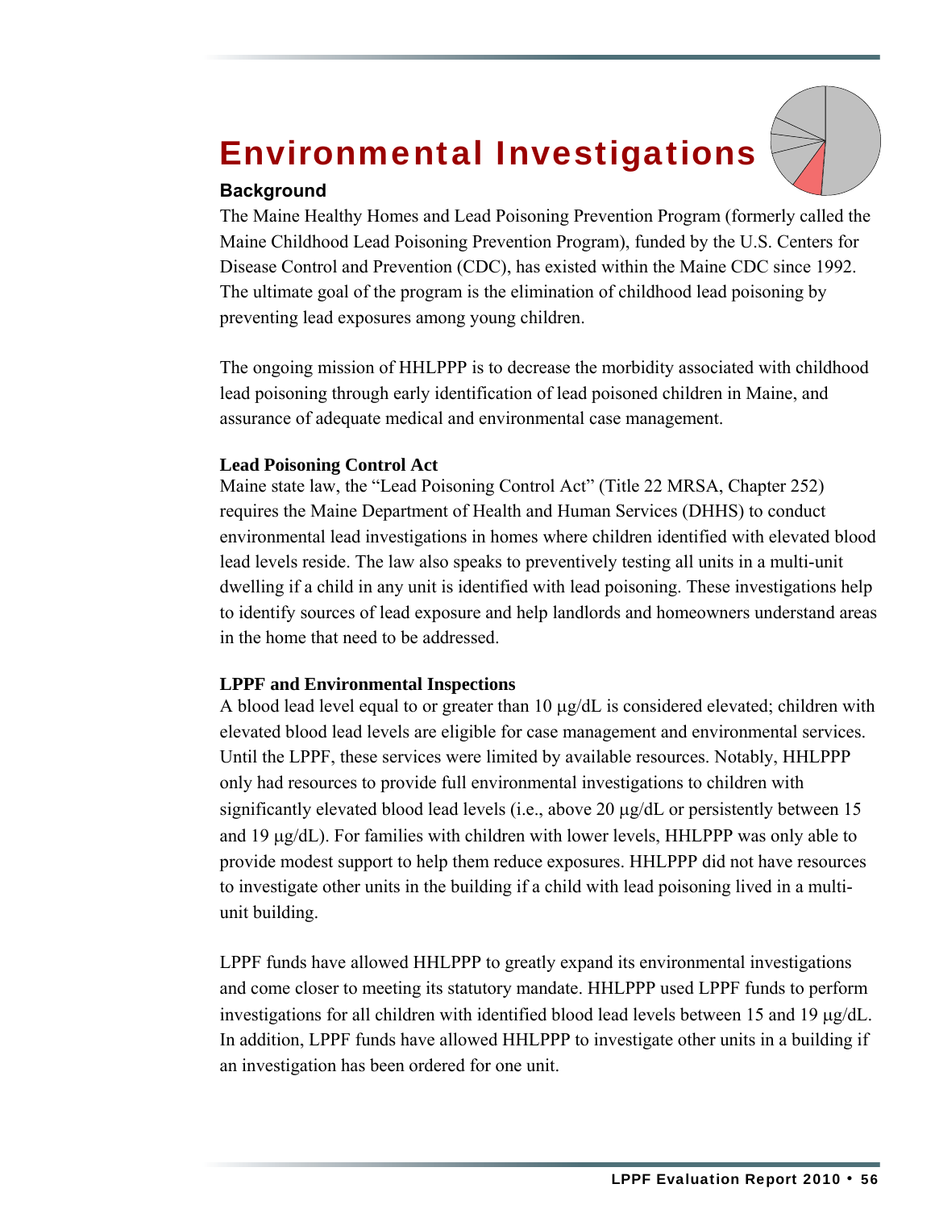# Environmental Investigations

## Background

The Maine Healthy Homes and Lead Poisoning Prevention Program (formerly called the Maine Childhood Lead Poisoning Prevention Program), funded by the U.S. Centers for Disease Control and Prevention (CDC), has existed within the Maine CDC since 1992. The ultimate goal of the program is the elimination of childhood lead poisoning by preventing lead exposures among young children.

The ongoing mission of HHLPPP is to decrease the morbidity associated with childhood lead poisoning through early identification of lead poisoned children in Maine, and assurance of adequate medical and environmental case management.

### Lead Poisoning Control Act

Maine state law, the "Lead Poisoning Control Act" (Title 22 MRSA, Chapter 252) requires the Maine Department of Health and Human Services (DHHS) to conduct environmental lead investigations in homes where children identified with elevated blood lead levels reside. The law also speaks to preventively testing all units in a multi-unit dwelling if a child in any unit is identified with lead poisoning. These investigations help to identify sources of lead exposure and help landlords and homeowners understand areas in the home that need to be addressed.

### LPPF and Environmental Inspections

A blood lead level equal to or greater than 10 μg/dL is considered elevated; children with elevated blood lead levels are eligible for case management and environmental services. Until the LPPF, these services were limited by available resources. Notably, HHLPPP only had resources to provide full environmental investigations to children with significantly elevated blood lead levels (i.e., above 20 μg/dL or persistently between 15 and 19 μg/dL). For families with children with lower levels, HHLPPP was only able to provide modest support to help them reduce exposures. HHLPPP did not have resources to investigate other units in the building if a child with lead poisoning lived in a multi-unit building.

LPPF funds have allowed HHLPPP to greatly expand its environmental investigations and come closer to meeting its statutory mandate. HHLPPP used LPPF funds to perform investigations for all children with identified blood lead levels between 15 and 19 μg/dL. In addition, LPPF funds have allowed HHLPPP to investigate other units in a building if an investigation has been ordered for one unit.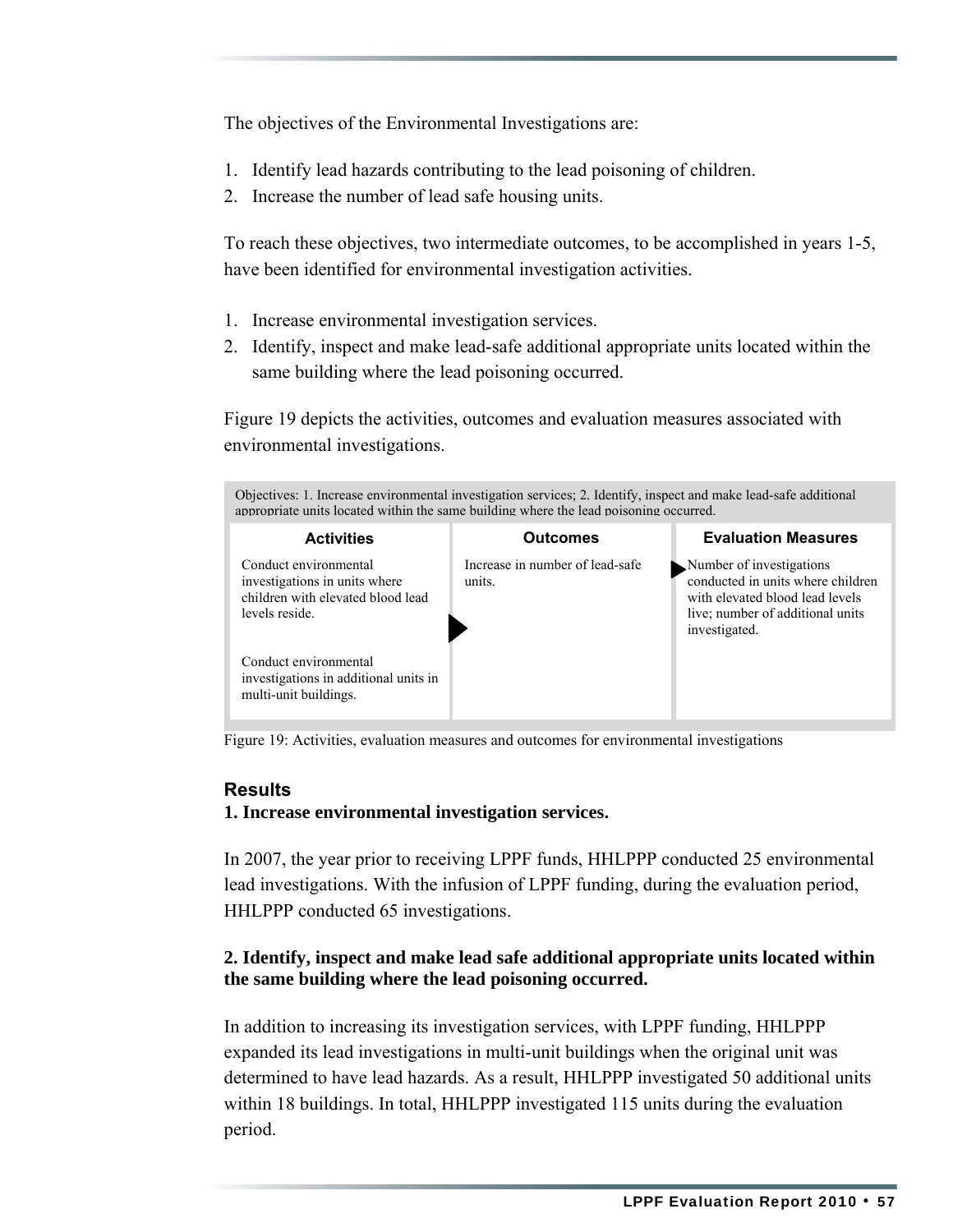The objectives of the Environmental Investigations are:

1. Identify lead hazards contributing to the lead poisoning of children.
2. Increase the number of lead safe housing units.

To reach these objectives, two intermediate outcomes, to be accomplished in years 1-5, have been identified for environmental investigation activities.

1. Increase environmental investigation services.
2. Identify, inspect and make lead-safe additional appropriate units located within the same building where the lead poisoning occurred.

Figure 19 depicts the activities, outcomes and evaluation measures associated with environmental investigations.

| Objectives: 1. Increase environmental investigation services; 2. Identify, inspect and make lead-safe additional appropriate units located within the same building where the lead poisoning occurred. | | |
|---|---|---|
| **Activities** | **Outcomes** | **Evaluation Measures** |
| Conduct environmental investigations in units where children with elevated blood lead levels reside.<br><br>Conduct environmental investigations in additional units in multi-unit buildings. | Increase in number of lead-safe units. | Number of investigations conducted in units where children with elevated blood lead levels live; number of additional units investigated. |

Figure 19: Activities, evaluation measures and outcomes for environmental investigations

## Results

**1. Increase environmental investigation services.**

In 2007, the year prior to receiving LPPF funds, HHLPPP conducted 25 environmental lead investigations. With the infusion of LPPF funding, during the evaluation period, HHLPPP conducted 65 investigations.

**2. Identify, inspect and make lead safe additional appropriate units located within the same building where the lead poisoning occurred.**

In addition to increasing its investigation services, with LPPF funding, HHLPPP expanded its lead investigations in multi-unit buildings when the original unit was determined to have lead hazards. As a result, HHLPPP investigated 50 additional units within 18 buildings. In total, HHLPPP investigated 115 units during the evaluation period.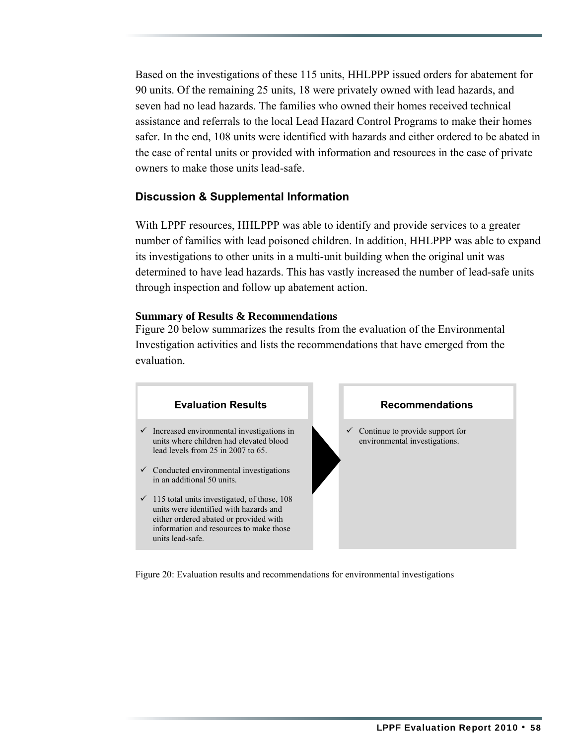Based on the investigations of these 115 units, HHLPPP issued orders for abatement for 90 units. Of the remaining 25 units, 18 were privately owned with lead hazards, and seven had no lead hazards. The families who owned their homes received technical assistance and referrals to the local Lead Hazard Control Programs to make their homes safer. In the end, 108 units were identified with hazards and either ordered to be abated in the case of rental units or provided with information and resources in the case of private owners to make those units lead-safe.

## Discussion & Supplemental Information

With LPPF resources, HHLPPP was able to identify and provide services to a greater number of families with lead poisoned children. In addition, HHLPPP was able to expand its investigations to other units in a multi-unit building when the original unit was determined to have lead hazards. This has vastly increased the number of lead-safe units through inspection and follow up abatement action.

**Summary of Results & Recommendations**

Figure 20 below summarizes the results from the evaluation of the Environmental Investigation activities and lists the recommendations that have emerged from the evaluation.

| Evaluation Results | Recommendations |
| --- | --- |
| ✓ Increased environmental investigations in units where children had elevated blood lead levels from 25 in 2007 to 65.<br><br>✓ Conducted environmental investigations in an additional 50 units.<br><br>✓ 115 total units investigated, of those, 108 units were identified with hazards and either ordered abated or provided with information and resources to make those units lead-safe. | ✓ Continue to provide support for environmental investigations. |

Figure 20: Evaluation results and recommendations for environmental investigations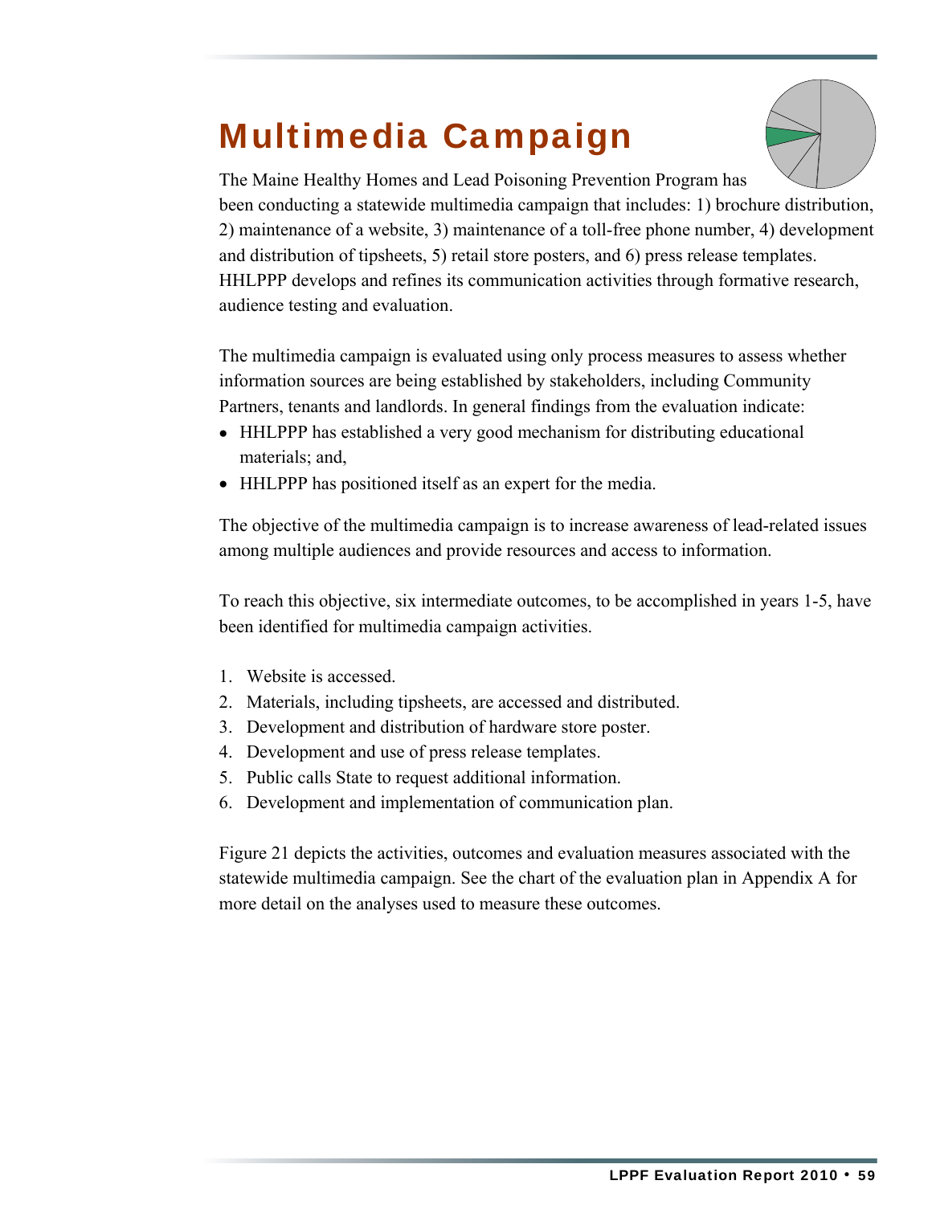# Multimedia Campaign

The Maine Healthy Homes and Lead Poisoning Prevention Program has been conducting a statewide multimedia campaign that includes: 1) brochure distribution, 2) maintenance of a website, 3) maintenance of a toll-free phone number, 4) development and distribution of tipsheets, 5) retail store posters, and 6) press release templates. HHLPPP develops and refines its communication activities through formative research, audience testing and evaluation.

The multimedia campaign is evaluated using only process measures to assess whether information sources are being established by stakeholders, including Community Partners, tenants and landlords. In general findings from the evaluation indicate:

- HHLPPP has established a very good mechanism for distributing educational materials; and,
- HHLPPP has positioned itself as an expert for the media.

The objective of the multimedia campaign is to increase awareness of lead-related issues among multiple audiences and provide resources and access to information.

To reach this objective, six intermediate outcomes, to be accomplished in years 1-5, have been identified for multimedia campaign activities.

1. Website is accessed.
2. Materials, including tipsheets, are accessed and distributed.
3. Development and distribution of hardware store poster.
4. Development and use of press release templates.
5. Public calls State to request additional information.
6. Development and implementation of communication plan.

Figure 21 depicts the activities, outcomes and evaluation measures associated with the statewide multimedia campaign. See the chart of the evaluation plan in Appendix A for more detail on the analyses used to measure these outcomes.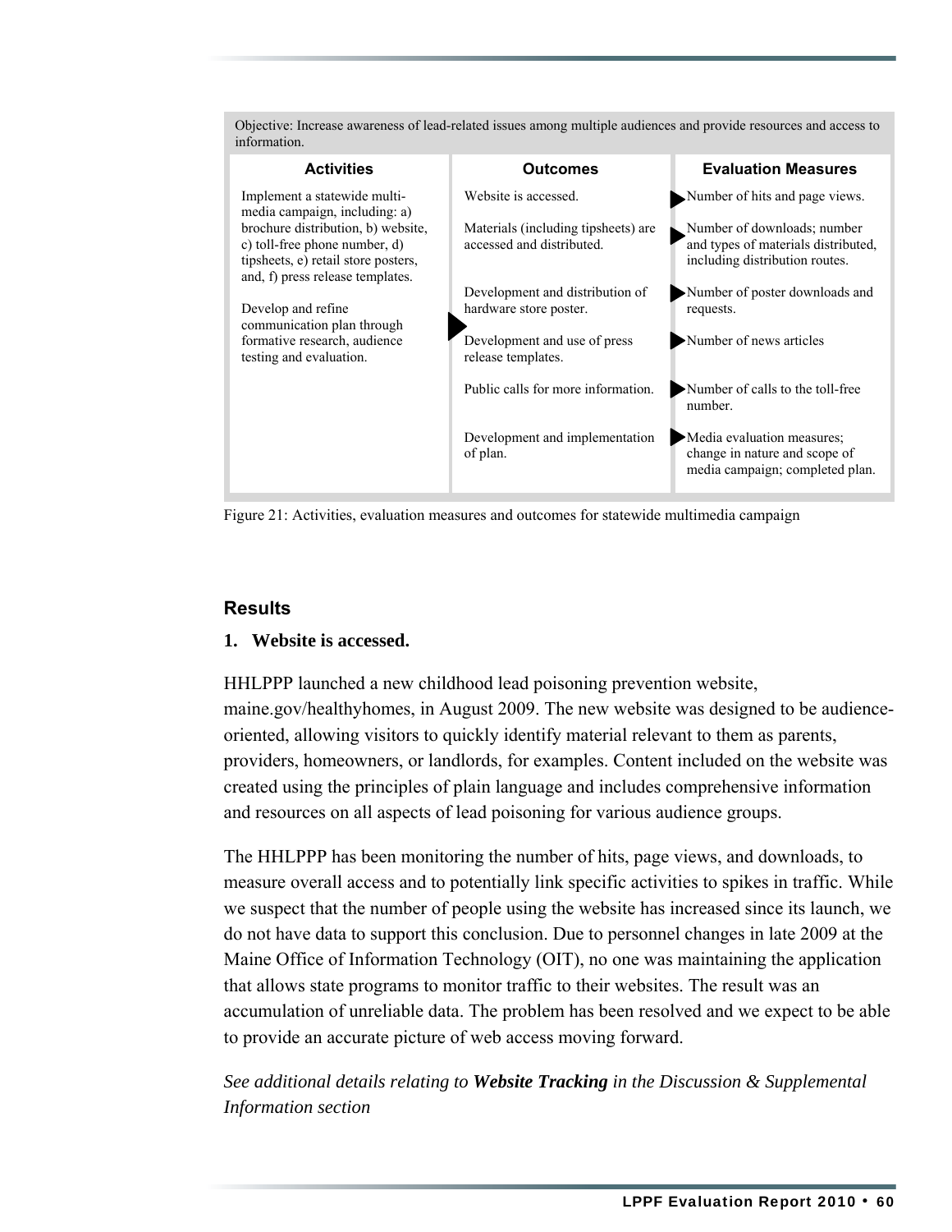Objective: Increase awareness of lead-related issues among multiple audiences and provide resources and access to information.

| Activities | Outcomes | Evaluation Measures |
|---|---|---|
| Implement a statewide multi-media campaign, including: a) brochure distribution, b) website, c) toll-free phone number, d) tipsheets, e) retail store posters, and, f) press release templates. | Website is accessed. | Number of hits and page views. |
| | Materials (including tipsheets) are accessed and distributed. | Number of downloads; number and types of materials distributed, including distribution routes. |
| Develop and refine communication plan through formative research, audience testing and evaluation. | Development and distribution of hardware store poster. | Number of poster downloads and requests. |
| | Development and use of press release templates. | Number of news articles |
| | Public calls for more information. | Number of calls to the toll-free number. |
| | Development and implementation of plan. | Media evaluation measures; change in nature and scope of media campaign; completed plan. |

Figure 21: Activities, evaluation measures and outcomes for statewide multimedia campaign

### Results

**1. Website is accessed.**

HHLPPP launched a new childhood lead poisoning prevention website, maine.gov/healthyhomes, in August 2009. The new website was designed to be audience-oriented, allowing visitors to quickly identify material relevant to them as parents, providers, homeowners, or landlords, for examples. Content included on the website was created using the principles of plain language and includes comprehensive information and resources on all aspects of lead poisoning for various audience groups.

The HHLPPP has been monitoring the number of hits, page views, and downloads, to measure overall access and to potentially link specific activities to spikes in traffic. While we suspect that the number of people using the website has increased since its launch, we do not have data to support this conclusion. Due to personnel changes in late 2009 at the Maine Office of Information Technology (OIT), no one was maintaining the application that allows state programs to monitor traffic to their websites. The result was an accumulation of unreliable data. The problem has been resolved and we expect to be able to provide an accurate picture of web access moving forward.

*See additional details relating to **Website Tracking** in the Discussion & Supplemental Information section*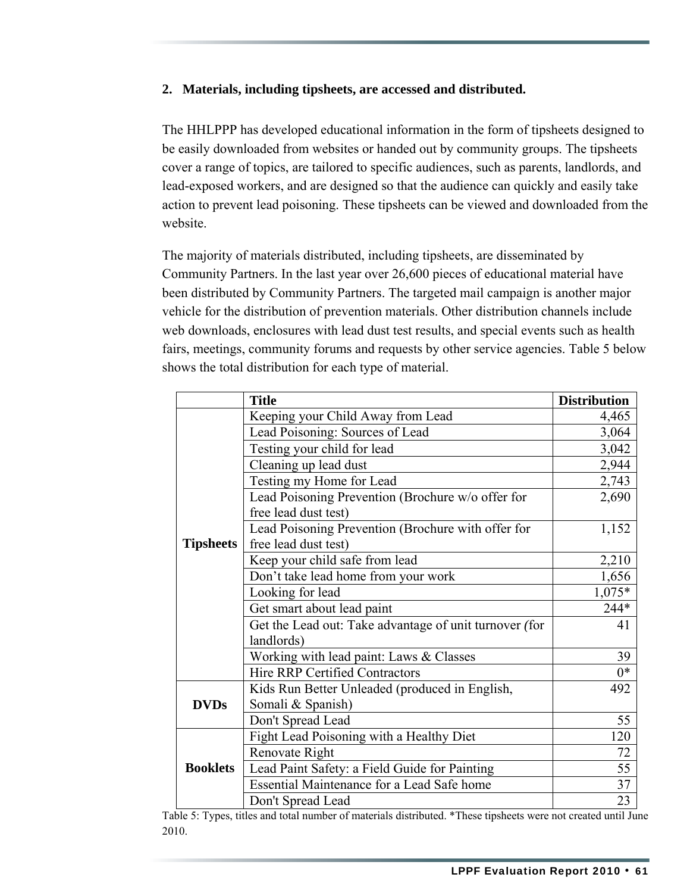## 2. Materials, including tipsheets, are accessed and distributed.

The HHLPPP has developed educational information in the form of tipsheets designed to be easily downloaded from websites or handed out by community groups. The tipsheets cover a range of topics, are tailored to specific audiences, such as parents, landlords, and lead-exposed workers, and are designed so that the audience can quickly and easily take action to prevent lead poisoning. These tipsheets can be viewed and downloaded from the website.

The majority of materials distributed, including tipsheets, are disseminated by Community Partners. In the last year over 26,600 pieces of educational material have been distributed by Community Partners. The targeted mail campaign is another major vehicle for the distribution of prevention materials. Other distribution channels include web downloads, enclosures with lead dust test results, and special events such as health fairs, meetings, community forums and requests by other service agencies. Table 5 below shows the total distribution for each type of material.

| | Title | Distribution |
|---|---|---|
| **Tipsheets** | Keeping your Child Away from Lead | 4,465 |
| | Lead Poisoning: Sources of Lead | 3,064 |
| | Testing your child for lead | 3,042 |
| | Cleaning up lead dust | 2,944 |
| | Testing my Home for Lead | 2,743 |
| | Lead Poisoning Prevention (Brochure w/o offer for free lead dust test) | 2,690 |
| | Lead Poisoning Prevention (Brochure with offer for free lead dust test) | 1,152 |
| | Keep your child safe from lead | 2,210 |
| | Don't take lead home from your work | 1,656 |
| | Looking for lead | 1,075* |
| | Get smart about lead paint | 244* |
| | Get the Lead out: Take advantage of unit turnover (for landlords) | 41 |
| | Working with lead paint: Laws & Classes | 39 |
| | Hire RRP Certified Contractors | 0* |
| **DVDs** | Kids Run Better Unleaded (produced in English, Somali & Spanish) | 492 |
| | Don't Spread Lead | 55 |
| **Booklets** | Fight Lead Poisoning with a Healthy Diet | 120 |
| | Renovate Right | 72 |
| | Lead Paint Safety: a Field Guide for Painting | 55 |
| | Essential Maintenance for a Lead Safe home | 37 |
| | Don't Spread Lead | 23 |

Table 5: Types, titles and total number of materials distributed. *These tipsheets were not created until June 2010.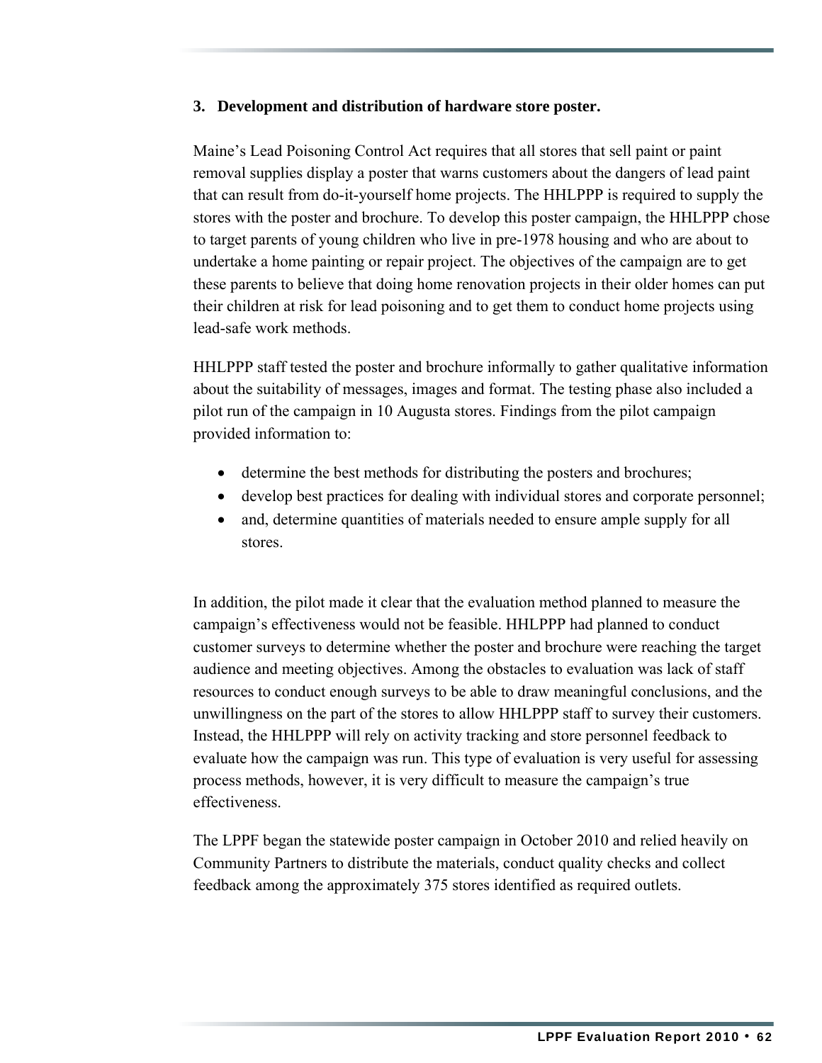### 3. Development and distribution of hardware store poster.

Maine's Lead Poisoning Control Act requires that all stores that sell paint or paint removal supplies display a poster that warns customers about the dangers of lead paint that can result from do-it-yourself home projects. The HHLPPP is required to supply the stores with the poster and brochure. To develop this poster campaign, the HHLPPP chose to target parents of young children who live in pre-1978 housing and who are about to undertake a home painting or repair project. The objectives of the campaign are to get these parents to believe that doing home renovation projects in their older homes can put their children at risk for lead poisoning and to get them to conduct home projects using lead-safe work methods.

HHLPPP staff tested the poster and brochure informally to gather qualitative information about the suitability of messages, images and format. The testing phase also included a pilot run of the campaign in 10 Augusta stores. Findings from the pilot campaign provided information to:

- determine the best methods for distributing the posters and brochures;
- develop best practices for dealing with individual stores and corporate personnel;
- and, determine quantities of materials needed to ensure ample supply for all stores.

In addition, the pilot made it clear that the evaluation method planned to measure the campaign's effectiveness would not be feasible. HHLPPP had planned to conduct customer surveys to determine whether the poster and brochure were reaching the target audience and meeting objectives. Among the obstacles to evaluation was lack of staff resources to conduct enough surveys to be able to draw meaningful conclusions, and the unwillingness on the part of the stores to allow HHLPPP staff to survey their customers. Instead, the HHLPPP will rely on activity tracking and store personnel feedback to evaluate how the campaign was run. This type of evaluation is very useful for assessing process methods, however, it is very difficult to measure the campaign's true effectiveness.

The LPPF began the statewide poster campaign in October 2010 and relied heavily on Community Partners to distribute the materials, conduct quality checks and collect feedback among the approximately 375 stores identified as required outlets.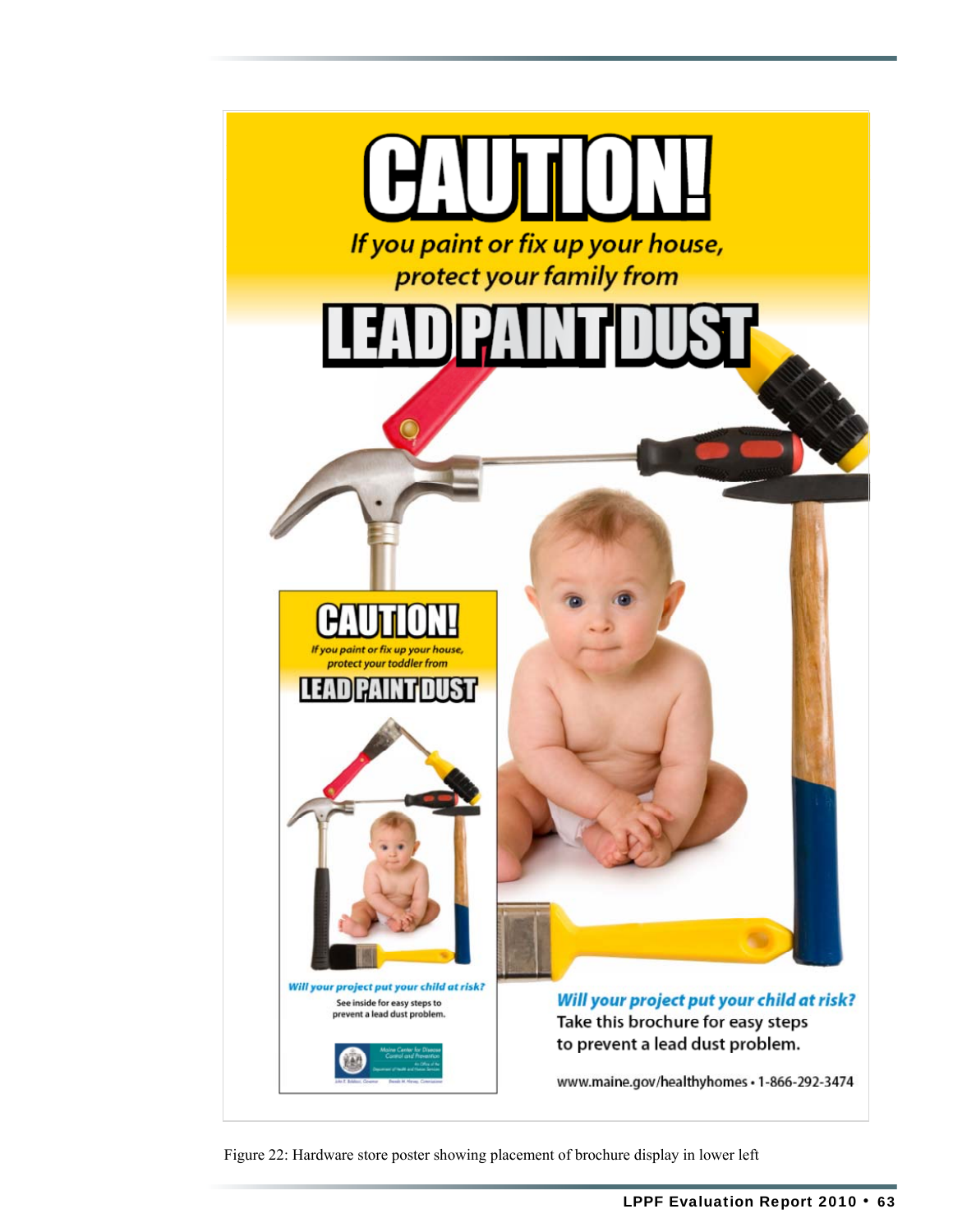# CAUTION!

*If you paint or fix up your house, protect your family from*

# LEAD PAINT DUST

**CAUTION!**

*If you paint or fix up your house, protect your toddler from*

**LEAD PAINT DUST**

***Will your project put your child at risk?***

See inside for easy steps to prevent a lead dust problem.

Maine Center for Disease Control and Prevention

An Office of the Department of Health and Human Services

John E. Baldacci, Governor    Brenda M. Harvey, Commissioner

***Will your project put your child at risk?***

Take this brochure for easy steps to prevent a lead dust problem.

www.maine.gov/healthyhomes • 1-866-292-3474

Figure 22: Hardware store poster showing placement of brochure display in lower left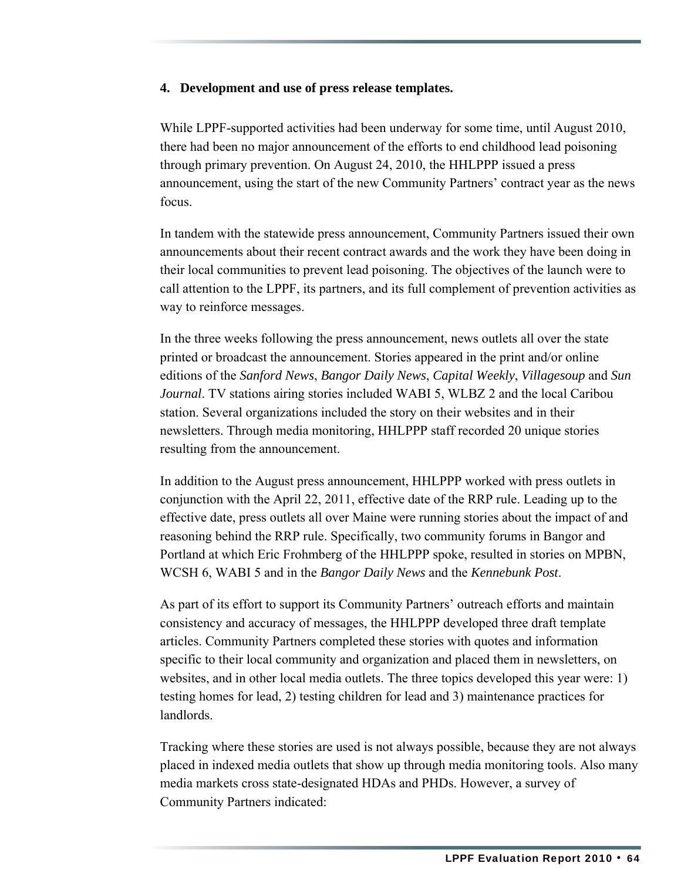**4. Development and use of press release templates.**

While LPPF-supported activities had been underway for some time, until August 2010, there had been no major announcement of the efforts to end childhood lead poisoning through primary prevention. On August 24, 2010, the HHLPPP issued a press announcement, using the start of the new Community Partners' contract year as the news focus.

In tandem with the statewide press announcement, Community Partners issued their own announcements about their recent contract awards and the work they have been doing in their local communities to prevent lead poisoning. The objectives of the launch were to call attention to the LPPF, its partners, and its full complement of prevention activities as way to reinforce messages.

In the three weeks following the press announcement, news outlets all over the state printed or broadcast the announcement. Stories appeared in the print and/or online editions of the *Sanford News*, *Bangor Daily News*, *Capital Weekly*, *Villagesoup* and *Sun Journal*. TV stations airing stories included WABI 5, WLBZ 2 and the local Caribou station. Several organizations included the story on their websites and in their newsletters. Through media monitoring, HHLPPP staff recorded 20 unique stories resulting from the announcement.

In addition to the August press announcement, HHLPPP worked with press outlets in conjunction with the April 22, 2011, effective date of the RRP rule. Leading up to the effective date, press outlets all over Maine were running stories about the impact of and reasoning behind the RRP rule. Specifically, two community forums in Bangor and Portland at which Eric Frohmberg of the HHLPPP spoke, resulted in stories on MPBN, WCSH 6, WABI 5 and in the *Bangor Daily News* and the *Kennebunk Post*.

As part of its effort to support its Community Partners' outreach efforts and maintain consistency and accuracy of messages, the HHLPPP developed three draft template articles. Community Partners completed these stories with quotes and information specific to their local community and organization and placed them in newsletters, on websites, and in other local media outlets. The three topics developed this year were: 1) testing homes for lead, 2) testing children for lead and 3) maintenance practices for landlords.

Tracking where these stories are used is not always possible, because they are not always placed in indexed media outlets that show up through media monitoring tools. Also many media markets cross state-designated HDAs and PHDs. However, a survey of Community Partners indicated: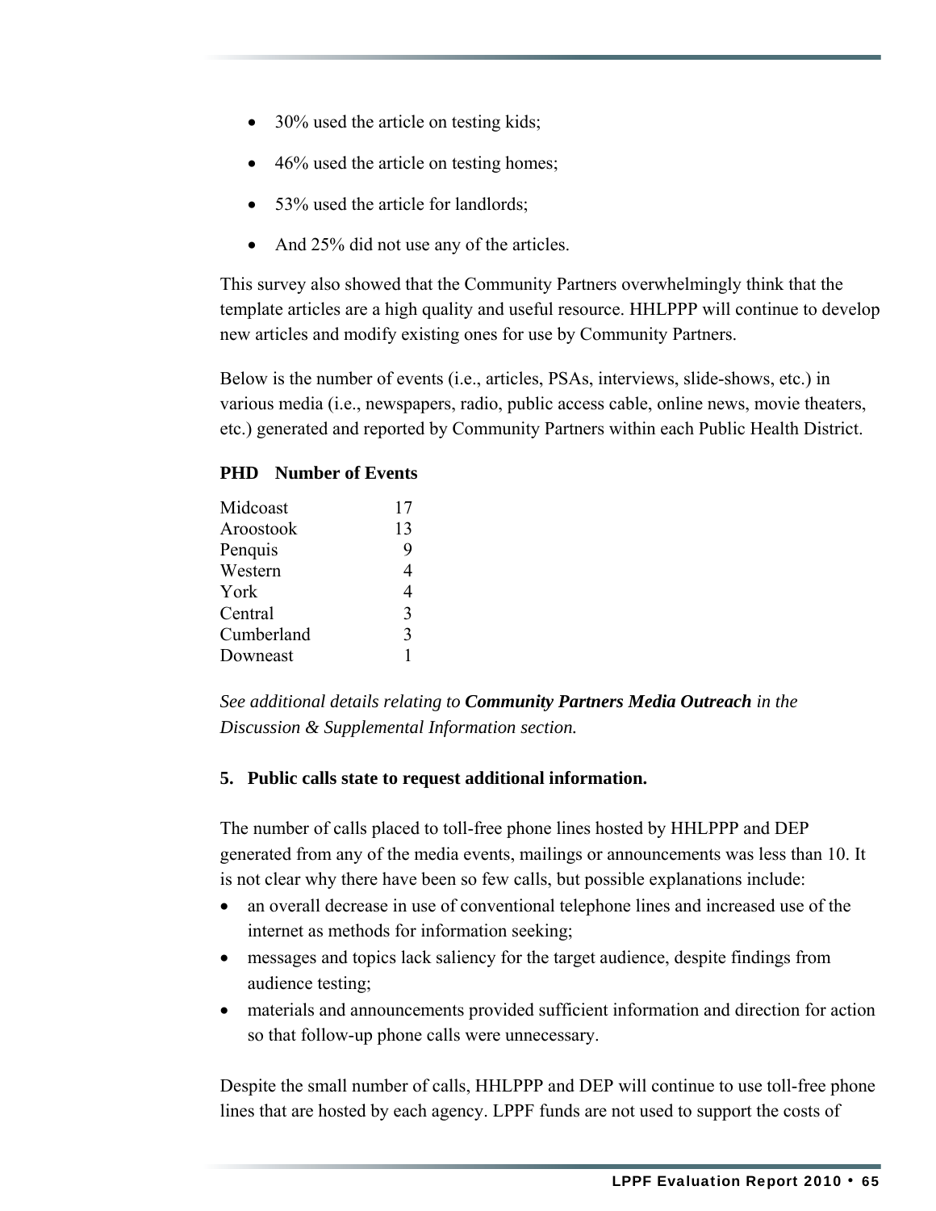- 30% used the article on testing kids;
- 46% used the article on testing homes;
- 53% used the article for landlords;
- And 25% did not use any of the articles.

This survey also showed that the Community Partners overwhelmingly think that the template articles are a high quality and useful resource. HHLPPP will continue to develop new articles and modify existing ones for use by Community Partners.

Below is the number of events (i.e., articles, PSAs, interviews, slide-shows, etc.) in various media (i.e., newspapers, radio, public access cable, online news, movie theaters, etc.) generated and reported by Community Partners within each Public Health District.

| PHD | Number of Events |
|---|---|
| Midcoast | 17 |
| Aroostook | 13 |
| Penquis | 9 |
| Western | 4 |
| York | 4 |
| Central | 3 |
| Cumberland | 3 |
| Downeast | 1 |

*See additional details relating to* ***Community Partners Media Outreach*** *in the Discussion & Supplemental Information section.*

**5. Public calls state to request additional information.**

The number of calls placed to toll-free phone lines hosted by HHLPPP and DEP generated from any of the media events, mailings or announcements was less than 10. It is not clear why there have been so few calls, but possible explanations include:

- an overall decrease in use of conventional telephone lines and increased use of the internet as methods for information seeking;
- messages and topics lack saliency for the target audience, despite findings from audience testing;
- materials and announcements provided sufficient information and direction for action so that follow-up phone calls were unnecessary.

Despite the small number of calls, HHLPPP and DEP will continue to use toll-free phone lines that are hosted by each agency. LPPF funds are not used to support the costs of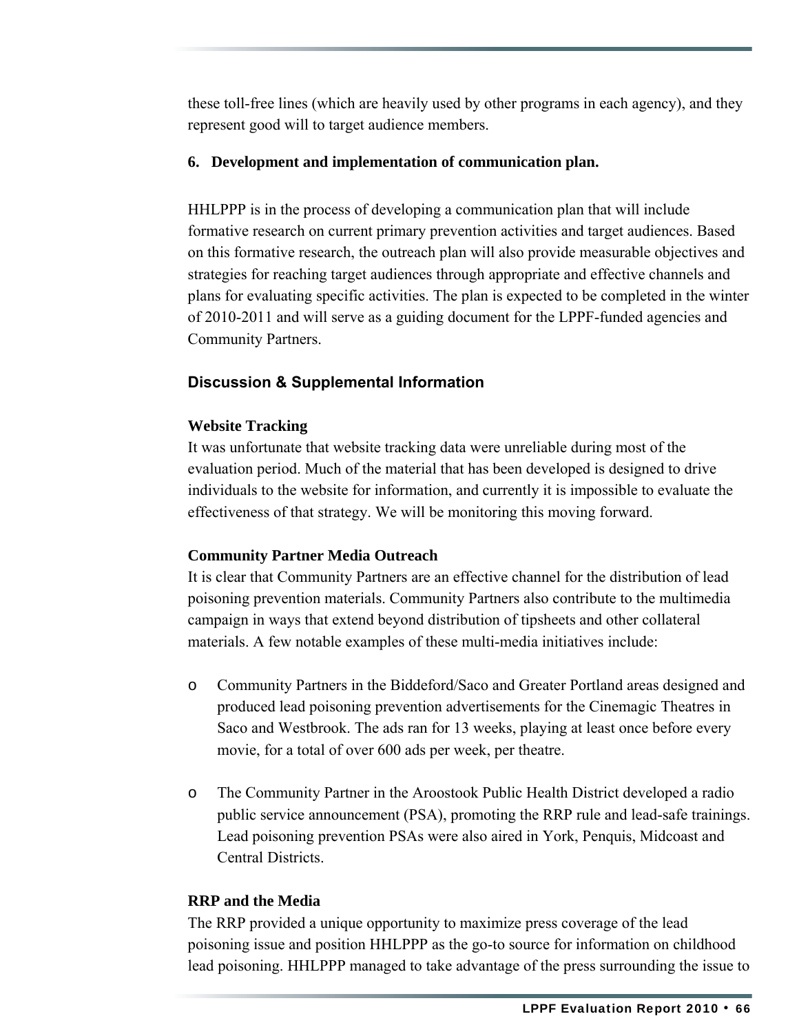these toll-free lines (which are heavily used by other programs in each agency), and they represent good will to target audience members.

**6. Development and implementation of communication plan.**

HHLPPP is in the process of developing a communication plan that will include formative research on current primary prevention activities and target audiences. Based on this formative research, the outreach plan will also provide measurable objectives and strategies for reaching target audiences through appropriate and effective channels and plans for evaluating specific activities. The plan is expected to be completed in the winter of 2010-2011 and will serve as a guiding document for the LPPF-funded agencies and Community Partners.

### Discussion & Supplemental Information

**Website Tracking**

It was unfortunate that website tracking data were unreliable during most of the evaluation period. Much of the material that has been developed is designed to drive individuals to the website for information, and currently it is impossible to evaluate the effectiveness of that strategy. We will be monitoring this moving forward.

**Community Partner Media Outreach**

It is clear that Community Partners are an effective channel for the distribution of lead poisoning prevention materials. Community Partners also contribute to the multimedia campaign in ways that extend beyond distribution of tipsheets and other collateral materials. A few notable examples of these multi-media initiatives include:

- Community Partners in the Biddeford/Saco and Greater Portland areas designed and produced lead poisoning prevention advertisements for the Cinemagic Theatres in Saco and Westbrook. The ads ran for 13 weeks, playing at least once before every movie, for a total of over 600 ads per week, per theatre.

- The Community Partner in the Aroostook Public Health District developed a radio public service announcement (PSA), promoting the RRP rule and lead-safe trainings. Lead poisoning prevention PSAs were also aired in York, Penquis, Midcoast and Central Districts.

**RRP and the Media**

The RRP provided a unique opportunity to maximize press coverage of the lead poisoning issue and position HHLPPP as the go-to source for information on childhood lead poisoning. HHLPPP managed to take advantage of the press surrounding the issue to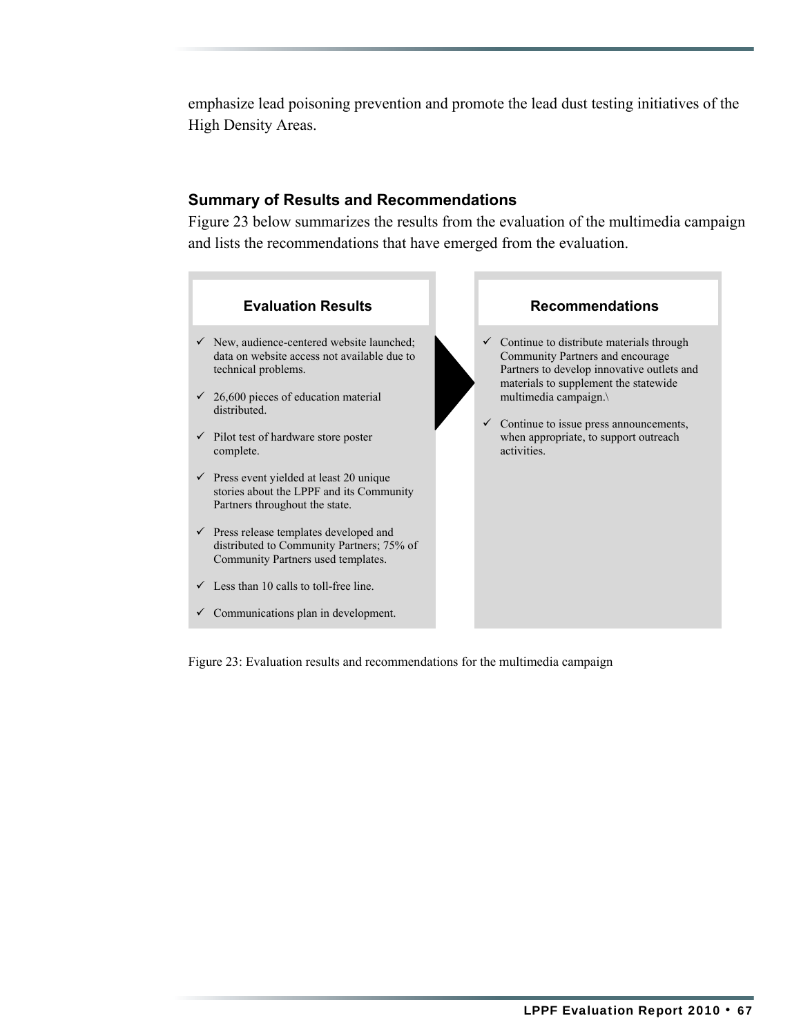emphasize lead poisoning prevention and promote the lead dust testing initiatives of the High Density Areas.

### Summary of Results and Recommendations

Figure 23 below summarizes the results from the evaluation of the multimedia campaign and lists the recommendations that have emerged from the evaluation.

| Evaluation Results | Recommendations |
| --- | --- |
| ✓ New, audience-centered website launched; data on website access not available due to technical problems.<br>✓ 26,600 pieces of education material distributed.<br>✓ Pilot test of hardware store poster complete.<br>✓ Press event yielded at least 20 unique stories about the LPPF and its Community Partners throughout the state.<br>✓ Press release templates developed and distributed to Community Partners; 75% of Community Partners used templates.<br>✓ Less than 10 calls to toll-free line.<br>✓ Communications plan in development. | ✓ Continue to distribute materials through Community Partners and encourage Partners to develop innovative outlets and materials to supplement the statewide multimedia campaign.\<br>✓ Continue to issue press announcements, when appropriate, to support outreach activities. |

Figure 23: Evaluation results and recommendations for the multimedia campaign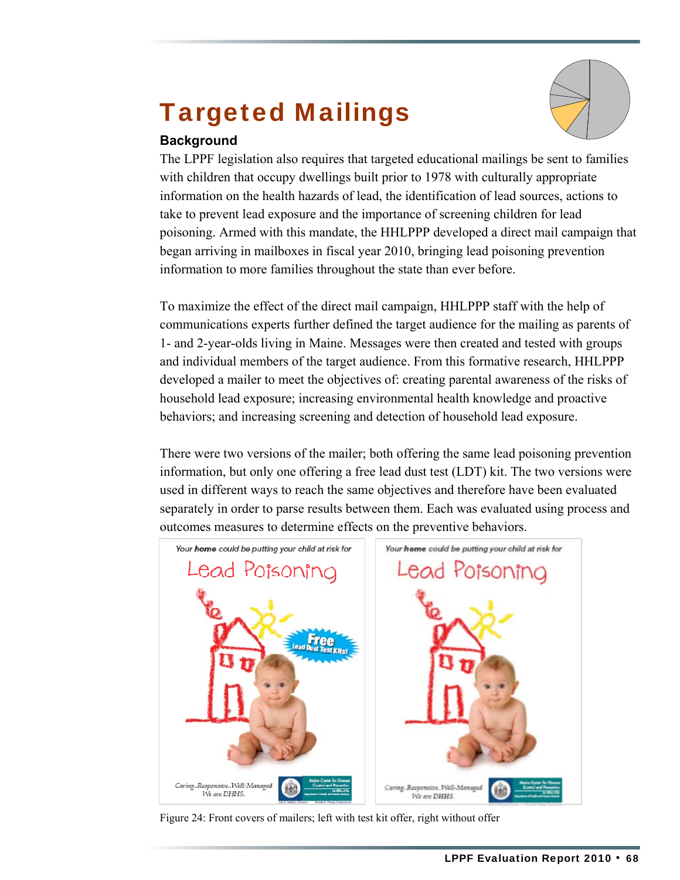# Targeted Mailings

### Background

The LPPF legislation also requires that targeted educational mailings be sent to families with children that occupy dwellings built prior to 1978 with culturally appropriate information on the health hazards of lead, the identification of lead sources, actions to take to prevent lead exposure and the importance of screening children for lead poisoning. Armed with this mandate, the HHLPPP developed a direct mail campaign that began arriving in mailboxes in fiscal year 2010, bringing lead poisoning prevention information to more families throughout the state than ever before.

To maximize the effect of the direct mail campaign, HHLPPP staff with the help of communications experts further defined the target audience for the mailing as parents of 1- and 2-year-olds living in Maine. Messages were then created and tested with groups and individual members of the target audience. From this formative research, HHLPPP developed a mailer to meet the objectives of: creating parental awareness of the risks of household lead exposure; increasing environmental health knowledge and proactive behaviors; and increasing screening and detection of household lead exposure.

There were two versions of the mailer; both offering the same lead poisoning prevention information, but only one offering a free lead dust test (LDT) kit. The two versions were used in different ways to reach the same objectives and therefore have been evaluated separately in order to parse results between them. Each was evaluated using process and outcomes measures to determine effects on the preventive behaviors.

Figure 24: Front covers of mailers; left with test kit offer, right without offer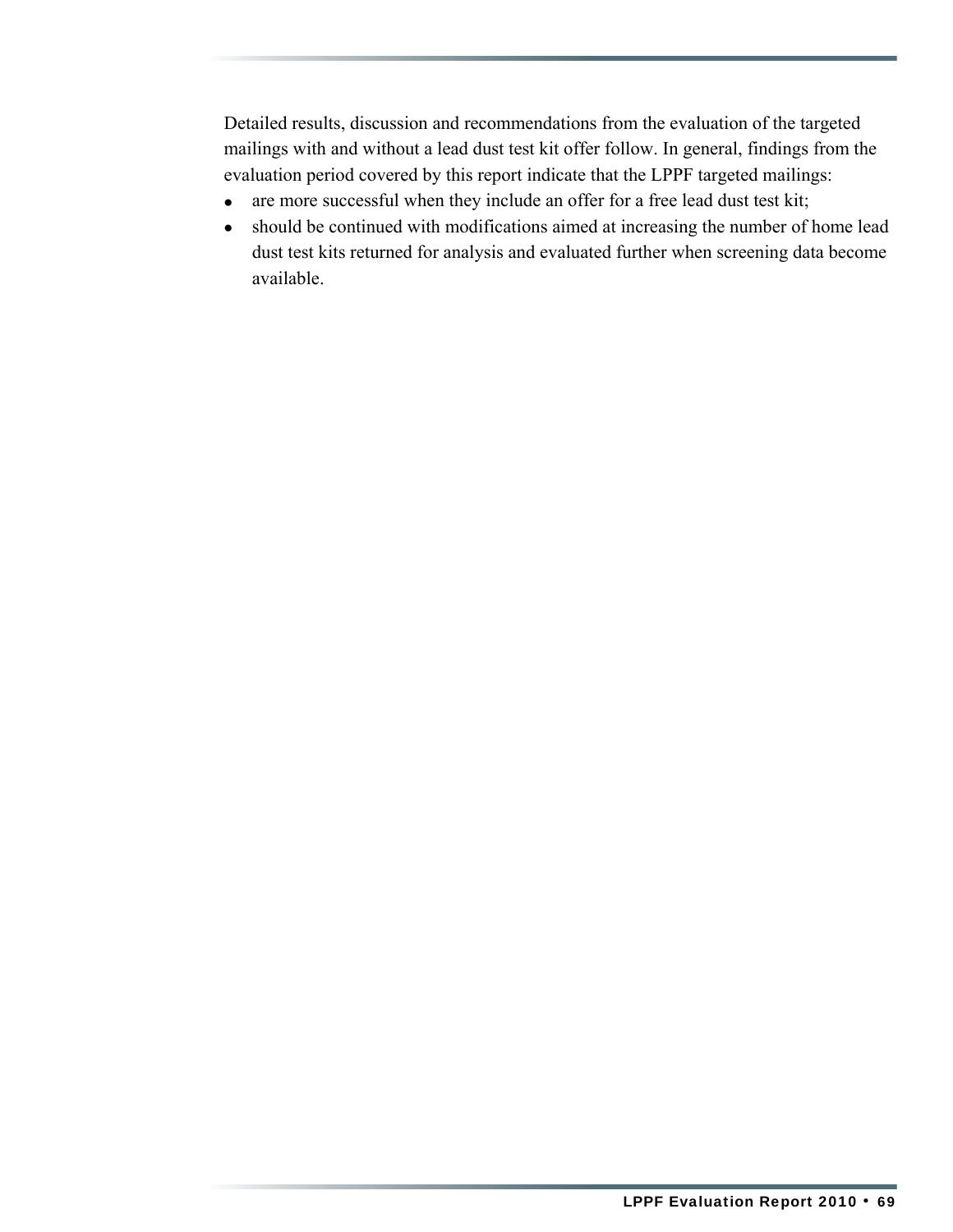Detailed results, discussion and recommendations from the evaluation of the targeted mailings with and without a lead dust test kit offer follow. In general, findings from the evaluation period covered by this report indicate that the LPPF targeted mailings:

- are more successful when they include an offer for a free lead dust test kit;
- should be continued with modifications aimed at increasing the number of home lead dust test kits returned for analysis and evaluated further when screening data become available.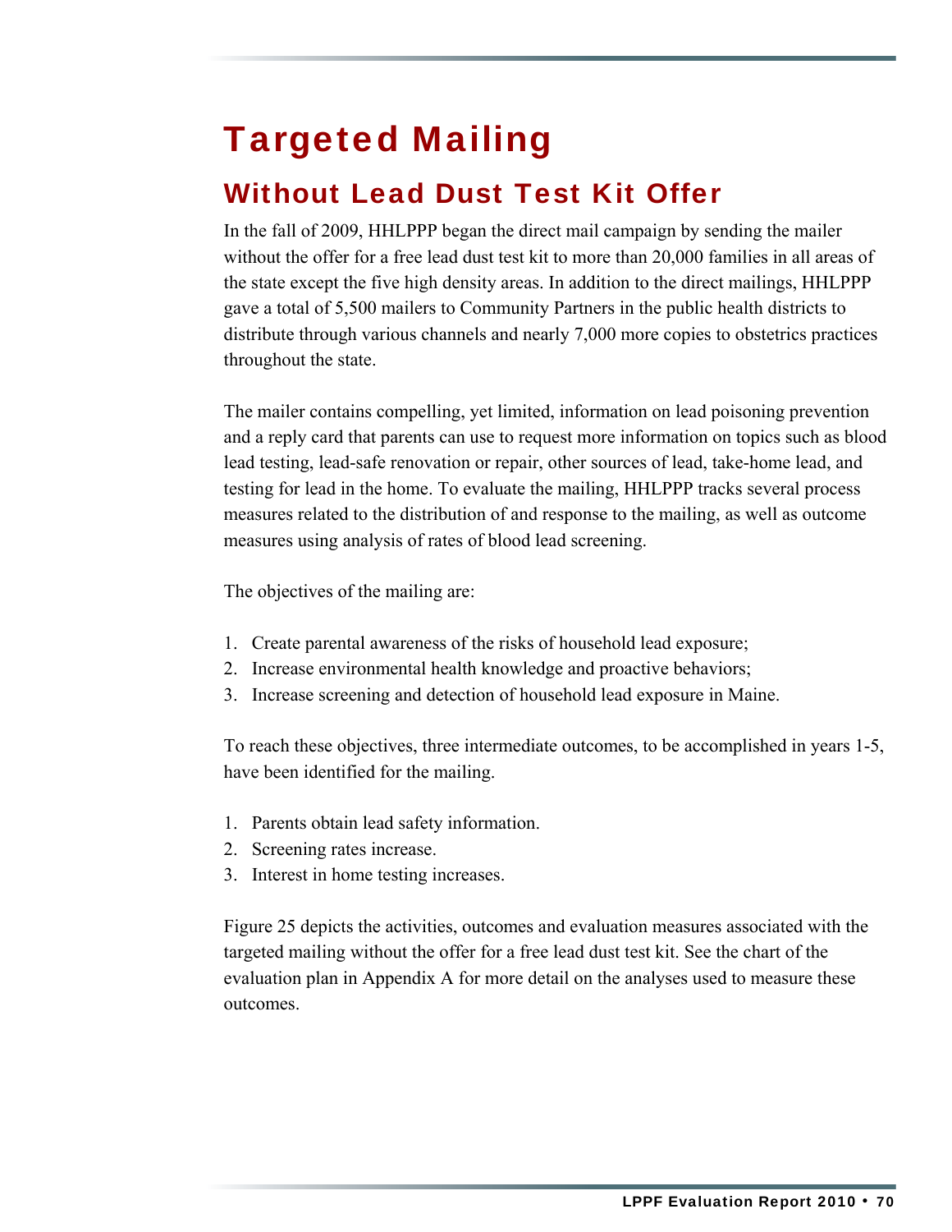# Targeted Mailing

## Without Lead Dust Test Kit Offer

In the fall of 2009, HHLPPP began the direct mail campaign by sending the mailer without the offer for a free lead dust test kit to more than 20,000 families in all areas of the state except the five high density areas. In addition to the direct mailings, HHLPPP gave a total of 5,500 mailers to Community Partners in the public health districts to distribute through various channels and nearly 7,000 more copies to obstetrics practices throughout the state.

The mailer contains compelling, yet limited, information on lead poisoning prevention and a reply card that parents can use to request more information on topics such as blood lead testing, lead-safe renovation or repair, other sources of lead, take-home lead, and testing for lead in the home. To evaluate the mailing, HHLPPP tracks several process measures related to the distribution of and response to the mailing, as well as outcome measures using analysis of rates of blood lead screening.

The objectives of the mailing are:

1. Create parental awareness of the risks of household lead exposure;
2. Increase environmental health knowledge and proactive behaviors;
3. Increase screening and detection of household lead exposure in Maine.

To reach these objectives, three intermediate outcomes, to be accomplished in years 1-5, have been identified for the mailing.

1. Parents obtain lead safety information.
2. Screening rates increase.
3. Interest in home testing increases.

Figure 25 depicts the activities, outcomes and evaluation measures associated with the targeted mailing without the offer for a free lead dust test kit. See the chart of the evaluation plan in Appendix A for more detail on the analyses used to measure these outcomes.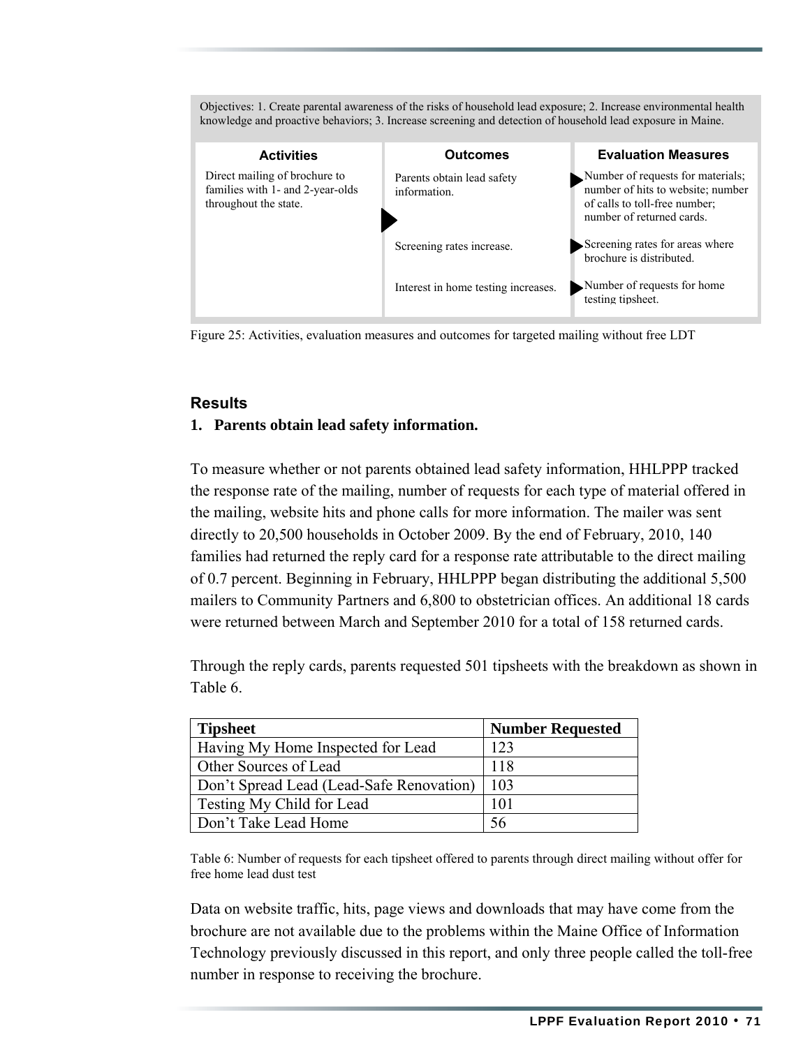Objectives: 1. Create parental awareness of the risks of household lead exposure; 2. Increase environmental health knowledge and proactive behaviors; 3. Increase screening and detection of household lead exposure in Maine.

| Activities | Outcomes | Evaluation Measures |
|---|---|---|
| Direct mailing of brochure to families with 1- and 2-year-olds throughout the state. | Parents obtain lead safety information. | Number of requests for materials; number of hits to website; number of calls to toll-free number; number of returned cards. |
| | Screening rates increase. | Screening rates for areas where brochure is distributed. |
| | Interest in home testing increases. | Number of requests for home testing tipsheet. |

Figure 25: Activities, evaluation measures and outcomes for targeted mailing without free LDT

### Results

**1. Parents obtain lead safety information.**

To measure whether or not parents obtained lead safety information, HHLPPP tracked the response rate of the mailing, number of requests for each type of material offered in the mailing, website hits and phone calls for more information. The mailer was sent directly to 20,500 households in October 2009. By the end of February, 2010, 140 families had returned the reply card for a response rate attributable to the direct mailing of 0.7 percent. Beginning in February, HHLPPP began distributing the additional 5,500 mailers to Community Partners and 6,800 to obstetrician offices. An additional 18 cards were returned between March and September 2010 for a total of 158 returned cards.

Through the reply cards, parents requested 501 tipsheets with the breakdown as shown in Table 6.

| Tipsheet | Number Requested |
|---|---|
| Having My Home Inspected for Lead | 123 |
| Other Sources of Lead | 118 |
| Don't Spread Lead (Lead-Safe Renovation) | 103 |
| Testing My Child for Lead | 101 |
| Don't Take Lead Home | 56 |

Table 6: Number of requests for each tipsheet offered to parents through direct mailing without offer for free home lead dust test

Data on website traffic, hits, page views and downloads that may have come from the brochure are not available due to the problems within the Maine Office of Information Technology previously discussed in this report, and only three people called the toll-free number in response to receiving the brochure.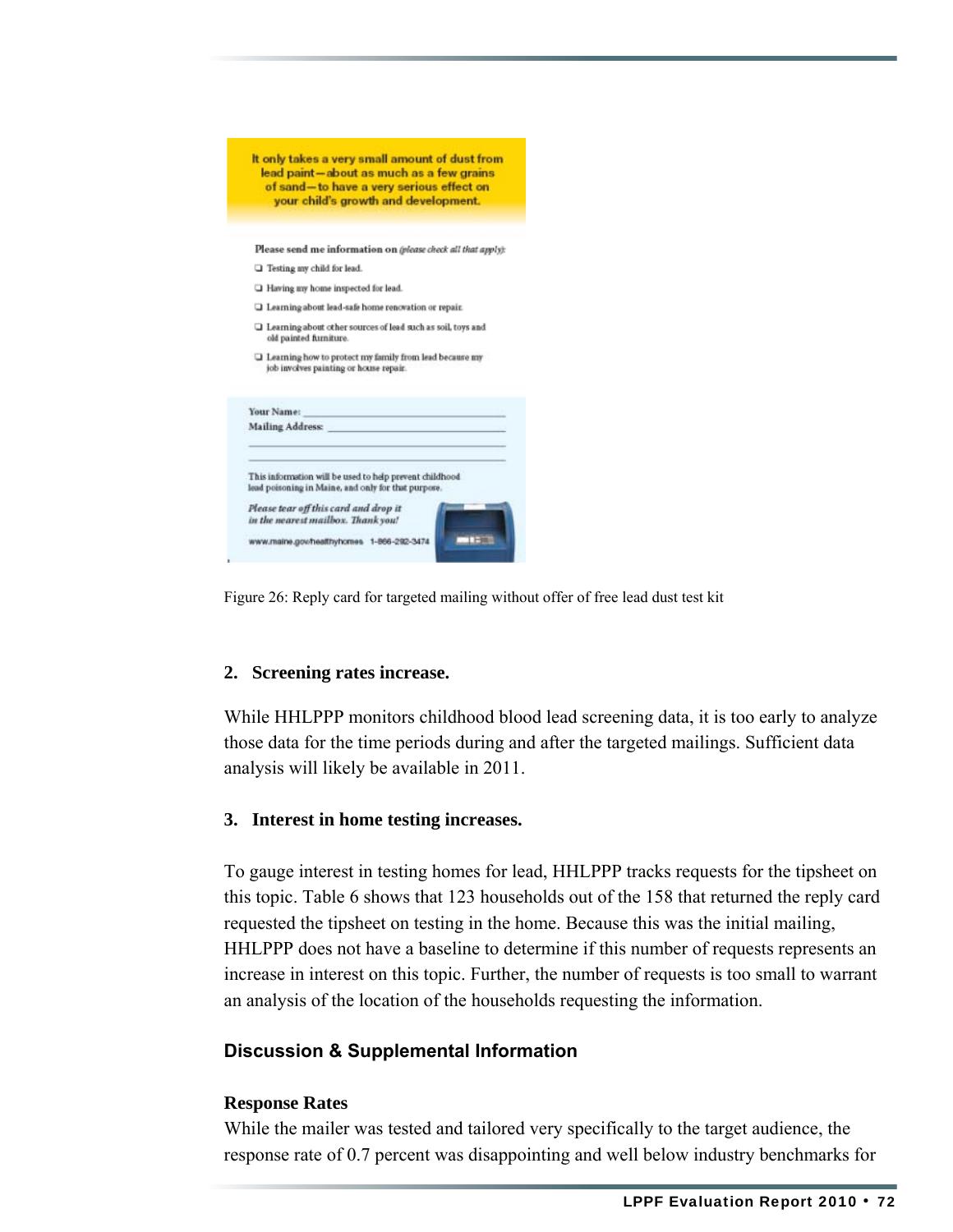It only takes a very small amount of dust from lead paint—about as much as a few grains of sand—to have a very serious effect on your child's growth and development.

Please send me information on *(please check all that apply)*:

- ❑ Testing my child for lead.
- ❑ Having my home inspected for lead.
- ❑ Learning about lead-safe home renovation or repair.
- ❑ Learning about other sources of lead such as soil, toys and old painted furniture.
- ❑ Learning how to protect my family from lead because my job involves painting or house repair.

Your Name: ______________________________

Mailing Address: ______________________________

This information will be used to help prevent childhood lead poisoning in Maine, and only for that purpose.

*Please tear off this card and drop it in the nearest mailbox. Thank you!*

www.maine.gov/healthyhomes 1-866-292-3474

Figure 26: Reply card for targeted mailing without offer of free lead dust test kit

**2. Screening rates increase.**

While HHLPPP monitors childhood blood lead screening data, it is too early to analyze those data for the time periods during and after the targeted mailings. Sufficient data analysis will likely be available in 2011.

**3. Interest in home testing increases.**

To gauge interest in testing homes for lead, HHLPPP tracks requests for the tipsheet on this topic. Table 6 shows that 123 households out of the 158 that returned the reply card requested the tipsheet on testing in the home. Because this was the initial mailing, HHLPPP does not have a baseline to determine if this number of requests represents an increase in interest on this topic. Further, the number of requests is too small to warrant an analysis of the location of the households requesting the information.

## Discussion & Supplemental Information

**Response Rates**

While the mailer was tested and tailored very specifically to the target audience, the response rate of 0.7 percent was disappointing and well below industry benchmarks for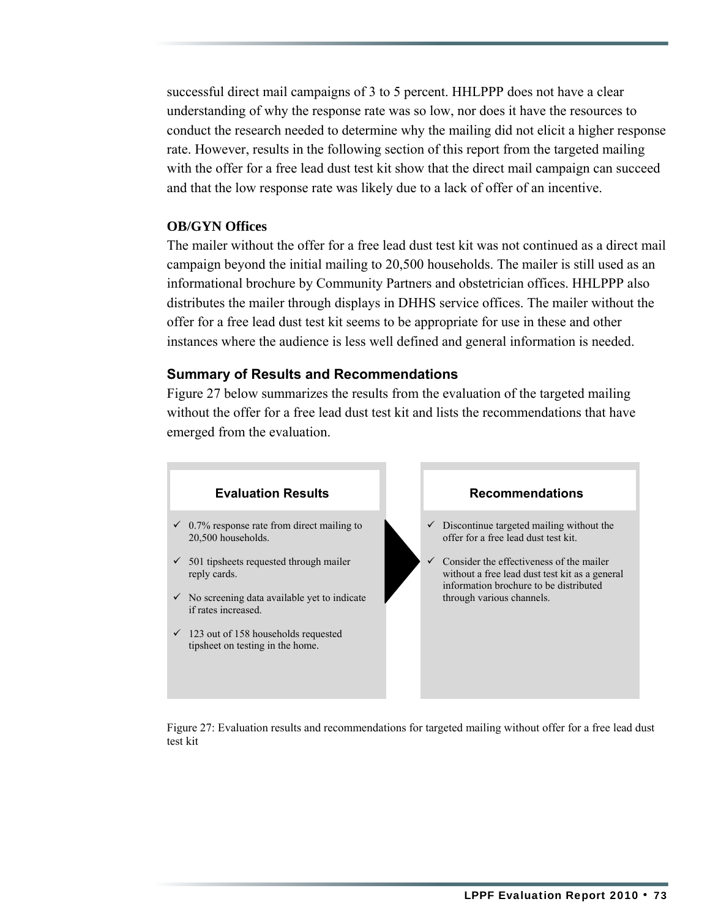successful direct mail campaigns of 3 to 5 percent. HHLPPP does not have a clear understanding of why the response rate was so low, nor does it have the resources to conduct the research needed to determine why the mailing did not elicit a higher response rate. However, results in the following section of this report from the targeted mailing with the offer for a free lead dust test kit show that the direct mail campaign can succeed and that the low response rate was likely due to a lack of offer of an incentive.

**OB/GYN Offices**

The mailer without the offer for a free lead dust test kit was not continued as a direct mail campaign beyond the initial mailing to 20,500 households. The mailer is still used as an informational brochure by Community Partners and obstetrician offices. HHLPPP also distributes the mailer through displays in DHHS service offices. The mailer without the offer for a free lead dust test kit seems to be appropriate for use in these and other instances where the audience is less well defined and general information is needed.

### Summary of Results and Recommendations

Figure 27 below summarizes the results from the evaluation of the targeted mailing without the offer for a free lead dust test kit and lists the recommendations that have emerged from the evaluation.

| Evaluation Results | Recommendations |
| --- | --- |
| ✓ 0.7% response rate from direct mailing to 20,500 households.<br>✓ 501 tipsheets requested through mailer reply cards.<br>✓ No screening data available yet to indicate if rates increased.<br>✓ 123 out of 158 households requested tipsheet on testing in the home. | ✓ Discontinue targeted mailing without the offer for a free lead dust test kit.<br>✓ Consider the effectiveness of the mailer without a free lead dust test kit as a general information brochure to be distributed through various channels. |

Figure 27: Evaluation results and recommendations for targeted mailing without offer for a free lead dust test kit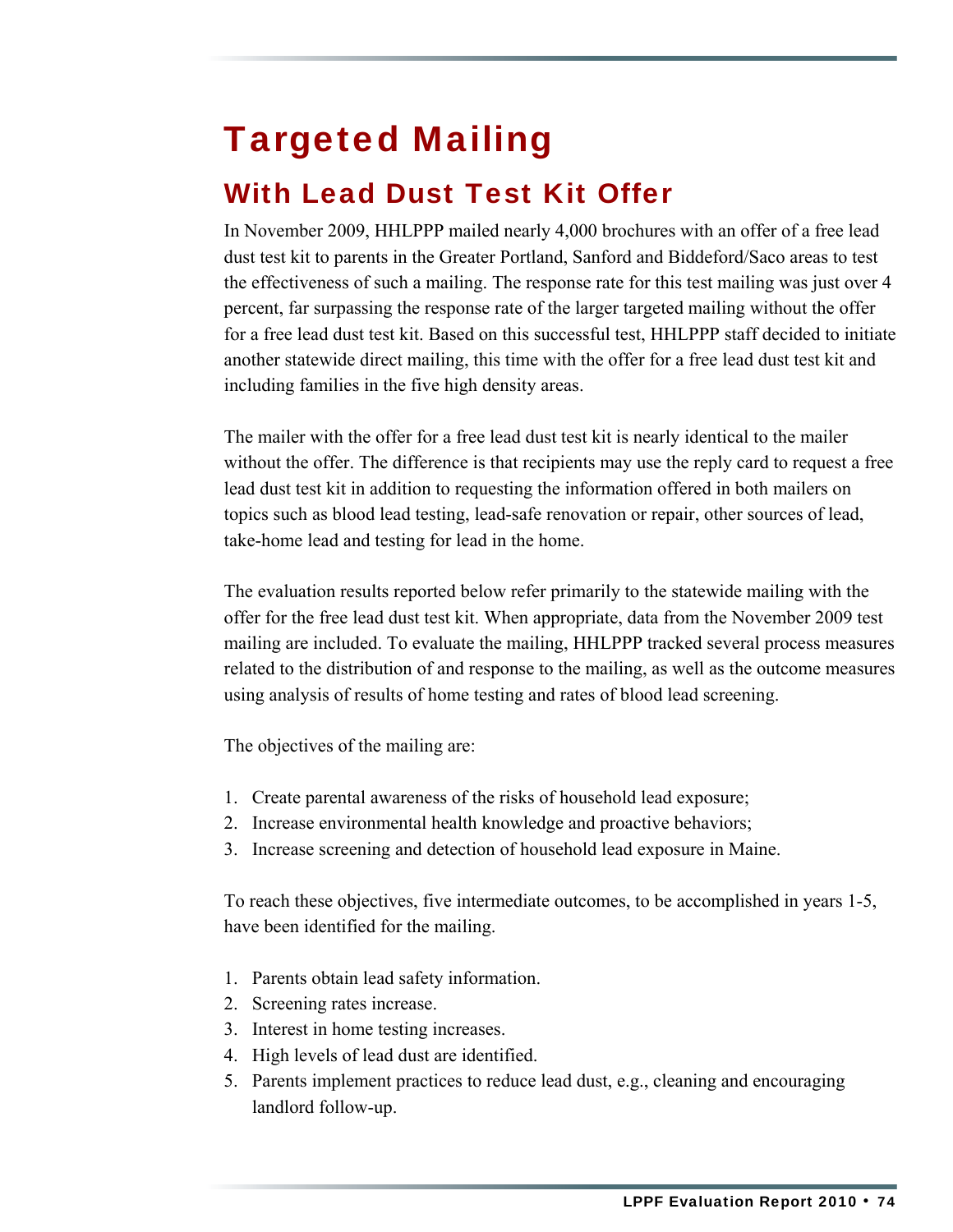# Targeted Mailing

## With Lead Dust Test Kit Offer

In November 2009, HHLPPP mailed nearly 4,000 brochures with an offer of a free lead dust test kit to parents in the Greater Portland, Sanford and Biddeford/Saco areas to test the effectiveness of such a mailing. The response rate for this test mailing was just over 4 percent, far surpassing the response rate of the larger targeted mailing without the offer for a free lead dust test kit. Based on this successful test, HHLPPP staff decided to initiate another statewide direct mailing, this time with the offer for a free lead dust test kit and including families in the five high density areas.

The mailer with the offer for a free lead dust test kit is nearly identical to the mailer without the offer. The difference is that recipients may use the reply card to request a free lead dust test kit in addition to requesting the information offered in both mailers on topics such as blood lead testing, lead-safe renovation or repair, other sources of lead, take-home lead and testing for lead in the home.

The evaluation results reported below refer primarily to the statewide mailing with the offer for the free lead dust test kit. When appropriate, data from the November 2009 test mailing are included. To evaluate the mailing, HHLPPP tracked several process measures related to the distribution of and response to the mailing, as well as the outcome measures using analysis of results of home testing and rates of blood lead screening.

The objectives of the mailing are:

1. Create parental awareness of the risks of household lead exposure;
2. Increase environmental health knowledge and proactive behaviors;
3. Increase screening and detection of household lead exposure in Maine.

To reach these objectives, five intermediate outcomes, to be accomplished in years 1-5, have been identified for the mailing.

1. Parents obtain lead safety information.
2. Screening rates increase.
3. Interest in home testing increases.
4. High levels of lead dust are identified.
5. Parents implement practices to reduce lead dust, e.g., cleaning and encouraging landlord follow-up.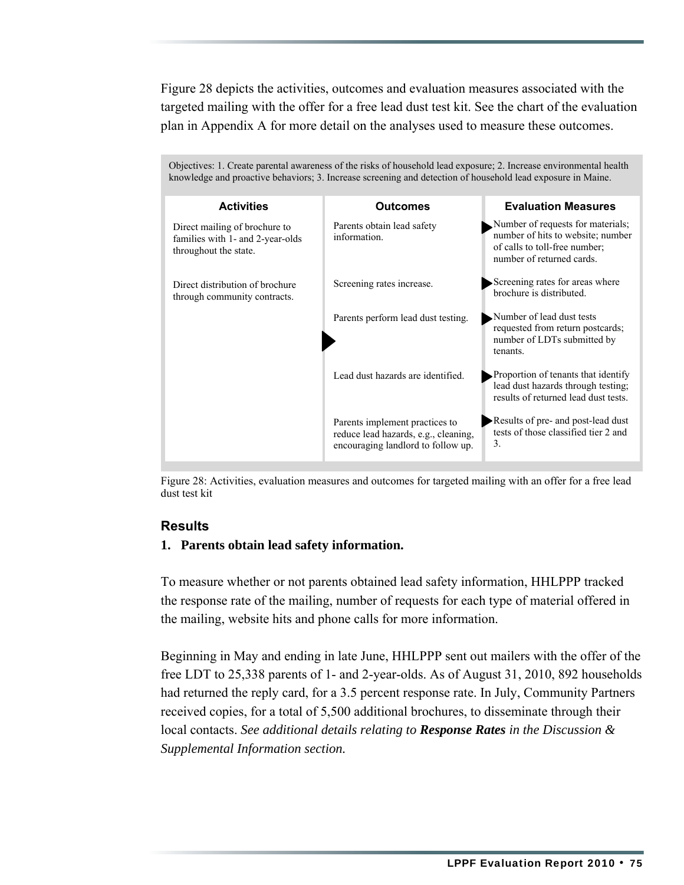Figure 28 depicts the activities, outcomes and evaluation measures associated with the targeted mailing with the offer for a free lead dust test kit. See the chart of the evaluation plan in Appendix A for more detail on the analyses used to measure these outcomes.

Objectives: 1. Create parental awareness of the risks of household lead exposure; 2. Increase environmental health knowledge and proactive behaviors; 3. Increase screening and detection of household lead exposure in Maine.

| Activities | Outcomes | Evaluation Measures |
|---|---|---|
| Direct mailing of brochure to families with 1- and 2-year-olds throughout the state. | Parents obtain lead safety information. | Number of requests for materials; number of hits to website; number of calls to toll-free number; number of returned cards. |
| Direct distribution of brochure through community contracts. | Screening rates increase. | Screening rates for areas where brochure is distributed. |
| | Parents perform lead dust testing. | Number of lead dust tests requested from return postcards; number of LDTs submitted by tenants. |
| | Lead dust hazards are identified. | Proportion of tenants that identify lead dust hazards through testing; results of returned lead dust tests. |
| | Parents implement practices to reduce lead hazards, e.g., cleaning, encouraging landlord to follow up. | Results of pre- and post-lead dust tests of those classified tier 2 and 3. |

Figure 28: Activities, evaluation measures and outcomes for targeted mailing with an offer for a free lead dust test kit

### Results

**1. Parents obtain lead safety information.**

To measure whether or not parents obtained lead safety information, HHLPPP tracked the response rate of the mailing, number of requests for each type of material offered in the mailing, website hits and phone calls for more information.

Beginning in May and ending in late June, HHLPPP sent out mailers with the offer of the free LDT to 25,338 parents of 1- and 2-year-olds. As of August 31, 2010, 892 households had returned the reply card, for a 3.5 percent response rate. In July, Community Partners received copies, for a total of 5,500 additional brochures, to disseminate through their local contacts. *See additional details relating to **Response Rates** in the Discussion & Supplemental Information section.*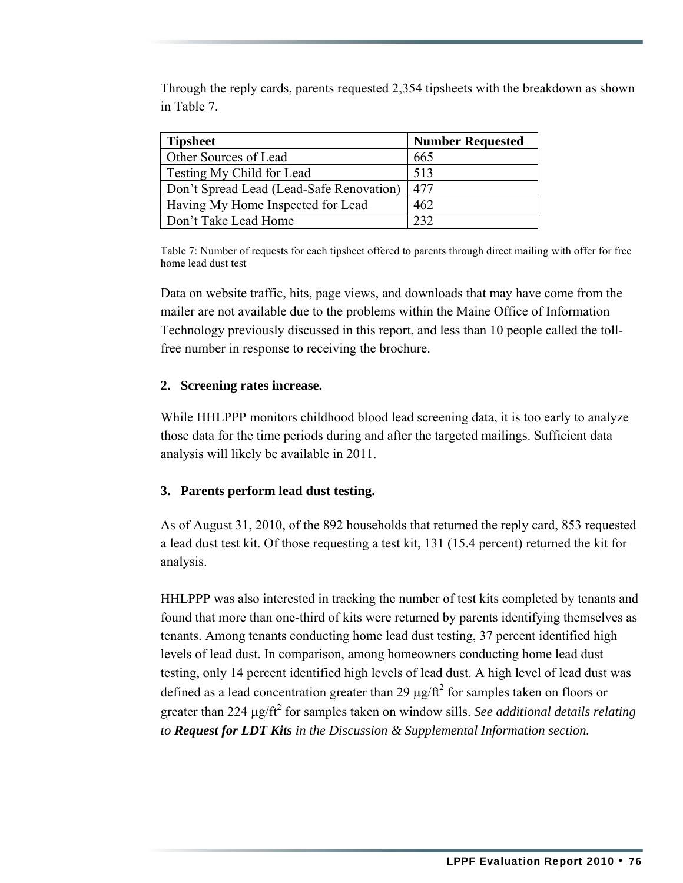Through the reply cards, parents requested 2,354 tipsheets with the breakdown as shown in Table 7.

| Tipsheet | Number Requested |
|---|---|
| Other Sources of Lead | 665 |
| Testing My Child for Lead | 513 |
| Don't Spread Lead (Lead-Safe Renovation) | 477 |
| Having My Home Inspected for Lead | 462 |
| Don't Take Lead Home | 232 |

Table 7: Number of requests for each tipsheet offered to parents through direct mailing with offer for free home lead dust test

Data on website traffic, hits, page views, and downloads that may have come from the mailer are not available due to the problems within the Maine Office of Information Technology previously discussed in this report, and less than 10 people called the toll-free number in response to receiving the brochure.

**2. Screening rates increase.**

While HHLPPP monitors childhood blood lead screening data, it is too early to analyze those data for the time periods during and after the targeted mailings. Sufficient data analysis will likely be available in 2011.

**3. Parents perform lead dust testing.**

As of August 31, 2010, of the 892 households that returned the reply card, 853 requested a lead dust test kit. Of those requesting a test kit, 131 (15.4 percent) returned the kit for analysis.

HHLPPP was also interested in tracking the number of test kits completed by tenants and found that more than one-third of kits were returned by parents identifying themselves as tenants. Among tenants conducting home lead dust testing, 37 percent identified high levels of lead dust. In comparison, among homeowners conducting home lead dust testing, only 14 percent identified high levels of lead dust. A high level of lead dust was defined as a lead concentration greater than 29 $\mu g/ft^2$ for samples taken on floors or greater than 224 $\mu g/ft^2$ for samples taken on window sills. *See additional details relating to **Request for LDT Kits** in the Discussion & Supplemental Information section.*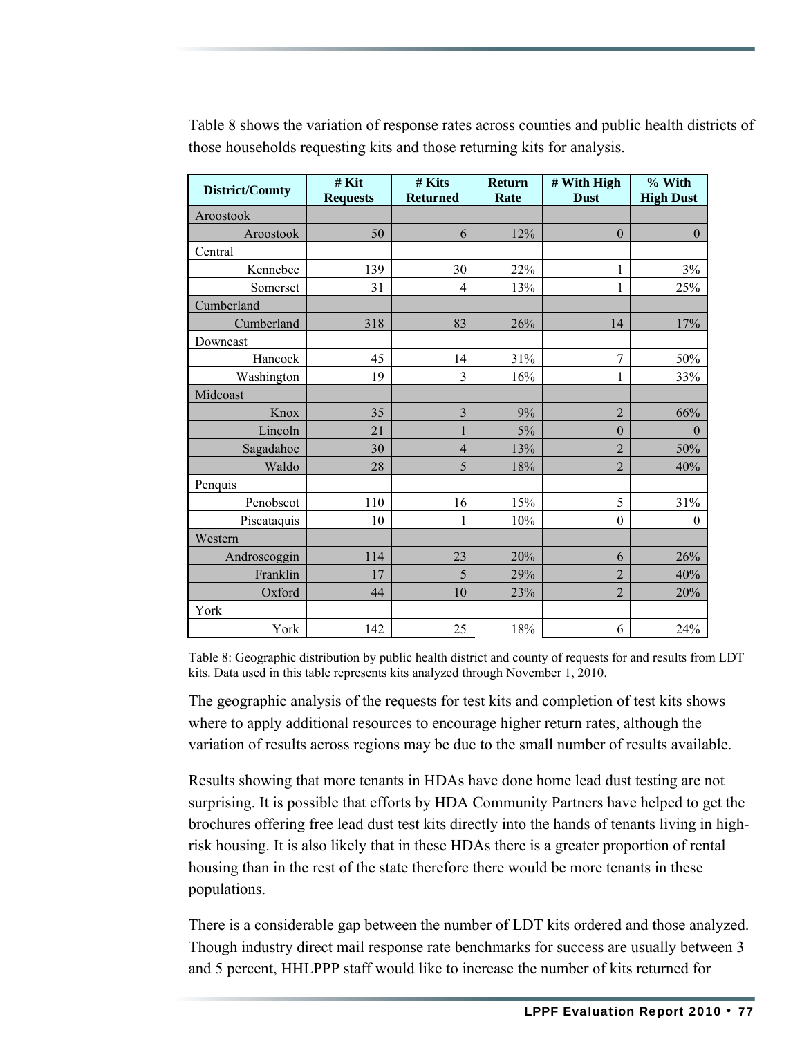Table 8 shows the variation of response rates across counties and public health districts of those households requesting kits and those returning kits for analysis.

| District/County | # Kit Requests | # Kits Returned | Return Rate | # With High Dust | % With High Dust |
|---|---|---|---|---|---|
| Aroostook | | | | | |
| Aroostook | 50 | 6 | 12% | 0 | 0 |
| Central | | | | | |
| Kennebec | 139 | 30 | 22% | 1 | 3% |
| Somerset | 31 | 4 | 13% | 1 | 25% |
| Cumberland | | | | | |
| Cumberland | 318 | 83 | 26% | 14 | 17% |
| Downeast | | | | | |
| Hancock | 45 | 14 | 31% | 7 | 50% |
| Washington | 19 | 3 | 16% | 1 | 33% |
| Midcoast | | | | | |
| Knox | 35 | 3 | 9% | 2 | 66% |
| Lincoln | 21 | 1 | 5% | 0 | 0 |
| Sagadahoc | 30 | 4 | 13% | 2 | 50% |
| Waldo | 28 | 5 | 18% | 2 | 40% |
| Penquis | | | | | |
| Penobscot | 110 | 16 | 15% | 5 | 31% |
| Piscataquis | 10 | 1 | 10% | 0 | 0 |
| Western | | | | | |
| Androscoggin | 114 | 23 | 20% | 6 | 26% |
| Franklin | 17 | 5 | 29% | 2 | 40% |
| Oxford | 44 | 10 | 23% | 2 | 20% |
| York | | | | | |
| York | 142 | 25 | 18% | 6 | 24% |

Table 8: Geographic distribution by public health district and county of requests for and results from LDT kits. Data used in this table represents kits analyzed through November 1, 2010.

The geographic analysis of the requests for test kits and completion of test kits shows where to apply additional resources to encourage higher return rates, although the variation of results across regions may be due to the small number of results available.

Results showing that more tenants in HDAs have done home lead dust testing are not surprising. It is possible that efforts by HDA Community Partners have helped to get the brochures offering free lead dust test kits directly into the hands of tenants living in high-risk housing. It is also likely that in these HDAs there is a greater proportion of rental housing than in the rest of the state therefore there would be more tenants in these populations.

There is a considerable gap between the number of LDT kits ordered and those analyzed. Though industry direct mail response rate benchmarks for success are usually between 3 and 5 percent, HHLPPP staff would like to increase the number of kits returned for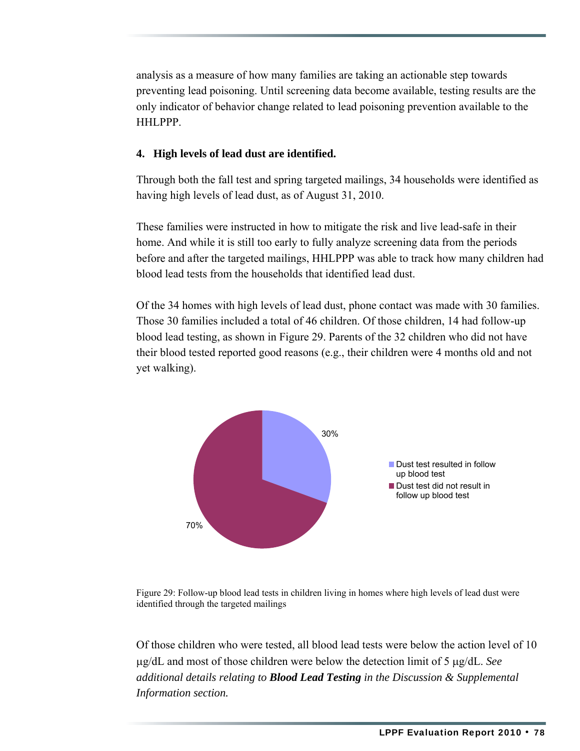analysis as a measure of how many families are taking an actionable step towards preventing lead poisoning. Until screening data become available, testing results are the only indicator of behavior change related to lead poisoning prevention available to the HHLPPP.

#### 4. High levels of lead dust are identified.

Through both the fall test and spring targeted mailings, 34 households were identified as having high levels of lead dust, as of August 31, 2010.

These families were instructed in how to mitigate the risk and live lead-safe in their home. And while it is still too early to fully analyze screening data from the periods before and after the targeted mailings, HHLPPP was able to track how many children had blood lead tests from the households that identified lead dust.

Of the 34 homes with high levels of lead dust, phone contact was made with 30 families. Those 30 families included a total of 46 children. Of those children, 14 had follow-up blood lead testing, as shown in Figure 29. Parents of the 32 children who did not have their blood tested reported good reasons (e.g., their children were 4 months old and not yet walking).

30%

70%

Dust test resulted in follow up blood test

Dust test did not result in follow up blood test

Figure 29: Follow-up blood lead tests in children living in homes where high levels of lead dust were identified through the targeted mailings

Of those children who were tested, all blood lead tests were below the action level of 10 μg/dL and most of those children were below the detection limit of 5 μg/dL. *See additional details relating to **Blood Lead Testing** in the Discussion & Supplemental Information section.*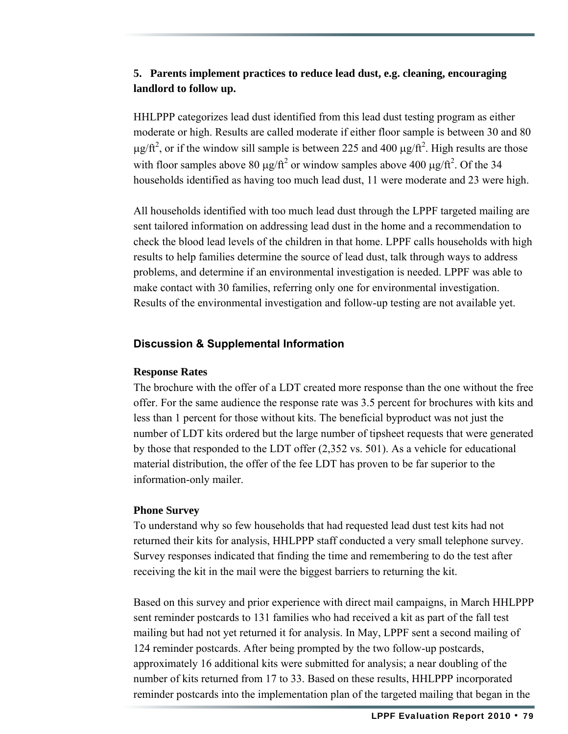**5. Parents implement practices to reduce lead dust, e.g. cleaning, encouraging landlord to follow up.**

HHLPPP categorizes lead dust identified from this lead dust testing program as either moderate or high. Results are called moderate if either floor sample is between 30 and 80 $\mu g/ft^2$, or if the window sill sample is between 225 and 400 $\mu g/ft^2$. High results are those with floor samples above 80 $\mu g/ft^2$ or window samples above 400 $\mu g/ft^2$. Of the 34 households identified as having too much lead dust, 11 were moderate and 23 were high.

All households identified with too much lead dust through the LPPF targeted mailing are sent tailored information on addressing lead dust in the home and a recommendation to check the blood lead levels of the children in that home. LPPF calls households with high results to help families determine the source of lead dust, talk through ways to address problems, and determine if an environmental investigation is needed. LPPF was able to make contact with 30 families, referring only one for environmental investigation. Results of the environmental investigation and follow-up testing are not available yet.

## Discussion & Supplemental Information

**Response Rates**

The brochure with the offer of a LDT created more response than the one without the free offer. For the same audience the response rate was 3.5 percent for brochures with kits and less than 1 percent for those without kits. The beneficial byproduct was not just the number of LDT kits ordered but the large number of tipsheet requests that were generated by those that responded to the LDT offer (2,352 vs. 501). As a vehicle for educational material distribution, the offer of the fee LDT has proven to be far superior to the information-only mailer.

**Phone Survey**

To understand why so few households that had requested lead dust test kits had not returned their kits for analysis, HHLPPP staff conducted a very small telephone survey. Survey responses indicated that finding the time and remembering to do the test after receiving the kit in the mail were the biggest barriers to returning the kit.

Based on this survey and prior experience with direct mail campaigns, in March HHLPPP sent reminder postcards to 131 families who had received a kit as part of the fall test mailing but had not yet returned it for analysis. In May, LPPF sent a second mailing of 124 reminder postcards. After being prompted by the two follow-up postcards, approximately 16 additional kits were submitted for analysis; a near doubling of the number of kits returned from 17 to 33. Based on these results, HHLPPP incorporated reminder postcards into the implementation plan of the targeted mailing that began in the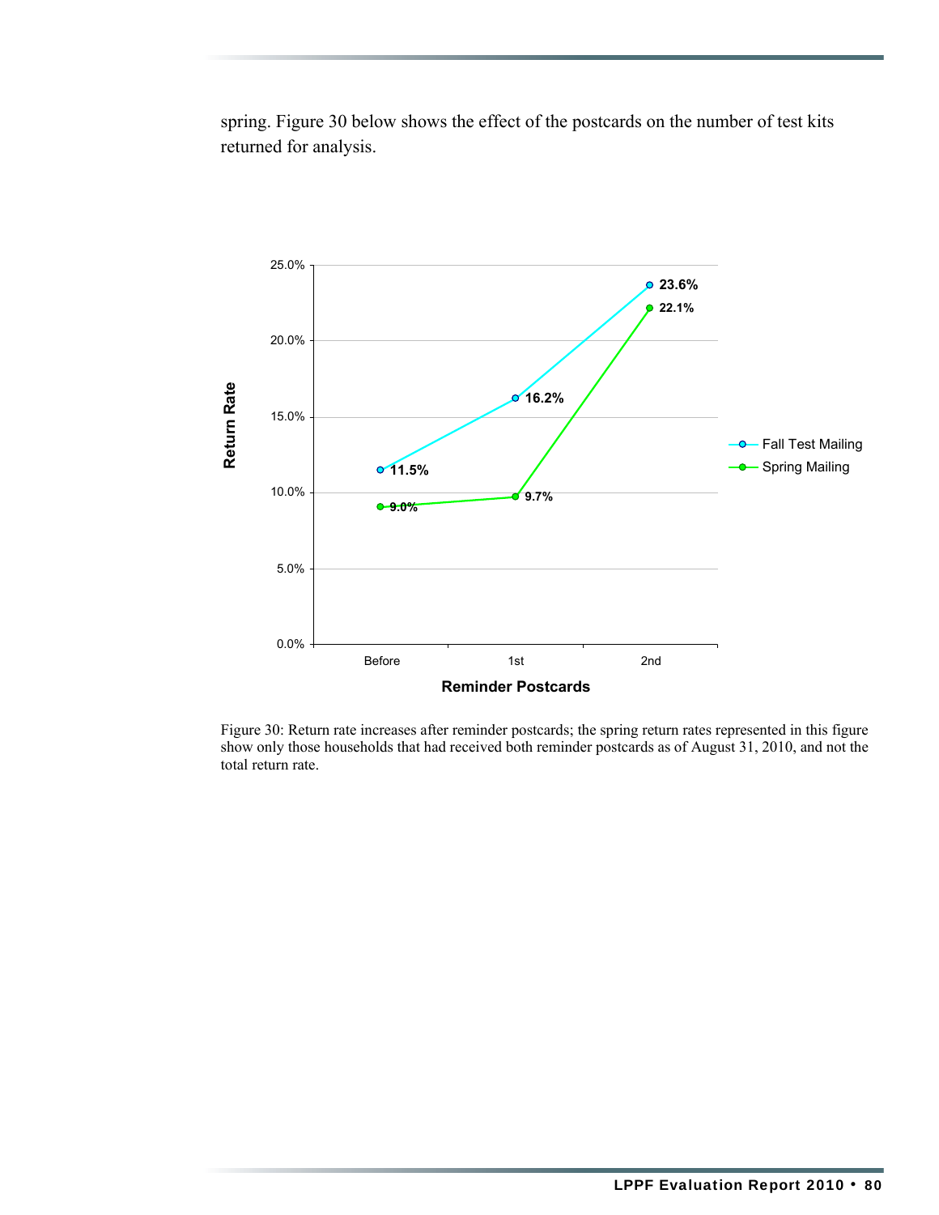spring. Figure 30 below shows the effect of the postcards on the number of test kits returned for analysis.

| Reminder Postcards | Fall Test Mailing | Spring Mailing |
|---|---|---|
| Before | 11.5% | 9.0% |
| 1st | 16.2% | 9.7% |
| 2nd | 23.6% | 22.1% |

Figure 30: Return rate increases after reminder postcards; the spring return rates represented in this figure show only those households that had received both reminder postcards as of August 31, 2010, and not the total return rate.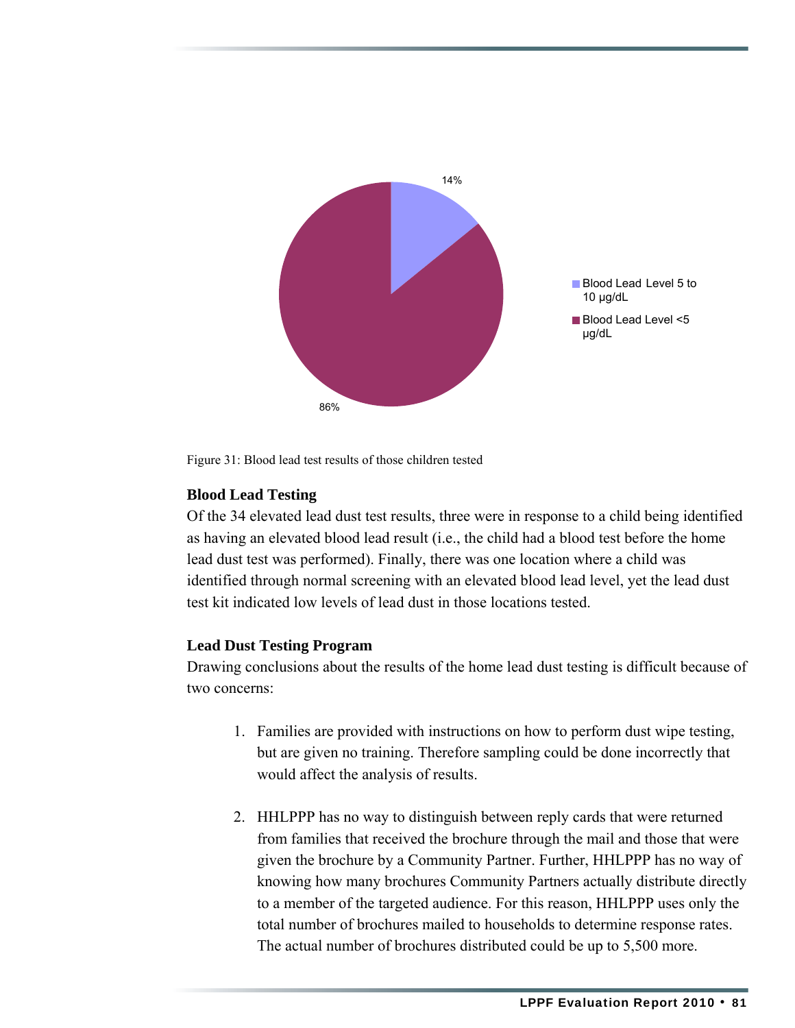Figure 31: Blood lead test results of those children tested

**Blood Lead Testing**

Of the 34 elevated lead dust test results, three were in response to a child being identified as having an elevated blood lead result (i.e., the child had a blood test before the home lead dust test was performed). Finally, there was one location where a child was identified through normal screening with an elevated blood lead level, yet the lead dust test kit indicated low levels of lead dust in those locations tested.

**Lead Dust Testing Program**

Drawing conclusions about the results of the home lead dust testing is difficult because of two concerns:

1. Families are provided with instructions on how to perform dust wipe testing, but are given no training. Therefore sampling could be done incorrectly that would affect the analysis of results.

2. HHLPPP has no way to distinguish between reply cards that were returned from families that received the brochure through the mail and those that were given the brochure by a Community Partner. Further, HHLPPP has no way of knowing how many brochures Community Partners actually distribute directly to a member of the targeted audience. For this reason, HHLPPP uses only the total number of brochures mailed to households to determine response rates. The actual number of brochures distributed could be up to 5,500 more.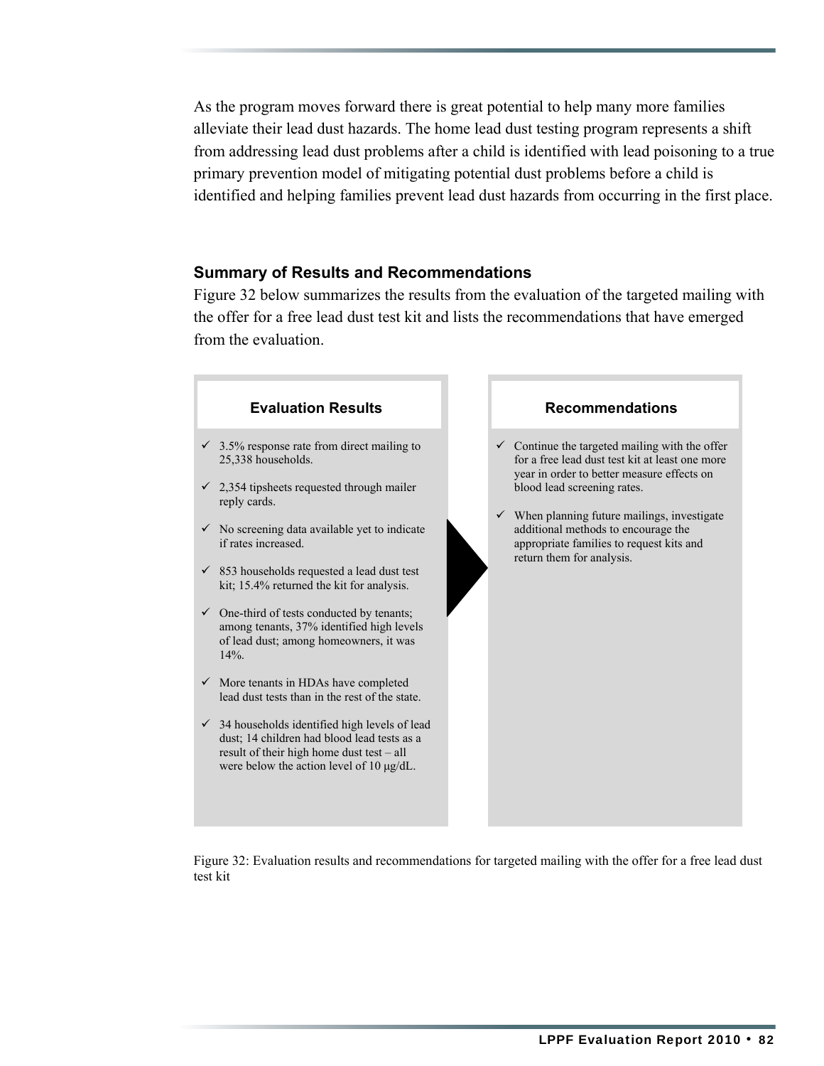As the program moves forward there is great potential to help many more families alleviate their lead dust hazards. The home lead dust testing program represents a shift from addressing lead dust problems after a child is identified with lead poisoning to a true primary prevention model of mitigating potential dust problems before a child is identified and helping families prevent lead dust hazards from occurring in the first place.

### Summary of Results and Recommendations

Figure 32 below summarizes the results from the evaluation of the targeted mailing with the offer for a free lead dust test kit and lists the recommendations that have emerged from the evaluation.

**Evaluation Results**

- ✓ 3.5% response rate from direct mailing to 25,338 households.
- ✓ 2,354 tipsheets requested through mailer reply cards.
- ✓ No screening data available yet to indicate if rates increased.
- ✓ 853 households requested a lead dust test kit; 15.4% returned the kit for analysis.
- ✓ One-third of tests conducted by tenants; among tenants, 37% identified high levels of lead dust; among homeowners, it was 14%.
- ✓ More tenants in HDAs have completed lead dust tests than in the rest of the state.
- ✓ 34 households identified high levels of lead dust; 14 children had blood lead tests as a result of their high home dust test – all were below the action level of 10 μg/dL.

**Recommendations**

- ✓ Continue the targeted mailing with the offer for a free lead dust test kit at least one more year in order to better measure effects on blood lead screening rates.
- ✓ When planning future mailings, investigate additional methods to encourage the appropriate families to request kits and return them for analysis.

Figure 32: Evaluation results and recommendations for targeted mailing with the offer for a free lead dust test kit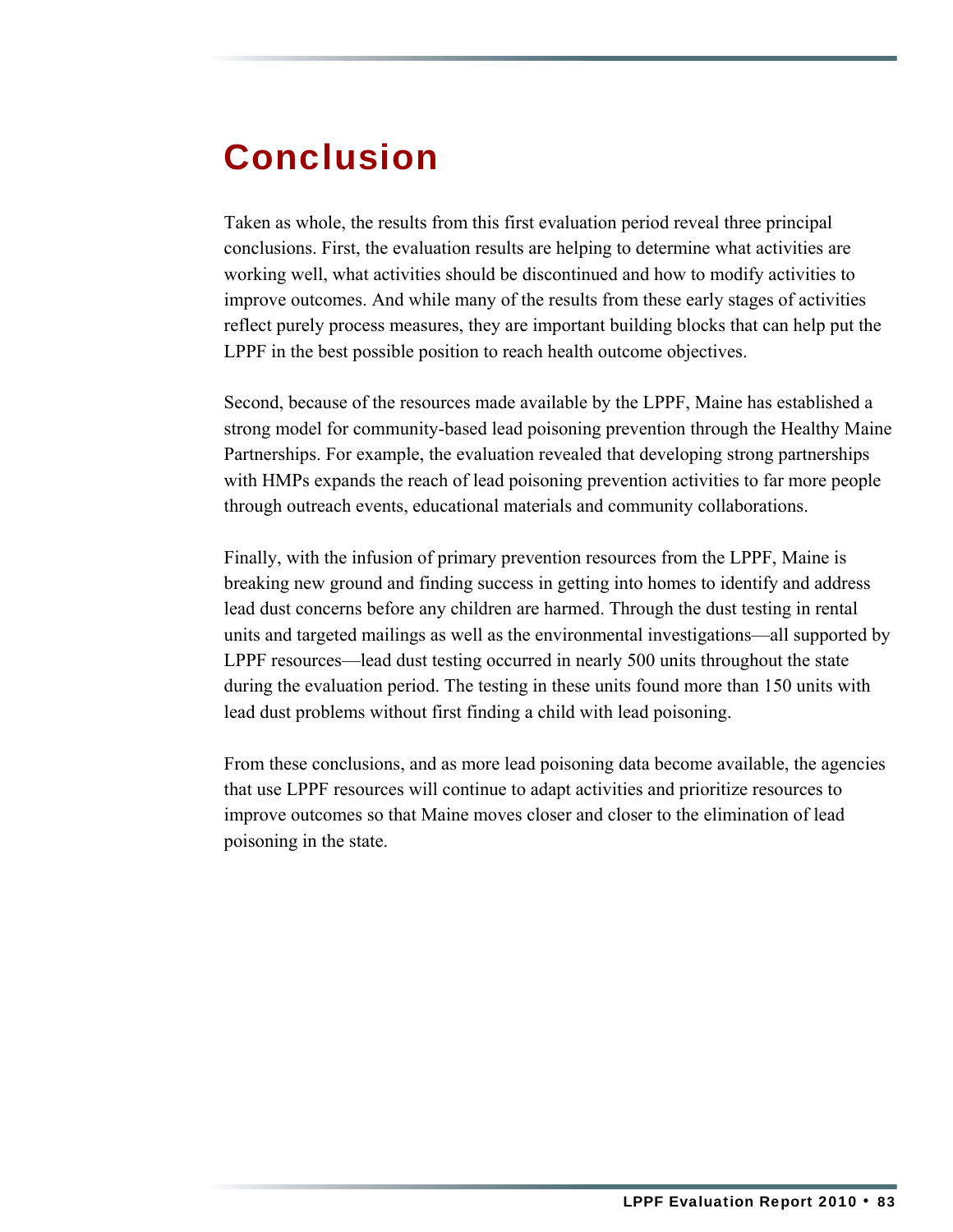# Conclusion

Taken as whole, the results from this first evaluation period reveal three principal conclusions. First, the evaluation results are helping to determine what activities are working well, what activities should be discontinued and how to modify activities to improve outcomes. And while many of the results from these early stages of activities reflect purely process measures, they are important building blocks that can help put the LPPF in the best possible position to reach health outcome objectives.

Second, because of the resources made available by the LPPF, Maine has established a strong model for community-based lead poisoning prevention through the Healthy Maine Partnerships. For example, the evaluation revealed that developing strong partnerships with HMPs expands the reach of lead poisoning prevention activities to far more people through outreach events, educational materials and community collaborations.

Finally, with the infusion of primary prevention resources from the LPPF, Maine is breaking new ground and finding success in getting into homes to identify and address lead dust concerns before any children are harmed. Through the dust testing in rental units and targeted mailings as well as the environmental investigations—all supported by LPPF resources—lead dust testing occurred in nearly 500 units throughout the state during the evaluation period. The testing in these units found more than 150 units with lead dust problems without first finding a child with lead poisoning.

From these conclusions, and as more lead poisoning data become available, the agencies that use LPPF resources will continue to adapt activities and prioritize resources to improve outcomes so that Maine moves closer and closer to the elimination of lead poisoning in the state.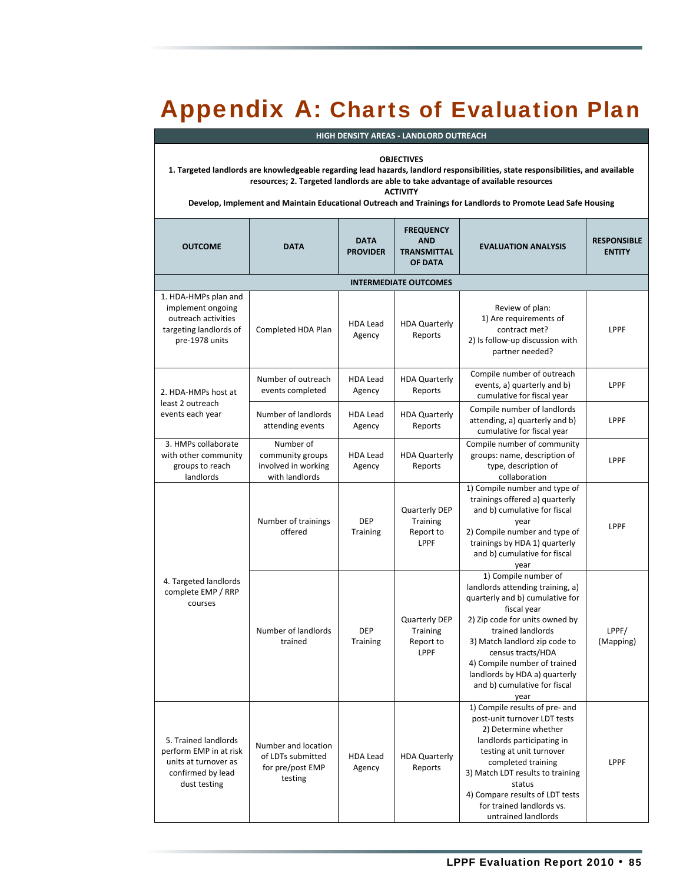# Appendix A: Charts of Evaluation Plan

**HIGH DENSITY AREAS - LANDLORD OUTREACH**

**OBJECTIVES**

**1. Targeted landlords are knowledgeable regarding lead hazards, landlord responsibilities, state responsibilities, and available resources; 2. Targeted landlords are able to take advantage of available resources**

**ACTIVITY**

**Develop, Implement and Maintain Educational Outreach and Trainings for Landlords to Promote Lead Safe Housing**

| OUTCOME | DATA | DATA PROVIDER | FREQUENCY AND TRANSMITTAL OF DATA | EVALUATION ANALYSIS | RESPONSIBLE ENTITY |
|---|---|---|---|---|---|
| **INTERMEDIATE OUTCOMES** | | | | | |
| 1. HDA-HMPs plan and implement ongoing outreach activities targeting landlords of pre-1978 units | Completed HDA Plan | HDA Lead Agency | HDA Quarterly Reports | Review of plan: 1) Are requirements of contract met? 2) Is follow-up discussion with partner needed? | LPPF |
| 2. HDA-HMPs host at least 2 outreach events each year | Number of outreach events completed | HDA Lead Agency | HDA Quarterly Reports | Compile number of outreach events, a) quarterly and b) cumulative for fiscal year | LPPF |
| | Number of landlords attending events | HDA Lead Agency | HDA Quarterly Reports | Compile number of landlords attending, a) quarterly and b) cumulative for fiscal year | LPPF |
| 3. HMPs collaborate with other community groups to reach landlords | Number of community groups involved in working with landlords | HDA Lead Agency | HDA Quarterly Reports | Compile number of community groups: name, description of type, description of collaboration | LPPF |
| 4. Targeted landlords complete EMP / RRP courses | Number of trainings offered | DEP Training | Quarterly DEP Training Report to LPPF | 1) Compile number and type of trainings offered a) quarterly and b) cumulative for fiscal year 2) Compile number and type of trainings by HDA 1) quarterly and b) cumulative for fiscal year | LPPF |
| | Number of landlords trained | DEP Training | Quarterly DEP Training Report to LPPF | 1) Compile number of landlords attending training, a) quarterly and b) cumulative for fiscal year 2) Zip code for units owned by trained landlords 3) Match landlord zip code to census tracts/HDA 4) Compile number of trained landlords by HDA a) quarterly and b) cumulative for fiscal year | LPPF/ (Mapping) |
| 5. Trained landlords perform EMP in at risk units at turnover as confirmed by lead dust testing | Number and location of LDTs submitted for pre/post EMP testing | HDA Lead Agency | HDA Quarterly Reports | 1) Compile results of pre- and post-unit turnover LDT tests 2) Determine whether landlords participating in testing at unit turnover completed training 3) Match LDT results to training status 4) Compare results of LDT tests for trained landlords vs. untrained landlords | LPPF |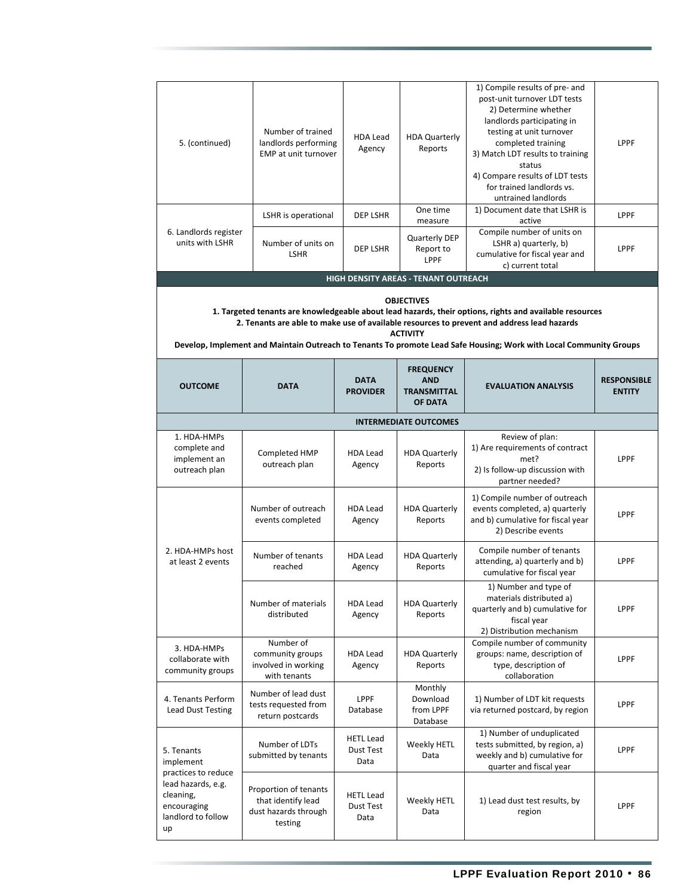| | | | | | |
|---|---|---|---|---|---|
| 5. (continued) | Number of trained landlords performing EMP at unit turnover | HDA Lead Agency | HDA Quarterly Reports | 1) Compile results of pre- and post-unit turnover LDT tests<br>2) Determine whether landlords participating in testing at unit turnover completed training<br>3) Match LDT results to training status<br>4) Compare results of LDT tests for trained landlords vs. untrained landlords | LPPF |
| 6. Landlords register units with LSHR | LSHR is operational | DEP LSHR | One time measure | 1) Document date that LSHR is active | LPPF |
| | Number of units on LSHR | DEP LSHR | Quarterly DEP Report to LPPF | Compile number of units on LSHR a) quarterly, b) cumulative for fiscal year and c) current total | LPPF |

**HIGH DENSITY AREAS - TENANT OUTREACH**

**OBJECTIVES**

**1. Targeted tenants are knowledgeable about lead hazards, their options, rights and available resources**

**2. Tenants are able to make use of available resources to prevent and address lead hazards**

**ACTIVITY**

**Develop, Implement and Maintain Outreach to Tenants To promote Lead Safe Housing; Work with Local Community Groups**

| OUTCOME | DATA | DATA PROVIDER | FREQUENCY AND TRANSMITTAL OF DATA | EVALUATION ANALYSIS | RESPONSIBLE ENTITY |
|---|---|---|---|---|---|
| **INTERMEDIATE OUTCOMES** | | | | | |
| 1. HDA-HMPs complete and implement an outreach plan | Completed HMP outreach plan | HDA Lead Agency | HDA Quarterly Reports | Review of plan:<br>1) Are requirements of contract met?<br>2) Is follow-up discussion with partner needed? | LPPF |
| 2. HDA-HMPs host at least 2 events | Number of outreach events completed | HDA Lead Agency | HDA Quarterly Reports | 1) Compile number of outreach events completed, a) quarterly and b) cumulative for fiscal year<br>2) Describe events | LPPF |
| | Number of tenants reached | HDA Lead Agency | HDA Quarterly Reports | Compile number of tenants attending, a) quarterly and b) cumulative for fiscal year | LPPF |
| | Number of materials distributed | HDA Lead Agency | HDA Quarterly Reports | 1) Number and type of materials distributed a) quarterly and b) cumulative for fiscal year<br>2) Distribution mechanism | LPPF |
| 3. HDA-HMPs collaborate with community groups | Number of community groups involved in working with tenants | HDA Lead Agency | HDA Quarterly Reports | Compile number of community groups: name, description of type, description of collaboration | LPPF |
| 4. Tenants Perform Lead Dust Testing | Number of lead dust tests requested from return postcards | LPPF Database | Monthly Download from LPPF Database | 1) Number of LDT kit requests via returned postcard, by region | LPPF |
| 5. Tenants implement practices to reduce lead hazards, e.g. cleaning, encouraging landlord to follow up | Number of LDTs submitted by tenants | HETL Lead Dust Test Data | Weekly HETL Data | 1) Number of unduplicated tests submitted, by region, a) weekly and b) cumulative for quarter and fiscal year | LPPF |
| | Proportion of tenants that identify lead dust hazards through testing | HETL Lead Dust Test Data | Weekly HETL Data | 1) Lead dust test results, by region | LPPF |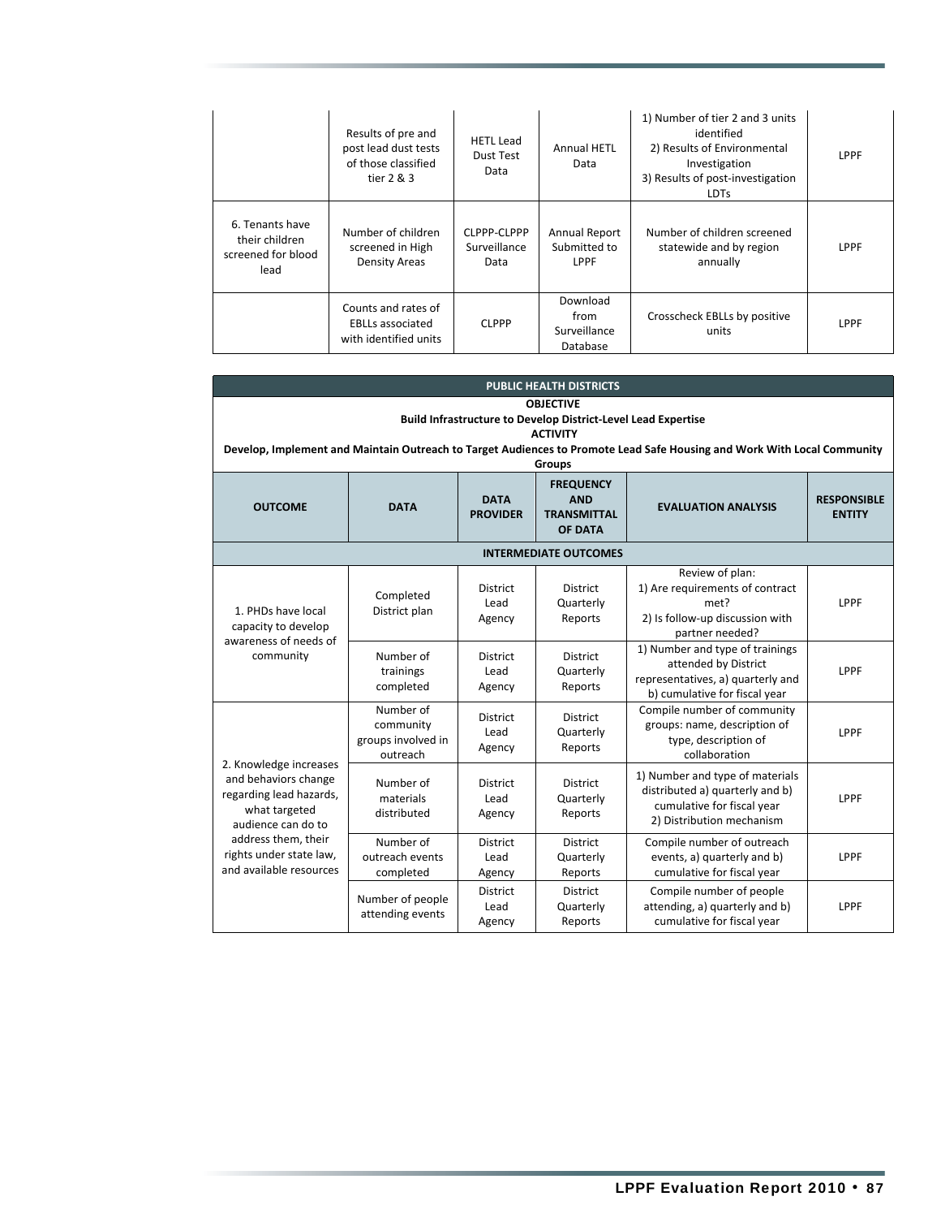| | Results of pre and post lead dust tests of those classified tier 2 & 3 | HETL Lead Dust Test Data | Annual HETL Data | 1) Number of tier 2 and 3 units identified<br>2) Results of Environmental Investigation<br>3) Results of post-investigation LDTs | LPPF |
|---|---|---|---|---|---|
| 6. Tenants have their children screened for blood lead | Number of children screened in High Density Areas | CLPPP-CLPPP Surveillance Data | Annual Report Submitted to LPPF | Number of children screened statewide and by region annually | LPPF |
| | Counts and rates of EBLLs associated with identified units | CLPPP | Download from Surveillance Database | Crosscheck EBLLs by positive units | LPPF |

| PUBLIC HEALTH DISTRICTS | | | | | |
|---|---|---|---|---|---|
| **OBJECTIVE**<br>**Build Infrastructure to Develop District-Level Lead Expertise**<br>**ACTIVITY**<br>**Develop, Implement and Maintain Outreach to Target Audiences to Promote Lead Safe Housing and Work With Local Community Groups** | | | | | |
| **OUTCOME** | **DATA** | **DATA PROVIDER** | **FREQUENCY AND TRANSMITTAL OF DATA** | **EVALUATION ANALYSIS** | **RESPONSIBLE ENTITY** |
| **INTERMEDIATE OUTCOMES** | | | | | |
| 1. PHDs have local capacity to develop awareness of needs of community | Completed District plan | District Lead Agency | District Quarterly Reports | Review of plan:<br>1) Are requirements of contract met?<br>2) Is follow-up discussion with partner needed? | LPPF |
| | Number of trainings completed | District Lead Agency | District Quarterly Reports | 1) Number and type of trainings attended by District representatives, a) quarterly and b) cumulative for fiscal year | LPPF |
| 2. Knowledge increases and behaviors change regarding lead hazards, what targeted audience can do to address them, their rights under state law, and available resources | Number of community groups involved in outreach | District Lead Agency | District Quarterly Reports | Compile number of community groups: name, description of type, description of collaboration | LPPF |
| | Number of materials distributed | District Lead Agency | District Quarterly Reports | 1) Number and type of materials distributed a) quarterly and b) cumulative for fiscal year<br>2) Distribution mechanism | LPPF |
| | Number of outreach events completed | District Lead Agency | District Quarterly Reports | Compile number of outreach events, a) quarterly and b) cumulative for fiscal year | LPPF |
| | Number of people attending events | District Lead Agency | District Quarterly Reports | Compile number of people attending, a) quarterly and b) cumulative for fiscal year | LPPF |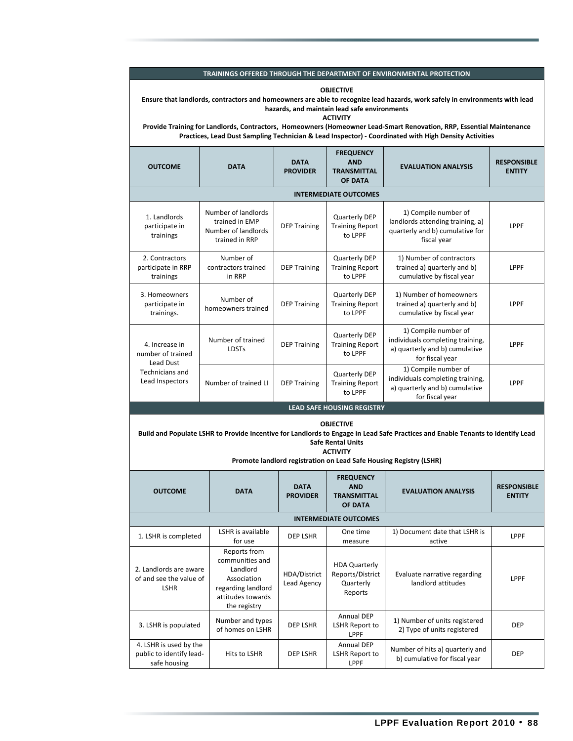| TRAININGS OFFERED THROUGH THE DEPARTMENT OF ENVIRONMENTAL PROTECTION | | | | | |
|---|---|---|---|---|---|
| **OBJECTIVE** Ensure that landlords, contractors and homeowners are able to recognize lead hazards, work safely in environments with lead hazards, and maintain lead safe environments **ACTIVITY** Provide Training for Landlords, Contractors, Homeowners (Homeowner Lead-Smart Renovation, RRP, Essential Maintenance Practices, Lead Dust Sampling Technician & Lead Inspector) - Coordinated with High Density Activities | | | | | |
| **OUTCOME** | **DATA** | **DATA PROVIDER** | **FREQUENCY AND TRANSMITTAL OF DATA** | **EVALUATION ANALYSIS** | **RESPONSIBLE ENTITY** |
| **INTERMEDIATE OUTCOMES** | | | | | |
| 1. Landlords participate in trainings | Number of landlords trained in EMP Number of landlords trained in RRP | DEP Training | Quarterly DEP Training Report to LPPF | 1) Compile number of landlords attending training, a) quarterly and b) cumulative for fiscal year | LPPF |
| 2. Contractors participate in RRP trainings | Number of contractors trained in RRP | DEP Training | Quarterly DEP Training Report to LPPF | 1) Number of contractors trained a) quarterly and b) cumulative by fiscal year | LPPF |
| 3. Homeowners participate in trainings. | Number of homeowners trained | DEP Training | Quarterly DEP Training Report to LPPF | 1) Number of homeowners trained a) quarterly and b) cumulative by fiscal year | LPPF |
| 4. Increase in number of trained Lead Dust Technicians and Lead Inspectors | Number of trained LDSTs | DEP Training | Quarterly DEP Training Report to LPPF | 1) Compile number of individuals completing training, a) quarterly and b) cumulative for fiscal year | LPPF |
| | Number of trained LI | DEP Training | Quarterly DEP Training Report to LPPF | 1) Compile number of individuals completing training, a) quarterly and b) cumulative for fiscal year | LPPF |

| LEAD SAFE HOUSING REGISTRY | | | | | |
|---|---|---|---|---|---|
| **OBJECTIVE** Build and Populate LSHR to Provide Incentive for Landlords to Engage in Lead Safe Practices and Enable Tenants to Identify Lead Safe Rental Units **ACTIVITY** Promote landlord registration on Lead Safe Housing Registry (LSHR) | | | | | |
| **OUTCOME** | **DATA** | **DATA PROVIDER** | **FREQUENCY AND TRANSMITTAL OF DATA** | **EVALUATION ANALYSIS** | **RESPONSIBLE ENTITY** |
| **INTERMEDIATE OUTCOMES** | | | | | |
| 1. LSHR is completed | LSHR is available for use | DEP LSHR | One time measure | 1) Document date that LSHR is active | LPPF |
| 2. Landlords are aware of and see the value of LSHR | Reports from communities and Landlord Association regarding landlord attitudes towards the registry | HDA/District Lead Agency | HDA Quarterly Reports/District Quarterly Reports | Evaluate narrative regarding landlord attitudes | LPPF |
| 3. LSHR is populated | Number and types of homes on LSHR | DEP LSHR | Annual DEP LSHR Report to LPPF | 1) Number of units registered 2) Type of units registered | DEP |
| 4. LSHR is used by the public to identify lead-safe housing | Hits to LSHR | DEP LSHR | Annual DEP LSHR Report to LPPF | Number of hits a) quarterly and b) cumulative for fiscal year | DEP |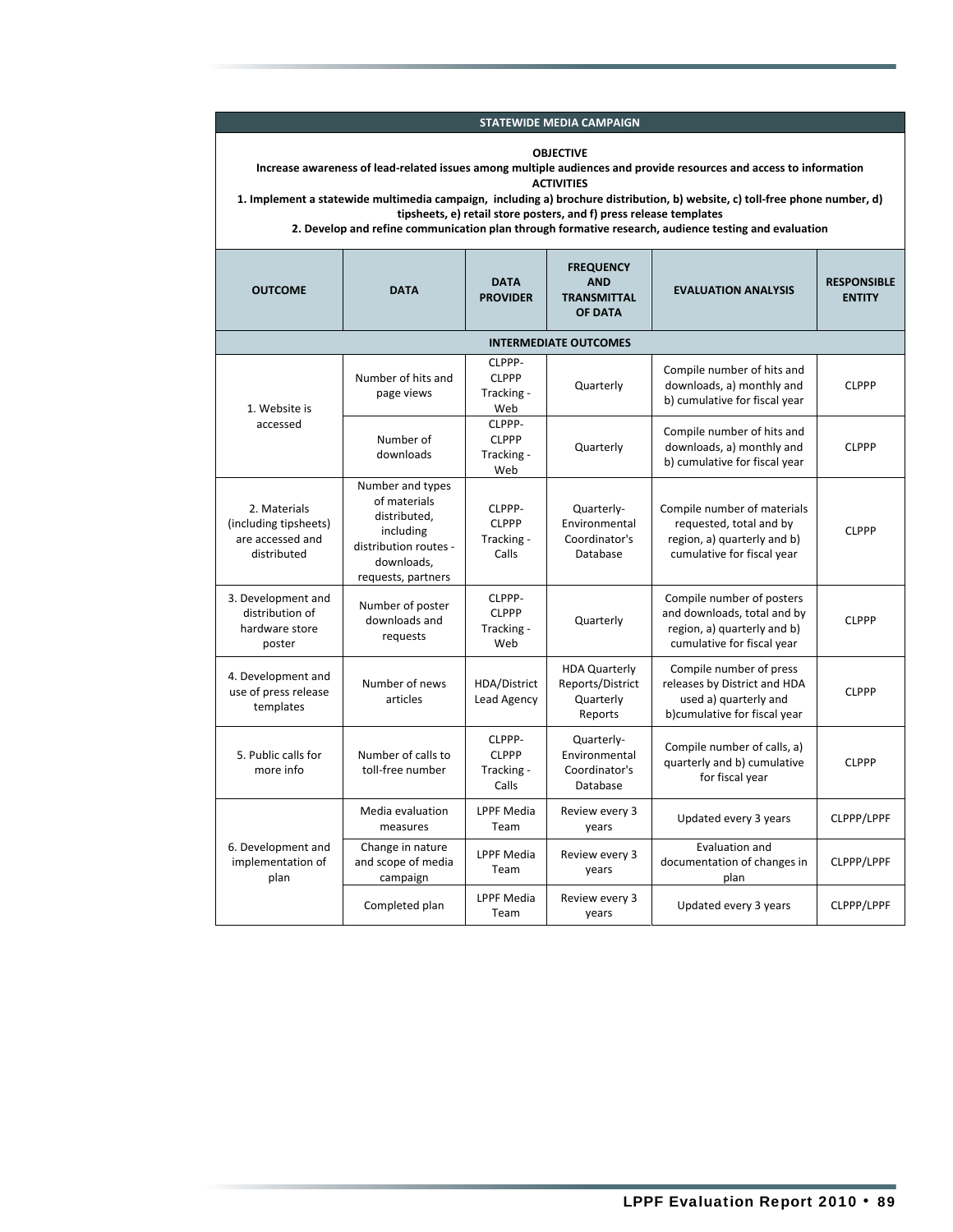**STATEWIDE MEDIA CAMPAIGN**

**OBJECTIVE**

**Increase awareness of lead-related issues among multiple audiences and provide resources and access to information**

**ACTIVITIES**

**1. Implement a statewide multimedia campaign, including a) brochure distribution, b) website, c) toll-free phone number, d) tipsheets, e) retail store posters, and f) press release templates**

**2. Develop and refine communication plan through formative research, audience testing and evaluation**

| OUTCOME | DATA | DATA PROVIDER | FREQUENCY AND TRANSMITTAL OF DATA | EVALUATION ANALYSIS | RESPONSIBLE ENTITY |
|---|---|---|---|---|---|
| **INTERMEDIATE OUTCOMES** | | | | | |
| 1. Website is accessed | Number of hits and page views | CLPPP-CLPPP Tracking - Web | Quarterly | Compile number of hits and downloads, a) monthly and b) cumulative for fiscal year | CLPPP |
| | Number of downloads | CLPPP-CLPPP Tracking - Web | Quarterly | Compile number of hits and downloads, a) monthly and b) cumulative for fiscal year | CLPPP |
| 2. Materials (including tipsheets) are accessed and distributed | Number and types of materials distributed, including distribution routes - downloads, requests, partners | CLPPP-CLPPP Tracking - Calls | Quarterly-Environmental Coordinator's Database | Compile number of materials requested, total and by region, a) quarterly and b) cumulative for fiscal year | CLPPP |
| 3. Development and distribution of hardware store poster | Number of poster downloads and requests | CLPPP-CLPPP Tracking - Web | Quarterly | Compile number of posters and downloads, total and by region, a) quarterly and b) cumulative for fiscal year | CLPPP |
| 4. Development and use of press release templates | Number of news articles | HDA/District Lead Agency | HDA Quarterly Reports/District Quarterly Reports | Compile number of press releases by District and HDA used a) quarterly and b)cumulative for fiscal year | CLPPP |
| 5. Public calls for more info | Number of calls to toll-free number | CLPPP-CLPPP Tracking - Calls | Quarterly-Environmental Coordinator's Database | Compile number of calls, a) quarterly and b) cumulative for fiscal year | CLPPP |
| 6. Development and implementation of plan | Media evaluation measures | LPPF Media Team | Review every 3 years | Updated every 3 years | CLPPP/LPPF |
| | Change in nature and scope of media campaign | LPPF Media Team | Review every 3 years | Evaluation and documentation of changes in plan | CLPPP/LPPF |
| | Completed plan | LPPF Media Team | Review every 3 years | Updated every 3 years | CLPPP/LPPF |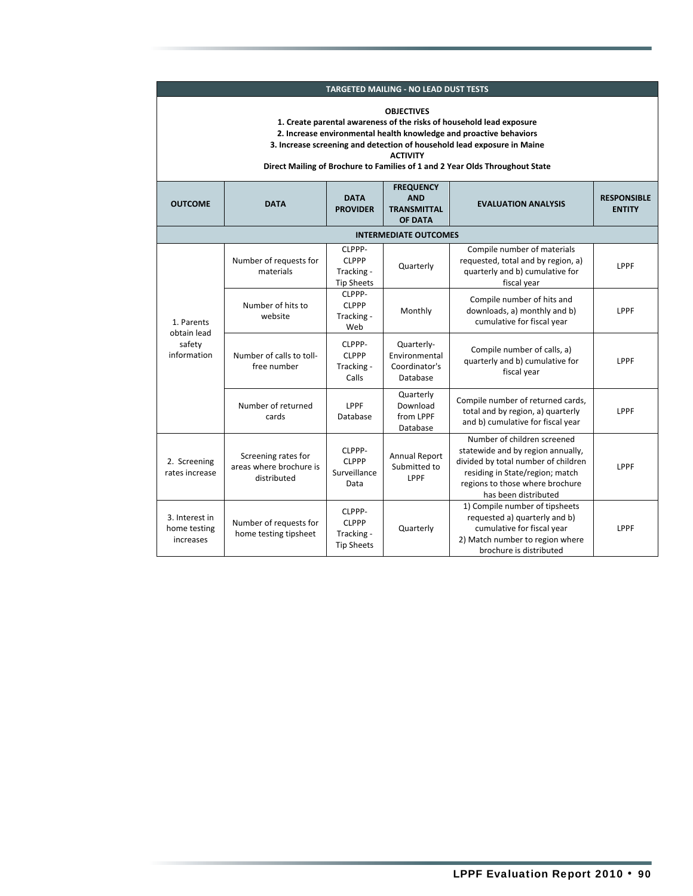| TARGETED MAILING - NO LEAD DUST TESTS | | | | | |
|---|---|---|---|---|---|
| **OBJECTIVES**<br>**1. Create parental awareness of the risks of household lead exposure**<br>**2. Increase environmental health knowledge and proactive behaviors**<br>**3. Increase screening and detection of household lead exposure in Maine**<br>**ACTIVITY**<br>**Direct Mailing of Brochure to Families of 1 and 2 Year Olds Throughout State** | | | | | |
| **OUTCOME** | **DATA** | **DATA PROVIDER** | **FREQUENCY AND TRANSMITTAL OF DATA** | **EVALUATION ANALYSIS** | **RESPONSIBLE ENTITY** |
| **INTERMEDIATE OUTCOMES** | | | | | |
| 1. Parents obtain lead safety information | Number of requests for materials | CLPPP- CLPPP Tracking - Tip Sheets | Quarterly | Compile number of materials requested, total and by region, a) quarterly and b) cumulative for fiscal year | LPPF |
| | Number of hits to website | CLPPP- CLPPP Tracking - Web | Monthly | Compile number of hits and downloads, a) monthly and b) cumulative for fiscal year | LPPF |
| | Number of calls to toll-free number | CLPPP- CLPPP Tracking - Calls | Quarterly- Environmental Coordinator's Database | Compile number of calls, a) quarterly and b) cumulative for fiscal year | LPPF |
| | Number of returned cards | LPPF Database | Quarterly Download from LPPF Database | Compile number of returned cards, total and by region, a) quarterly and b) cumulative for fiscal year | LPPF |
| 2. Screening rates increase | Screening rates for areas where brochure is distributed | CLPPP- CLPPP Surveillance Data | Annual Report Submitted to LPPF | Number of children screened statewide and by region annually, divided by total number of children residing in State/region; match regions to those where brochure has been distributed | LPPF |
| 3. Interest in home testing increases | Number of requests for home testing tipsheet | CLPPP- CLPPP Tracking - Tip Sheets | Quarterly | 1) Compile number of tipsheets requested a) quarterly and b) cumulative for fiscal year<br>2) Match number to region where brochure is distributed | LPPF |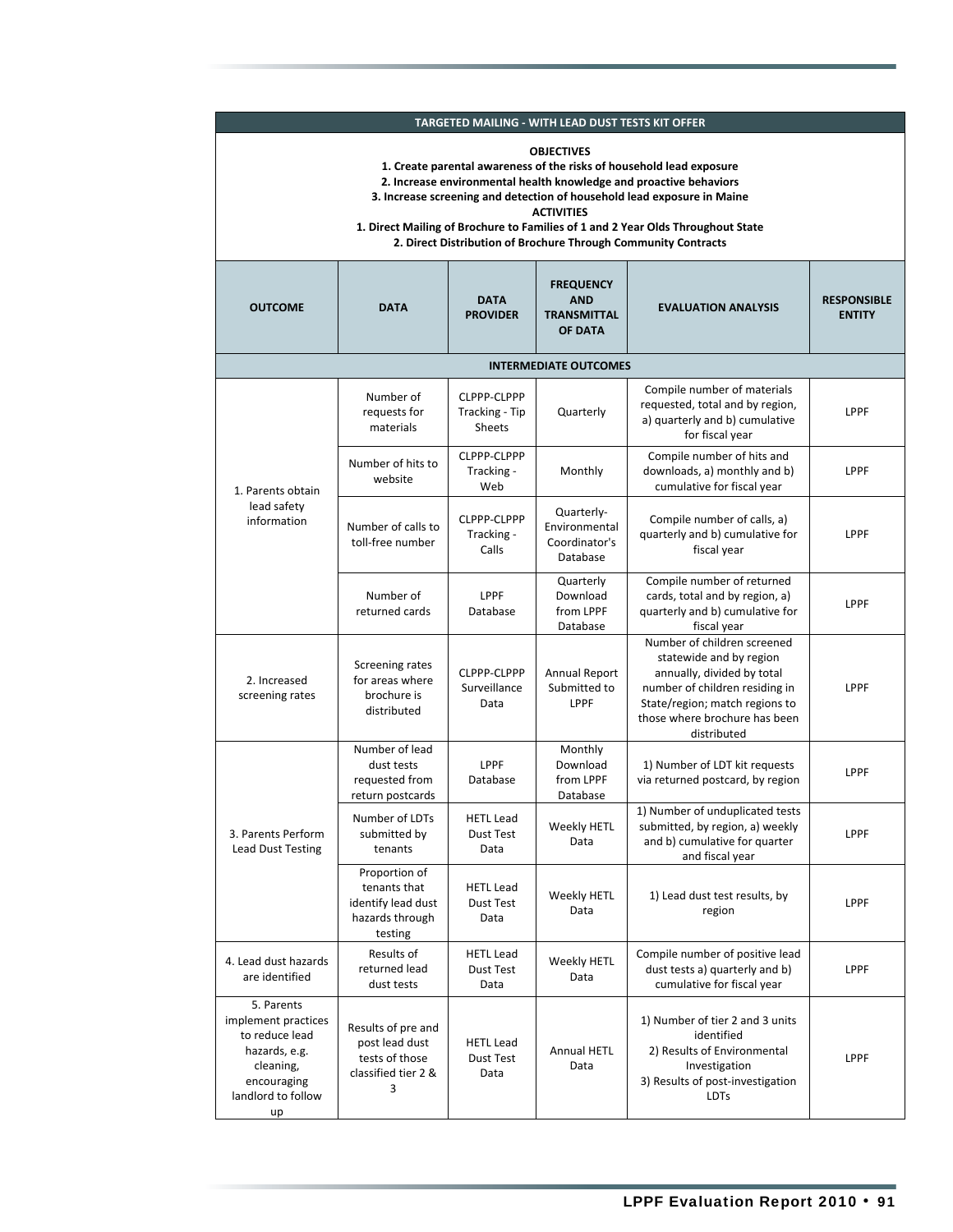| TARGETED MAILING - WITH LEAD DUST TESTS KIT OFFER | | | | | |
|---|---|---|---|---|---|
| **OBJECTIVES**<br>1. Create parental awareness of the risks of household lead exposure<br>2. Increase environmental health knowledge and proactive behaviors<br>3. Increase screening and detection of household lead exposure in Maine<br>**ACTIVITIES**<br>1. Direct Mailing of Brochure to Families of 1 and 2 Year Olds Throughout State<br>2. Direct Distribution of Brochure Through Community Contracts | | | | | |
| **OUTCOME** | **DATA** | **DATA PROVIDER** | **FREQUENCY AND TRANSMITTAL OF DATA** | **EVALUATION ANALYSIS** | **RESPONSIBLE ENTITY** |
| **INTERMEDIATE OUTCOMES** | | | | | |
| 1. Parents obtain lead safety information | Number of requests for materials | CLPPP-CLPPP Tracking - Tip Sheets | Quarterly | Compile number of materials requested, total and by region, a) quarterly and b) cumulative for fiscal year | LPPF |
| | Number of hits to website | CLPPP-CLPPP Tracking - Web | Monthly | Compile number of hits and downloads, a) monthly and b) cumulative for fiscal year | LPPF |
| | Number of calls to toll-free number | CLPPP-CLPPP Tracking - Calls | Quarterly-Environmental Coordinator's Database | Compile number of calls, a) quarterly and b) cumulative for fiscal year | LPPF |
| | Number of returned cards | LPPF Database | Quarterly Download from LPPF Database | Compile number of returned cards, total and by region, a) quarterly and b) cumulative for fiscal year | LPPF |
| 2. Increased screening rates | Screening rates for areas where brochure is distributed | CLPPP-CLPPP Surveillance Data | Annual Report Submitted to LPPF | Number of children screened statewide and by region annually, divided by total number of children residing in State/region; match regions to those where brochure has been distributed | LPPF |
| 3. Parents Perform Lead Dust Testing | Number of lead dust tests requested from return postcards | LPPF Database | Monthly Download from LPPF Database | 1) Number of LDT kit requests via returned postcard, by region | LPPF |
| | Number of LDTs submitted by tenants | HETL Lead Dust Test Data | Weekly HETL Data | 1) Number of unduplicated tests submitted, by region, a) weekly and b) cumulative for quarter and fiscal year | LPPF |
| | Proportion of tenants that identify lead dust hazards through testing | HETL Lead Dust Test Data | Weekly HETL Data | 1) Lead dust test results, by region | LPPF |
| 4. Lead dust hazards are identified | Results of returned lead dust tests | HETL Lead Dust Test Data | Weekly HETL Data | Compile number of positive lead dust tests a) quarterly and b) cumulative for fiscal year | LPPF |
| 5. Parents implement practices to reduce lead hazards, e.g. cleaning, encouraging landlord to follow up | Results of pre and post lead dust tests of those classified tier 2 & 3 | HETL Lead Dust Test Data | Annual HETL Data | 1) Number of tier 2 and 3 units identified<br>2) Results of Environmental Investigation<br>3) Results of post-investigation LDTs | LPPF |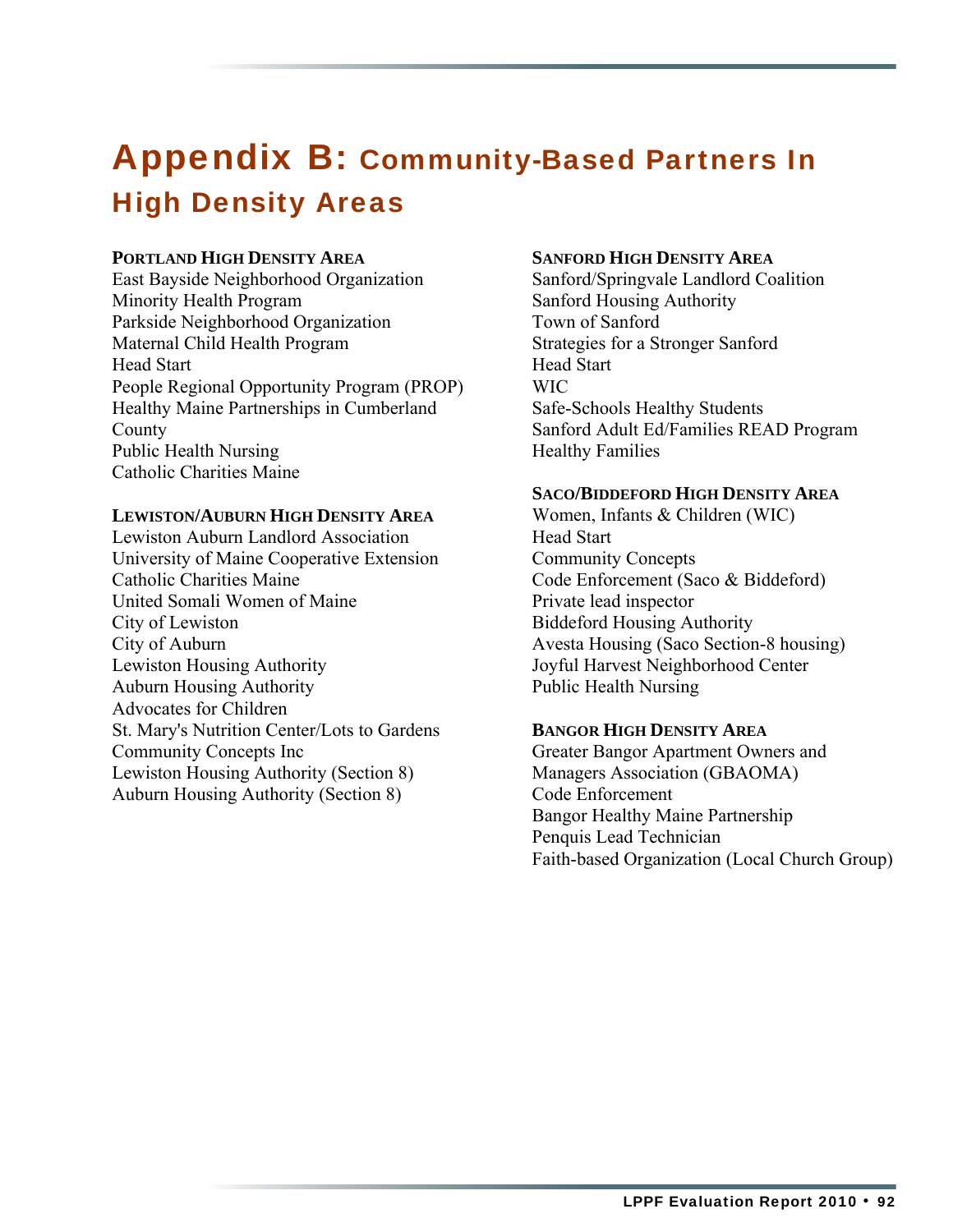# Appendix B: Community-Based Partners In High Density Areas

**Portland High Density Area**

East Bayside Neighborhood Organization
Minority Health Program
Parkside Neighborhood Organization
Maternal Child Health Program
Head Start
People Regional Opportunity Program (PROP)
Healthy Maine Partnerships in Cumberland County
Public Health Nursing
Catholic Charities Maine

**Lewiston/Auburn High Density Area**

Lewiston Auburn Landlord Association
University of Maine Cooperative Extension
Catholic Charities Maine
United Somali Women of Maine
City of Lewiston
City of Auburn
Lewiston Housing Authority
Auburn Housing Authority
Advocates for Children
St. Mary's Nutrition Center/Lots to Gardens
Community Concepts Inc
Lewiston Housing Authority (Section 8)
Auburn Housing Authority (Section 8)

**Sanford High Density Area**

Sanford/Springvale Landlord Coalition
Sanford Housing Authority
Town of Sanford
Strategies for a Stronger Sanford
Head Start
WIC
Safe-Schools Healthy Students
Sanford Adult Ed/Families READ Program
Healthy Families

**Saco/Biddeford High Density Area**

Women, Infants & Children (WIC)
Head Start
Community Concepts
Code Enforcement (Saco & Biddeford)
Private lead inspector
Biddeford Housing Authority
Avesta Housing (Saco Section-8 housing)
Joyful Harvest Neighborhood Center
Public Health Nursing

**Bangor High Density Area**

Greater Bangor Apartment Owners and Managers Association (GBAOMA)
Code Enforcement
Bangor Healthy Maine Partnership
Penquis Lead Technician
Faith-based Organization (Local Church Group)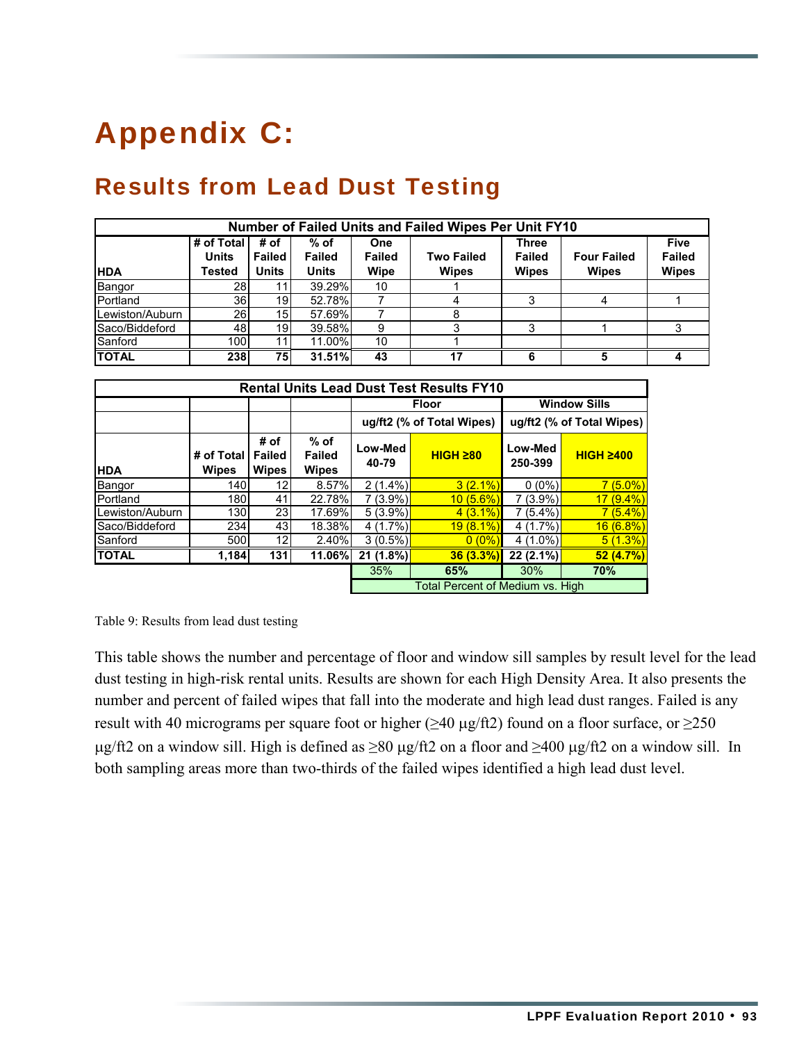# Appendix C:

## Results from Lead Dust Testing

| Number of Failed Units and Failed Wipes Per Unit FY10 | | | | | | | | |
|---|---|---|---|---|---|---|---|---|
| **HDA** | **# of Total Units Tested** | **# of Failed Units** | **% of Failed Units** | **One Failed Wipe** | **Two Failed Wipes** | **Three Failed Wipes** | **Four Failed Wipes** | **Five Failed Wipes** |
| Bangor | 28 | 11 | 39.29% | 10 | 1 | | | |
| Portland | 36 | 19 | 52.78% | 7 | 4 | 3 | 4 | 1 |
| Lewiston/Auburn | 26 | 15 | 57.69% | 7 | 8 | | | |
| Saco/Biddeford | 48 | 19 | 39.58% | 9 | 3 | 3 | 1 | 3 |
| Sanford | 100 | 11 | 11.00% | 10 | 1 | | | |
| **TOTAL** | **238** | **75** | **31.51%** | **43** | **17** | **6** | **5** | **4** |

| Rental Units Lead Dust Test Results FY10 | | | | | | | |
|---|---|---|---|---|---|---|---|
| | | | | **Floor** | | **Window Sills** | |
| | | | | **ug/ft2 (% of Total Wipes)** | | **ug/ft2 (% of Total Wipes)** | |
| **HDA** | **# of Total Wipes** | **# of Failed Wipes** | **% of Failed Wipes** | **Low-Med 40-79** | **HIGH ≥80** | **Low-Med 250-399** | **HIGH ≥400** |
| Bangor | 140 | 12 | 8.57% | 2 (1.4%) | 3 (2.1%) | 0 (0%) | 7 (5.0%) |
| Portland | 180 | 41 | 22.78% | 7 (3.9%) | 10 (5.6%) | 7 (3.9%) | 17 (9.4%) |
| Lewiston/Auburn | 130 | 23 | 17.69% | 5 (3.9%) | 4 (3.1%) | 7 (5.4%) | 7 (5.4%) |
| Saco/Biddeford | 234 | 43 | 18.38% | 4 (1.7%) | 19 (8.1%) | 4 (1.7%) | 16 (6.8%) |
| Sanford | 500 | 12 | 2.40% | 3 (0.5%) | 0 (0%) | 4 (1.0%) | 5 (1.3%) |
| **TOTAL** | **1,184** | **131** | **11.06%** | **21 (1.8%)** | **36 (3.3%)** | **22 (2.1%)** | **52 (4.7%)** |
| | | | | 35% | **65%** | 30% | **70%** |
| | | | | Total Percent of Medium vs. High | | | |

Table 9: Results from lead dust testing

This table shows the number and percentage of floor and window sill samples by result level for the lead dust testing in high-risk rental units. Results are shown for each High Density Area. It also presents the number and percent of failed wipes that fall into the moderate and high lead dust ranges. Failed is any result with 40 micrograms per square foot or higher (≥40 µg/ft2) found on a floor surface, or ≥250 µg/ft2 on a window sill. High is defined as ≥80 µg/ft2 on a floor and ≥400 µg/ft2 on a window sill. In both sampling areas more than two-thirds of the failed wipes identified a high lead dust level.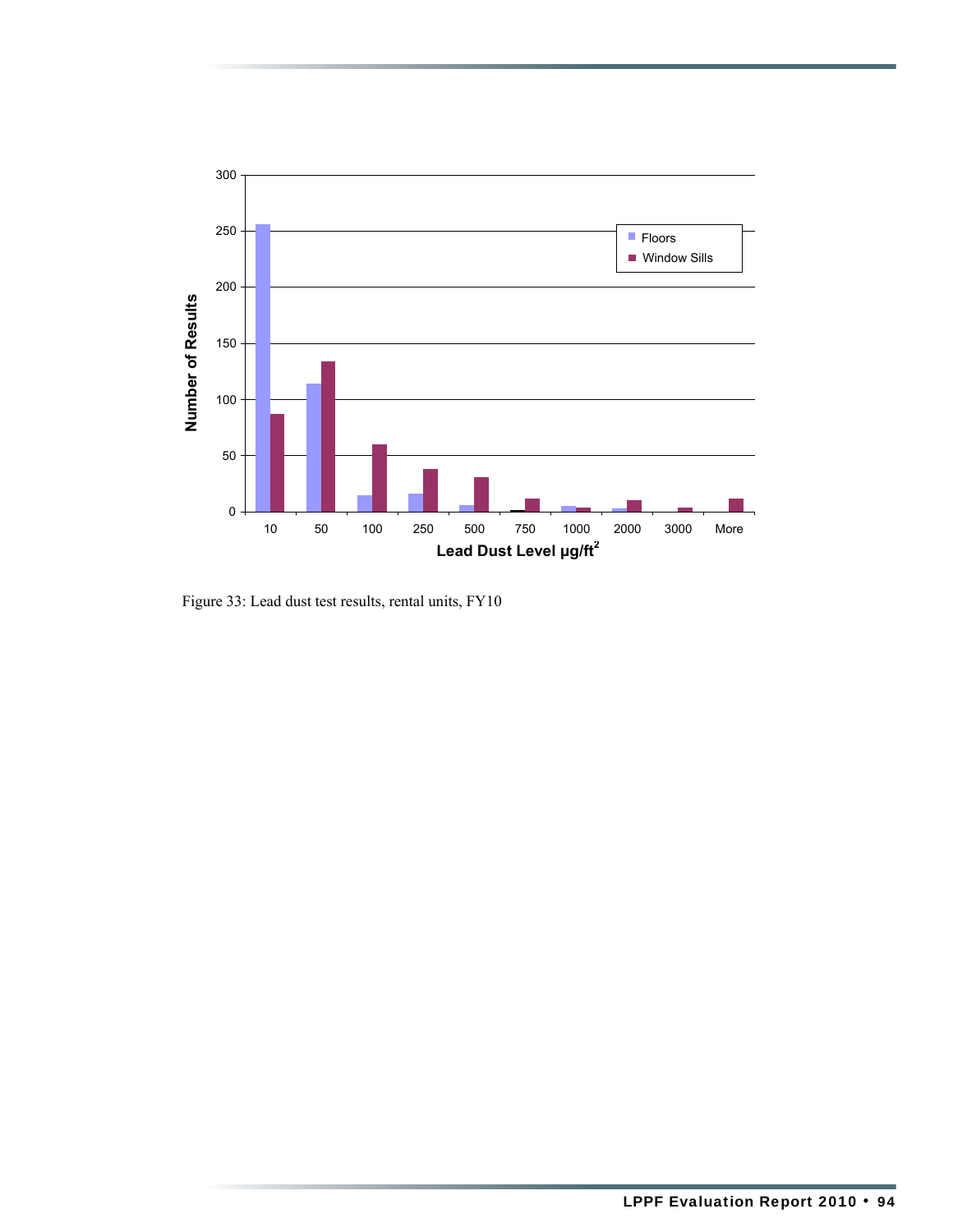Figure 33: Lead dust test results, rental units, FY10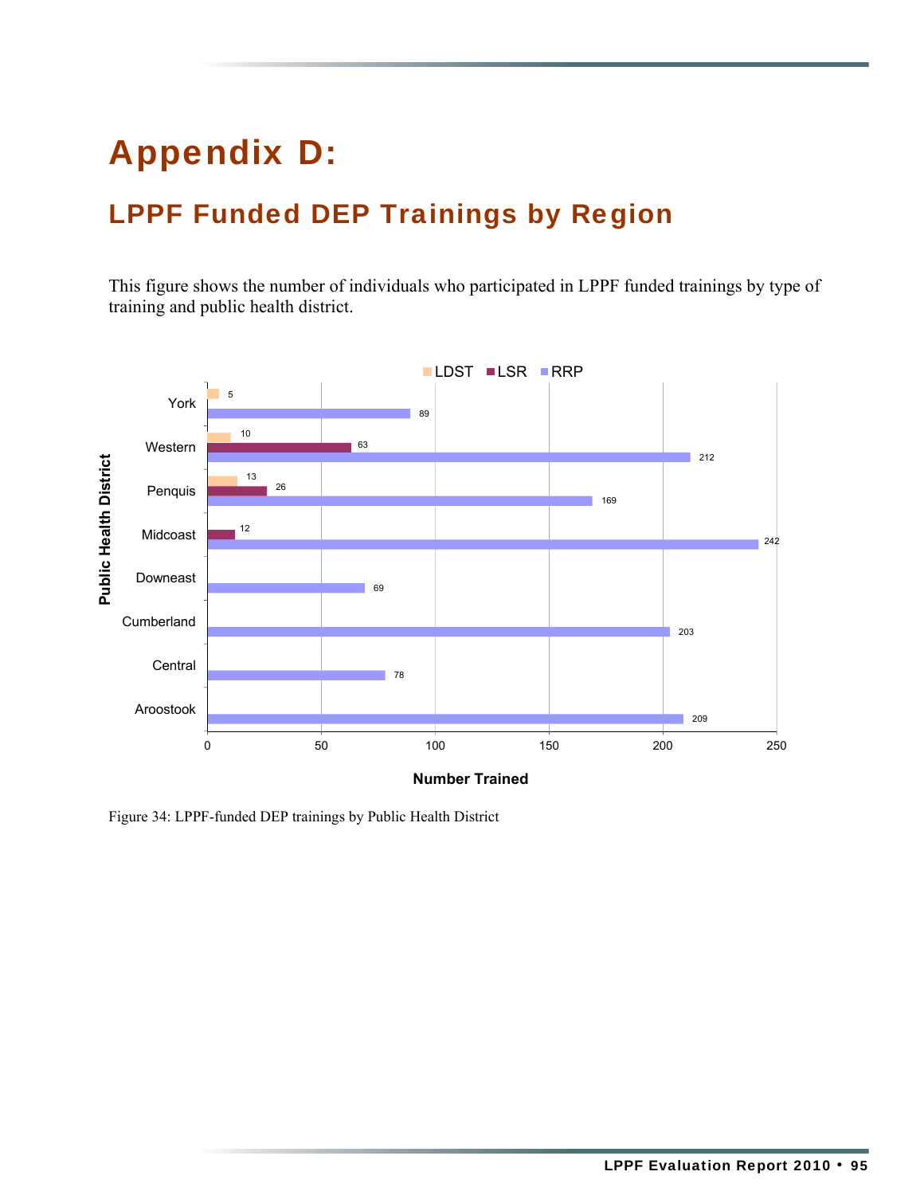# Appendix D:

## LPPF Funded DEP Trainings by Region

This figure shows the number of individuals who participated in LPPF funded trainings by type of training and public health district.

| Public Health District | LDST | LSR | RRP |
|---|---|---|---|
| York | 5 | | 89 |
| Western | 10 | 63 | 212 |
| Penquis | 13 | 26 | 169 |
| Midcoast | | 12 | 242 |
| Downeast | | | 69 |
| Cumberland | | | 203 |
| Central | | | 78 |
| Aroostook | | | 209 |

Figure 34: LPPF-funded DEP trainings by Public Health District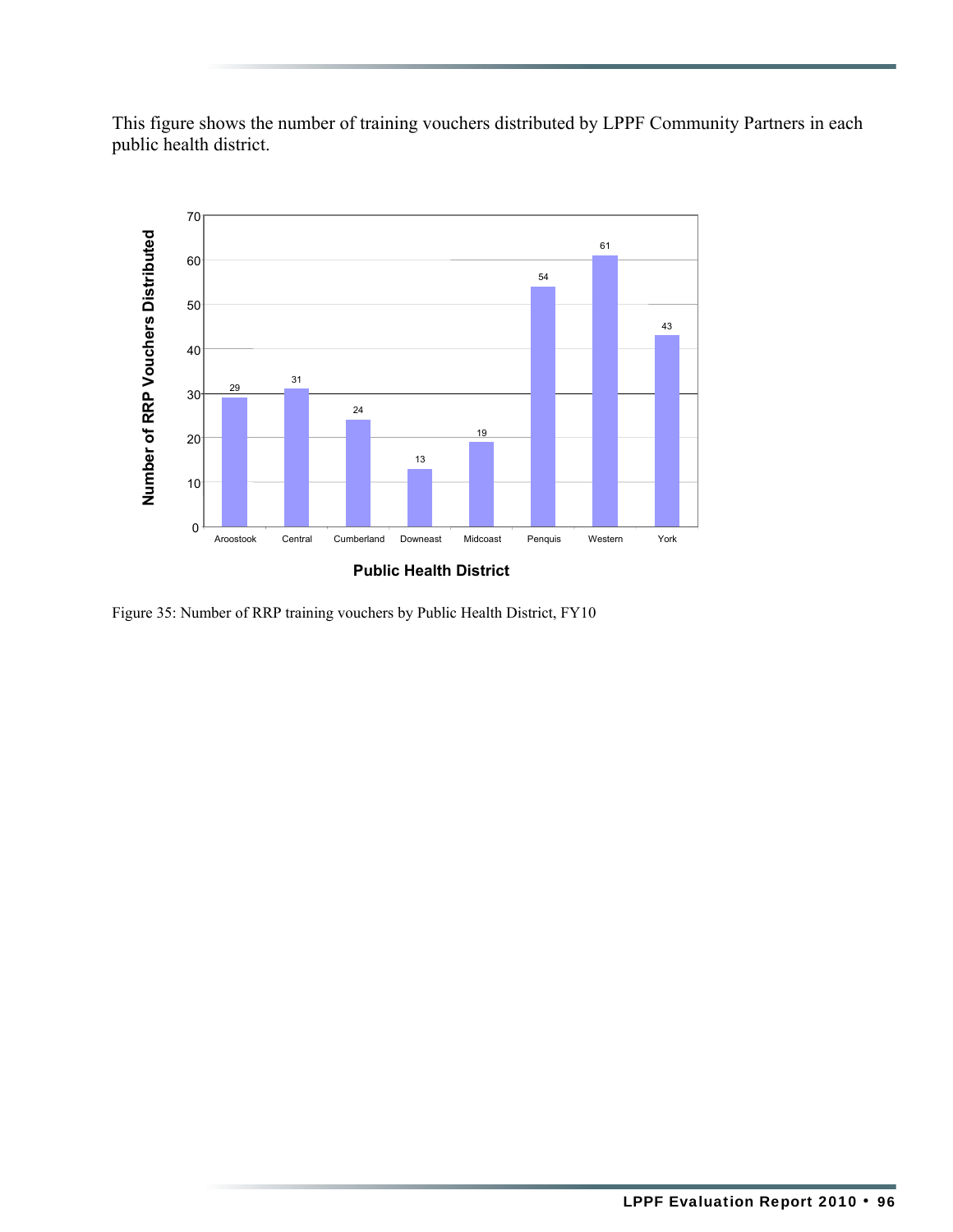This figure shows the number of training vouchers distributed by LPPF Community Partners in each public health district.

Number of RRP Vouchers Distributed

0
10
20
30
40
50
60
70

29
31
24
13
19
54
61
43

Aroostook
Central
Cumberland
Downeast
Midcoast
Penquis
Western
York

Public Health District

Figure 35: Number of RRP training vouchers by Public Health District, FY10